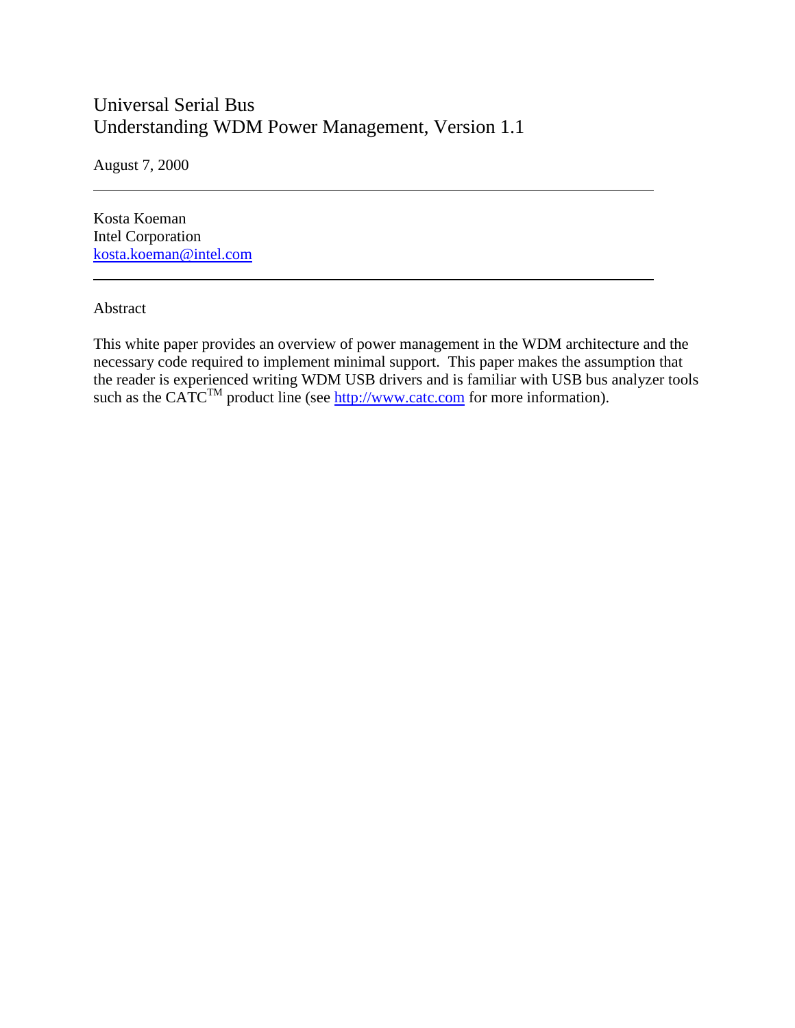# Universal Serial Bus
# Understanding WDM Power Management, Version 1.1

August 7, 2000

---

Kosta Koeman
Intel Corporation
kosta.koeman@intel.com

---

Abstract

This white paper provides an overview of power management in the WDM architecture and the necessary code required to implement minimal support. This paper makes the assumption that the reader is experienced writing WDM USB drivers and is familiar with USB bus analyzer tools such as the CATC™ product line (see http://www.catc.com for more information).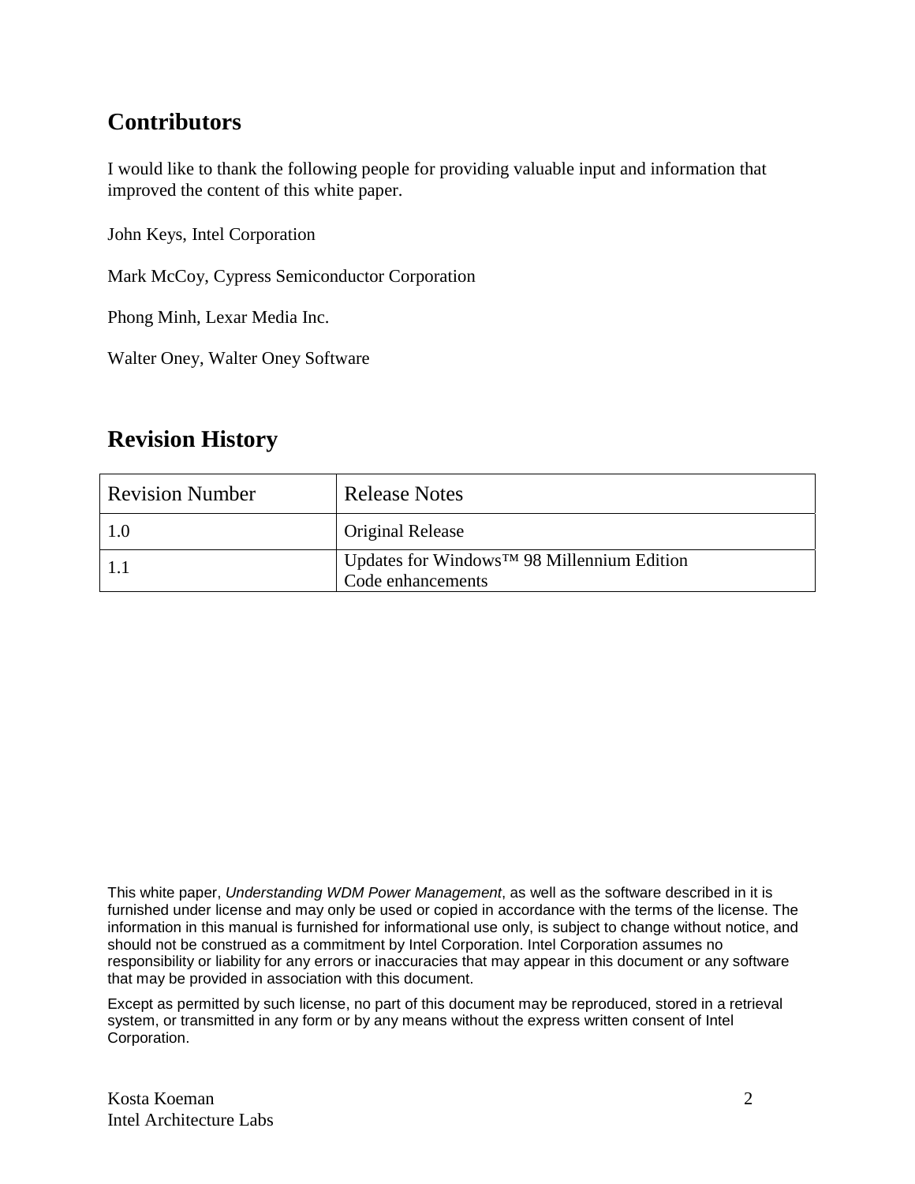## Contributors

I would like to thank the following people for providing valuable input and information that improved the content of this white paper.

John Keys, Intel Corporation

Mark McCoy, Cypress Semiconductor Corporation

Phong Minh, Lexar Media Inc.

Walter Oney, Walter Oney Software

## Revision History

| Revision Number | Release Notes |
| --- | --- |
| 1.0 | Original Release |
| 1.1 | Updates for Windows™ 98 Millennium Edition<br>Code enhancements |

This white paper, *Understanding WDM Power Management*, as well as the software described in it is furnished under license and may only be used or copied in accordance with the terms of the license. The information in this manual is furnished for informational use only, is subject to change without notice, and should not be construed as a commitment by Intel Corporation. Intel Corporation assumes no responsibility or liability for any errors or inaccuracies that may appear in this document or any software that may be provided in association with this document.

Except as permitted by such license, no part of this document may be reproduced, stored in a retrieval system, or transmitted in any form or by any means without the express written consent of Intel Corporation.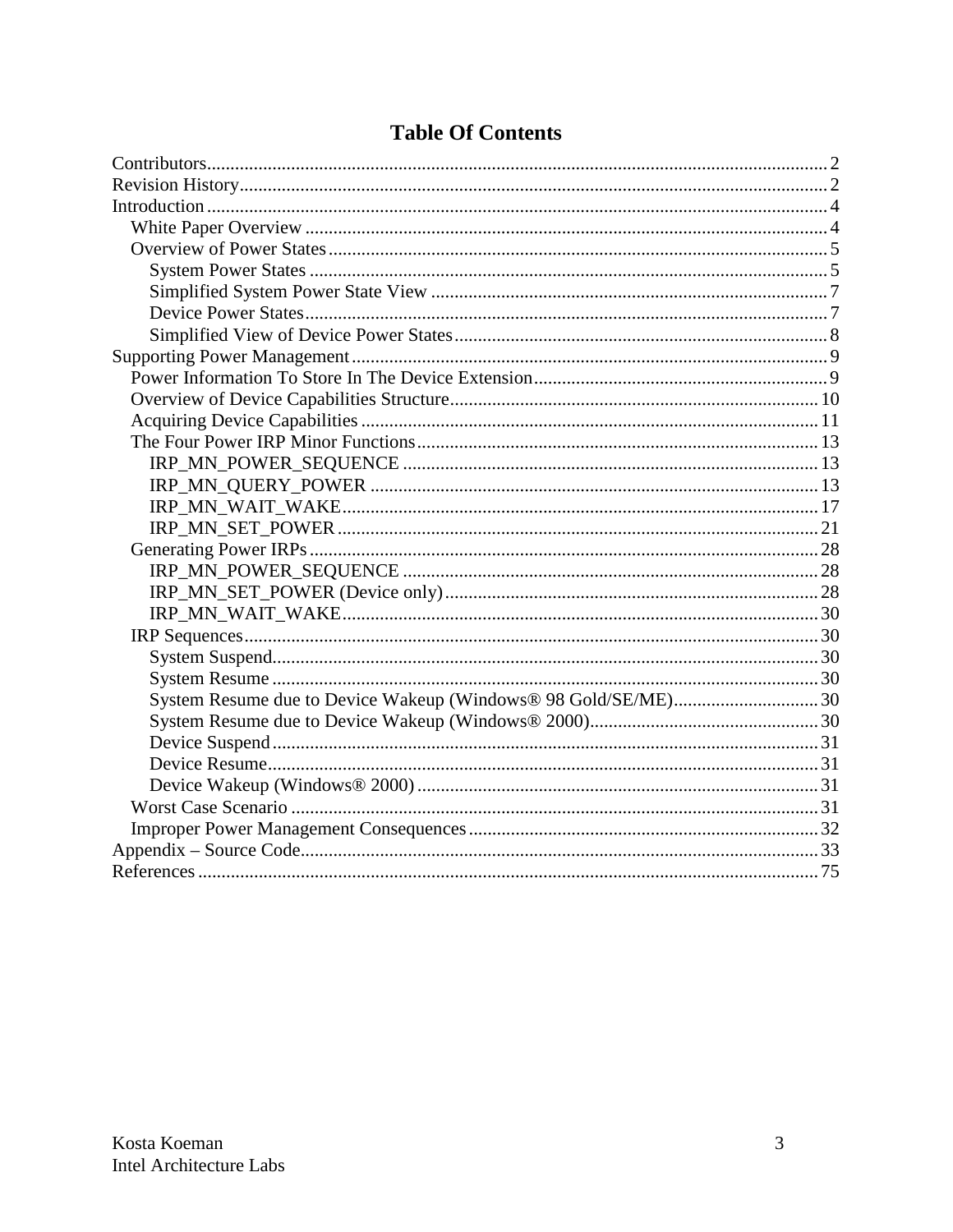# Table Of Contents

- Contributors ........ 2
- Revision History ........ 2
- Introduction ........ 4
  - White Paper Overview ........ 4
  - Overview of Power States ........ 5
    - System Power States ........ 5
    - Simplified System Power State View ........ 7
    - Device Power States ........ 7
    - Simplified View of Device Power States ........ 8
- Supporting Power Management ........ 9
  - Power Information To Store In The Device Extension ........ 9
  - Overview of Device Capabilities Structure ........ 10
  - Acquiring Device Capabilities ........ 11
  - The Four Power IRP Minor Functions ........ 13
    - IRP_MN_POWER_SEQUENCE ........ 13
    - IRP_MN_QUERY_POWER ........ 13
    - IRP_MN_WAIT_WAKE ........ 17
    - IRP_MN_SET_POWER ........ 21
  - Generating Power IRPs ........ 28
    - IRP_MN_POWER_SEQUENCE ........ 28
    - IRP_MN_SET_POWER (Device only) ........ 28
    - IRP_MN_WAIT_WAKE ........ 30
  - IRP Sequences ........ 30
    - System Suspend ........ 30
    - System Resume ........ 30
    - System Resume due to Device Wakeup (Windows® 98 Gold/SE/ME) ........ 30
    - System Resume due to Device Wakeup (Windows® 2000) ........ 30
    - Device Suspend ........ 31
    - Device Resume ........ 31
    - Device Wakeup (Windows® 2000) ........ 31
  - Worst Case Scenario ........ 31
  - Improper Power Management Consequences ........ 32
- Appendix – Source Code ........ 33
- References ........ 75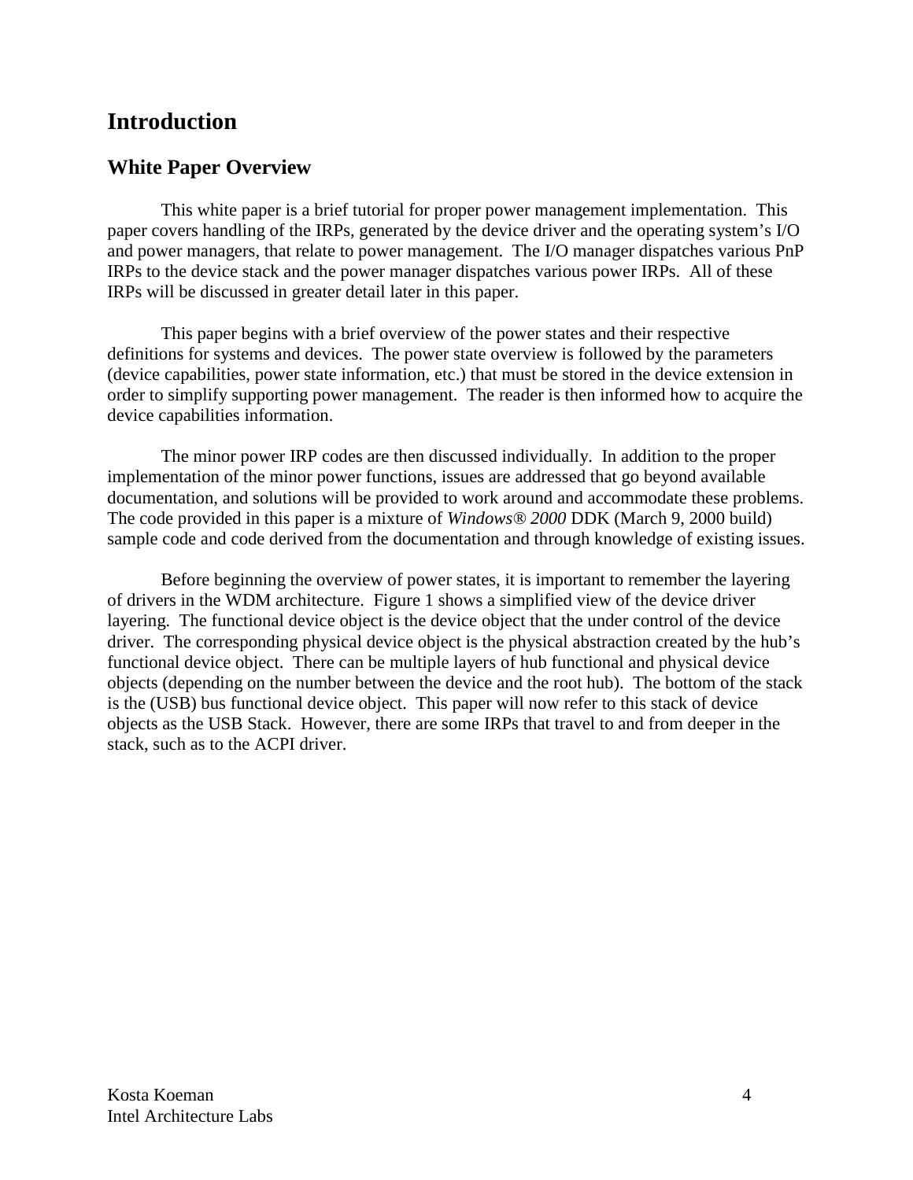# Introduction

## White Paper Overview

This white paper is a brief tutorial for proper power management implementation. This paper covers handling of the IRPs, generated by the device driver and the operating system's I/O and power managers, that relate to power management. The I/O manager dispatches various PnP IRPs to the device stack and the power manager dispatches various power IRPs. All of these IRPs will be discussed in greater detail later in this paper.

This paper begins with a brief overview of the power states and their respective definitions for systems and devices. The power state overview is followed by the parameters (device capabilities, power state information, etc.) that must be stored in the device extension in order to simplify supporting power management. The reader is then informed how to acquire the device capabilities information.

The minor power IRP codes are then discussed individually. In addition to the proper implementation of the minor power functions, issues are addressed that go beyond available documentation, and solutions will be provided to work around and accommodate these problems. The code provided in this paper is a mixture of *Windows® 2000* DDK (March 9, 2000 build) sample code and code derived from the documentation and through knowledge of existing issues.

Before beginning the overview of power states, it is important to remember the layering of drivers in the WDM architecture. Figure 1 shows a simplified view of the device driver layering. The functional device object is the device object that the under control of the device driver. The corresponding physical device object is the physical abstraction created by the hub's functional device object. There can be multiple layers of hub functional and physical device objects (depending on the number between the device and the root hub). The bottom of the stack is the (USB) bus functional device object. This paper will now refer to this stack of device objects as the USB Stack. However, there are some IRPs that travel to and from deeper in the stack, such as to the ACPI driver.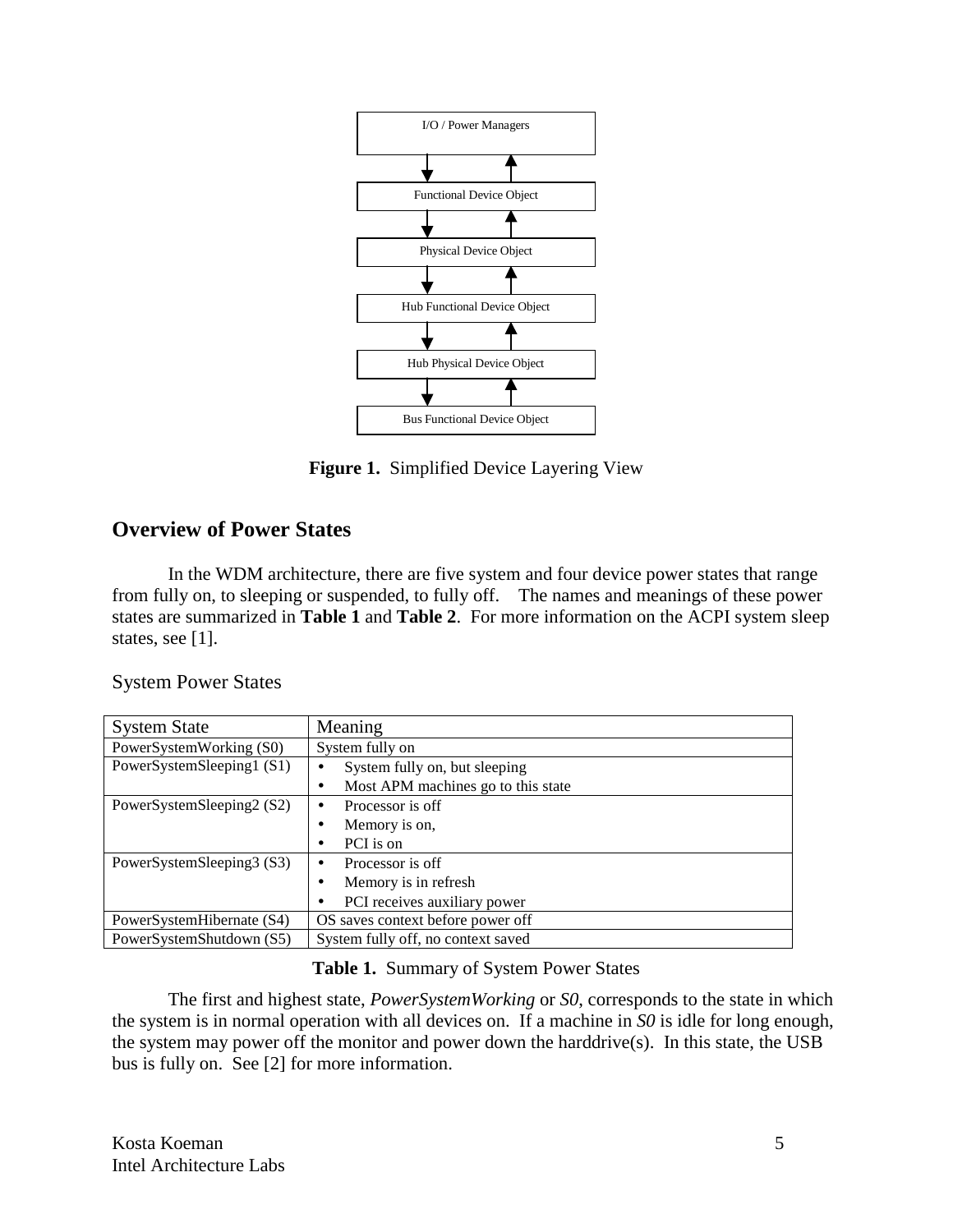I/O / Power Managers

Functional Device Object

Physical Device Object

Hub Functional Device Object

Hub Physical Device Object

Bus Functional Device Object

**Figure 1.** Simplified Device Layering View

## Overview of Power States

In the WDM architecture, there are five system and four device power states that range from fully on, to sleeping or suspended, to fully off. The names and meanings of these power states are summarized in **Table 1** and **Table 2**. For more information on the ACPI system sleep states, see [1].

### System Power States

| System State | Meaning |
|---|---|
| PowerSystemWorking (S0) | System fully on |
| PowerSystemSleeping1 (S1) | • System fully on, but sleeping<br>• Most APM machines go to this state |
| PowerSystemSleeping2 (S2) | • Processor is off<br>• Memory is on,<br>• PCI is on |
| PowerSystemSleeping3 (S3) | • Processor is off<br>• Memory is in refresh<br>• PCI receives auxiliary power |
| PowerSystemHibernate (S4) | OS saves context before power off |
| PowerSystemShutdown (S5) | System fully off, no context saved |

**Table 1.** Summary of System Power States

The first and highest state, *PowerSystemWorking* or *S0*, corresponds to the state in which the system is in normal operation with all devices on. If a machine in *S0* is idle for long enough, the system may power off the monitor and power down the harddrive(s). In this state, the USB bus is fully on. See [2] for more information.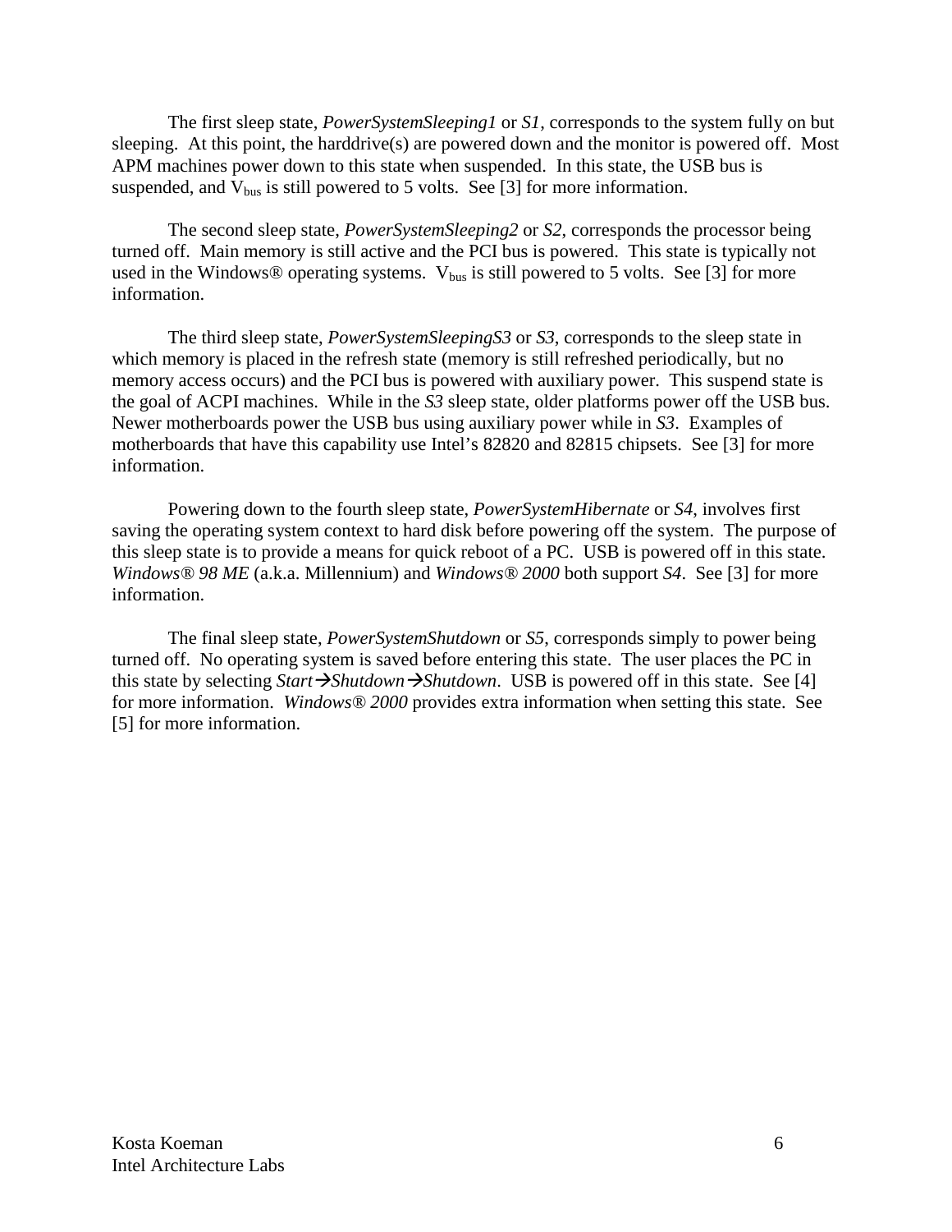The first sleep state, *PowerSystemSleeping1* or *S1*, corresponds to the system fully on but sleeping. At this point, the harddrive(s) are powered down and the monitor is powered off. Most APM machines power down to this state when suspended. In this state, the USB bus is suspended, and $V_{bus}$ is still powered to 5 volts. See [3] for more information.

The second sleep state, *PowerSystemSleeping2* or *S2*, corresponds the processor being turned off. Main memory is still active and the PCI bus is powered. This state is typically not used in the Windows® operating systems. $V_{bus}$ is still powered to 5 volts. See [3] for more information.

The third sleep state, *PowerSystemSleepingS3* or *S3*, corresponds to the sleep state in which memory is placed in the refresh state (memory is still refreshed periodically, but no memory access occurs) and the PCI bus is powered with auxiliary power. This suspend state is the goal of ACPI machines. While in the *S3* sleep state, older platforms power off the USB bus. Newer motherboards power the USB bus using auxiliary power while in *S3*. Examples of motherboards that have this capability use Intel's 82820 and 82815 chipsets. See [3] for more information.

Powering down to the fourth sleep state, *PowerSystemHibernate* or *S4*, involves first saving the operating system context to hard disk before powering off the system. The purpose of this sleep state is to provide a means for quick reboot of a PC. USB is powered off in this state. *Windows® 98 ME* (a.k.a. Millennium) and *Windows® 2000* both support *S4*. See [3] for more information.

The final sleep state, *PowerSystemShutdown* or *S5*, corresponds simply to power being turned off. No operating system is saved before entering this state. The user places the PC in this state by selecting *Start→Shutdown→Shutdown*. USB is powered off in this state. See [4] for more information. *Windows® 2000* provides extra information when setting this state. See [5] for more information.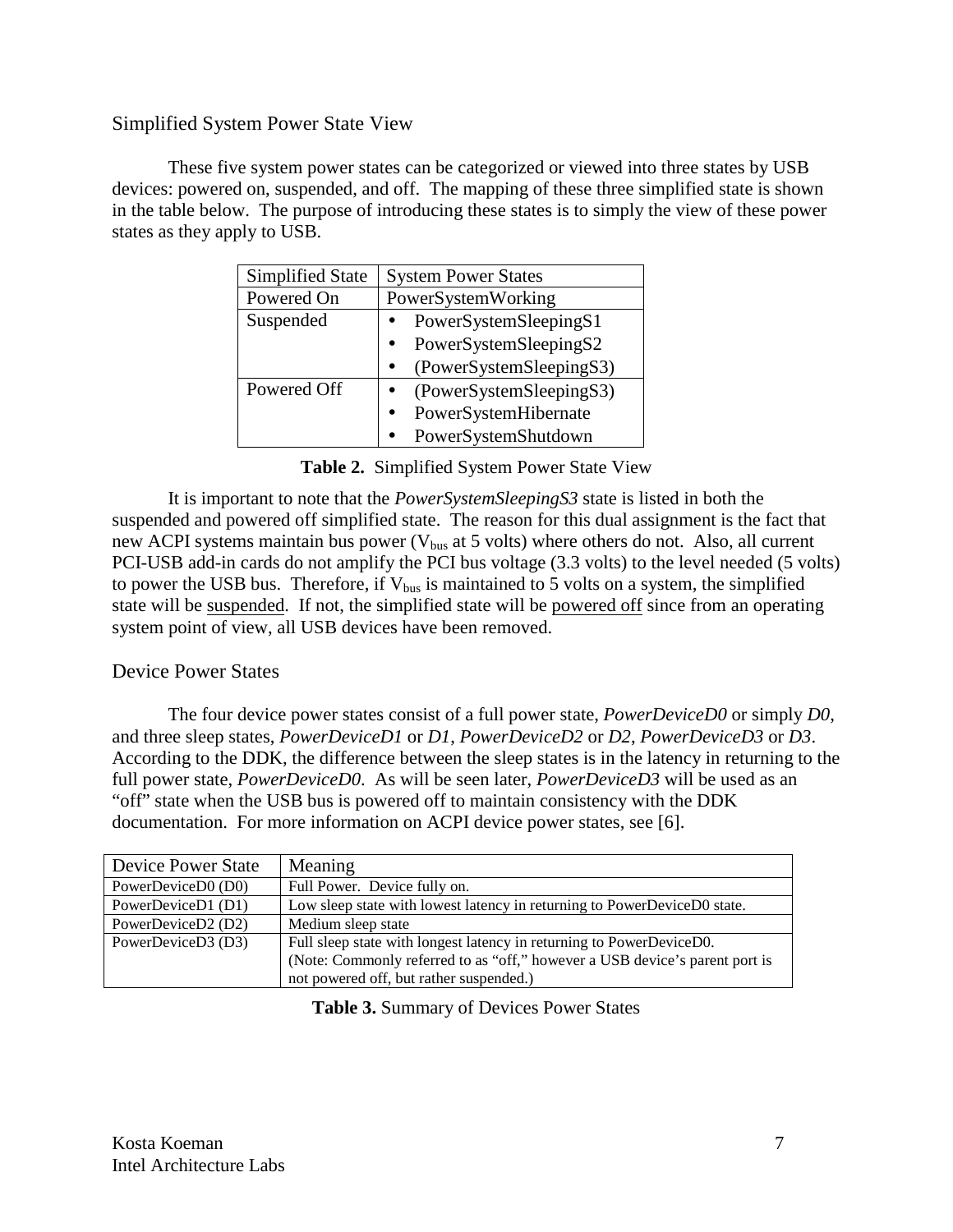## Simplified System Power State View

These five system power states can be categorized or viewed into three states by USB devices: powered on, suspended, and off. The mapping of these three simplified state is shown in the table below. The purpose of introducing these states is to simply the view of these power states as they apply to USB.

| Simplified State | System Power States |
| --- | --- |
| Powered On | PowerSystemWorking |
| Suspended | • PowerSystemSleepingS1<br>• PowerSystemSleepingS2<br>• (PowerSystemSleepingS3) |
| Powered Off | • (PowerSystemSleepingS3)<br>• PowerSystemHibernate<br>• PowerSystemShutdown |

**Table 2.** Simplified System Power State View

It is important to note that the *PowerSystemSleepingS3* state is listed in both the suspended and powered off simplified state. The reason for this dual assignment is the fact that new ACPI systems maintain bus power ($V_{bus}$ at 5 volts) where others do not. Also, all current PCI-USB add-in cards do not amplify the PCI bus voltage (3.3 volts) to the level needed (5 volts) to power the USB bus. Therefore, if $V_{bus}$ is maintained to 5 volts on a system, the simplified state will be suspended. If not, the simplified state will be powered off since from an operating system point of view, all USB devices have been removed.

## Device Power States

The four device power states consist of a full power state, *PowerDeviceD0* or simply *D0*, and three sleep states, *PowerDeviceD1* or *D1*, *PowerDeviceD2* or *D2*, *PowerDeviceD3* or *D3*. According to the DDK, the difference between the sleep states is in the latency in returning to the full power state, *PowerDeviceD0*. As will be seen later, *PowerDeviceD3* will be used as an "off" state when the USB bus is powered off to maintain consistency with the DDK documentation. For more information on ACPI device power states, see [6].

| Device Power State | Meaning |
| --- | --- |
| PowerDeviceD0 (D0) | Full Power. Device fully on. |
| PowerDeviceD1 (D1) | Low sleep state with lowest latency in returning to PowerDeviceD0 state. |
| PowerDeviceD2 (D2) | Medium sleep state |
| PowerDeviceD3 (D3) | Full sleep state with longest latency in returning to PowerDeviceD0. (Note: Commonly referred to as "off," however a USB device's parent port is not powered off, but rather suspended.) |

**Table 3.** Summary of Devices Power States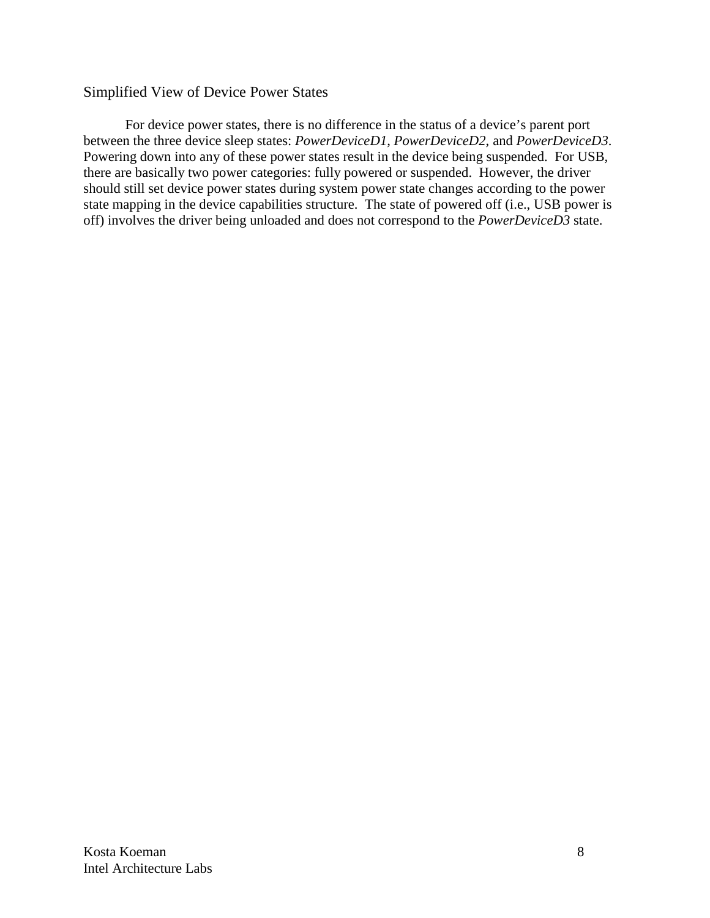## Simplified View of Device Power States

For device power states, there is no difference in the status of a device's parent port between the three device sleep states: *PowerDeviceD1*, *PowerDeviceD2*, and *PowerDeviceD3*. Powering down into any of these power states result in the device being suspended. For USB, there are basically two power categories: fully powered or suspended. However, the driver should still set device power states during system power state changes according to the power state mapping in the device capabilities structure. The state of powered off (i.e., USB power is off) involves the driver being unloaded and does not correspond to the *PowerDeviceD3* state.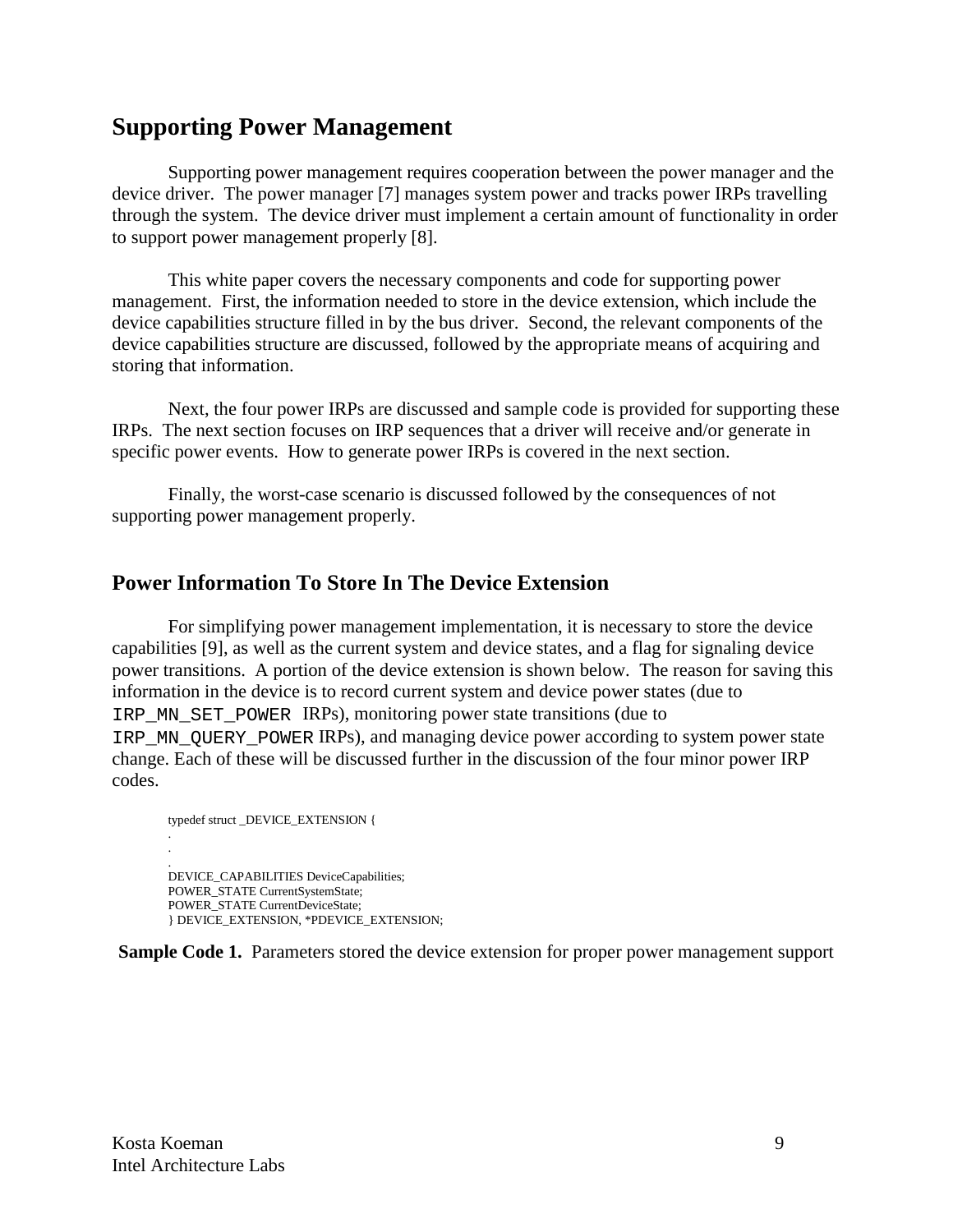## Supporting Power Management

Supporting power management requires cooperation between the power manager and the device driver. The power manager [7] manages system power and tracks power IRPs travelling through the system. The device driver must implement a certain amount of functionality in order to support power management properly [8].

This white paper covers the necessary components and code for supporting power management. First, the information needed to store in the device extension, which include the device capabilities structure filled in by the bus driver. Second, the relevant components of the device capabilities structure are discussed, followed by the appropriate means of acquiring and storing that information.

Next, the four power IRPs are discussed and sample code is provided for supporting these IRPs. The next section focuses on IRP sequences that a driver will receive and/or generate in specific power events. How to generate power IRPs is covered in the next section.

Finally, the worst-case scenario is discussed followed by the consequences of not supporting power management properly.

## Power Information To Store In The Device Extension

For simplifying power management implementation, it is necessary to store the device capabilities [9], as well as the current system and device states, and a flag for signaling device power transitions. A portion of the device extension is shown below. The reason for saving this information in the device is to record current system and device power states (due to `IRP_MN_SET_POWER` IRPs), monitoring power state transitions (due to `IRP_MN_QUERY_POWER` IRPs), and managing device power according to system power state change. Each of these will be discussed further in the discussion of the four minor power IRP codes.

```
typedef struct _DEVICE_EXTENSION {
.
.
.
DEVICE_CAPABILITIES DeviceCapabilities;
POWER_STATE CurrentSystemState;
POWER_STATE CurrentDeviceState;
} DEVICE_EXTENSION, *PDEVICE_EXTENSION;
```

**Sample Code 1.** Parameters stored the device extension for proper power management support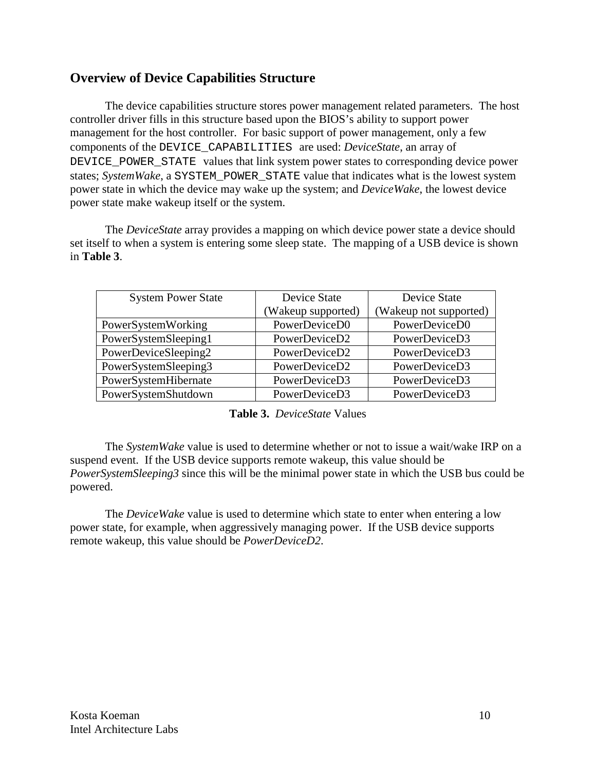## Overview of Device Capabilities Structure

The device capabilities structure stores power management related parameters. The host controller driver fills in this structure based upon the BIOS's ability to support power management for the host controller. For basic support of power management, only a few components of the `DEVICE_CAPABILITIES` are used: *DeviceState*, an array of `DEVICE_POWER_STATE` values that link system power states to corresponding device power states; *SystemWake*, a `SYSTEM_POWER_STATE` value that indicates what is the lowest system power state in which the device may wake up the system; and *DeviceWake*, the lowest device power state make wakeup itself or the system.

The *DeviceState* array provides a mapping on which device power state a device should set itself to when a system is entering some sleep state. The mapping of a USB device is shown in **Table 3**.

| System Power State | Device State (Wakeup supported) | Device State (Wakeup not supported) |
|---|---|---|
| PowerSystemWorking | PowerDeviceD0 | PowerDeviceD0 |
| PowerSystemSleeping1 | PowerDeviceD2 | PowerDeviceD3 |
| PowerDeviceSleeping2 | PowerDeviceD2 | PowerDeviceD3 |
| PowerSystemSleeping3 | PowerDeviceD2 | PowerDeviceD3 |
| PowerSystemHibernate | PowerDeviceD3 | PowerDeviceD3 |
| PowerSystemShutdown | PowerDeviceD3 | PowerDeviceD3 |

**Table 3.** *DeviceState* Values

The *SystemWake* value is used to determine whether or not to issue a wait/wake IRP on a suspend event. If the USB device supports remote wakeup, this value should be *PowerSystemSleeping3* since this will be the minimal power state in which the USB bus could be powered.

The *DeviceWake* value is used to determine which state to enter when entering a low power state, for example, when aggressively managing power. If the USB device supports remote wakeup, this value should be *PowerDeviceD2*.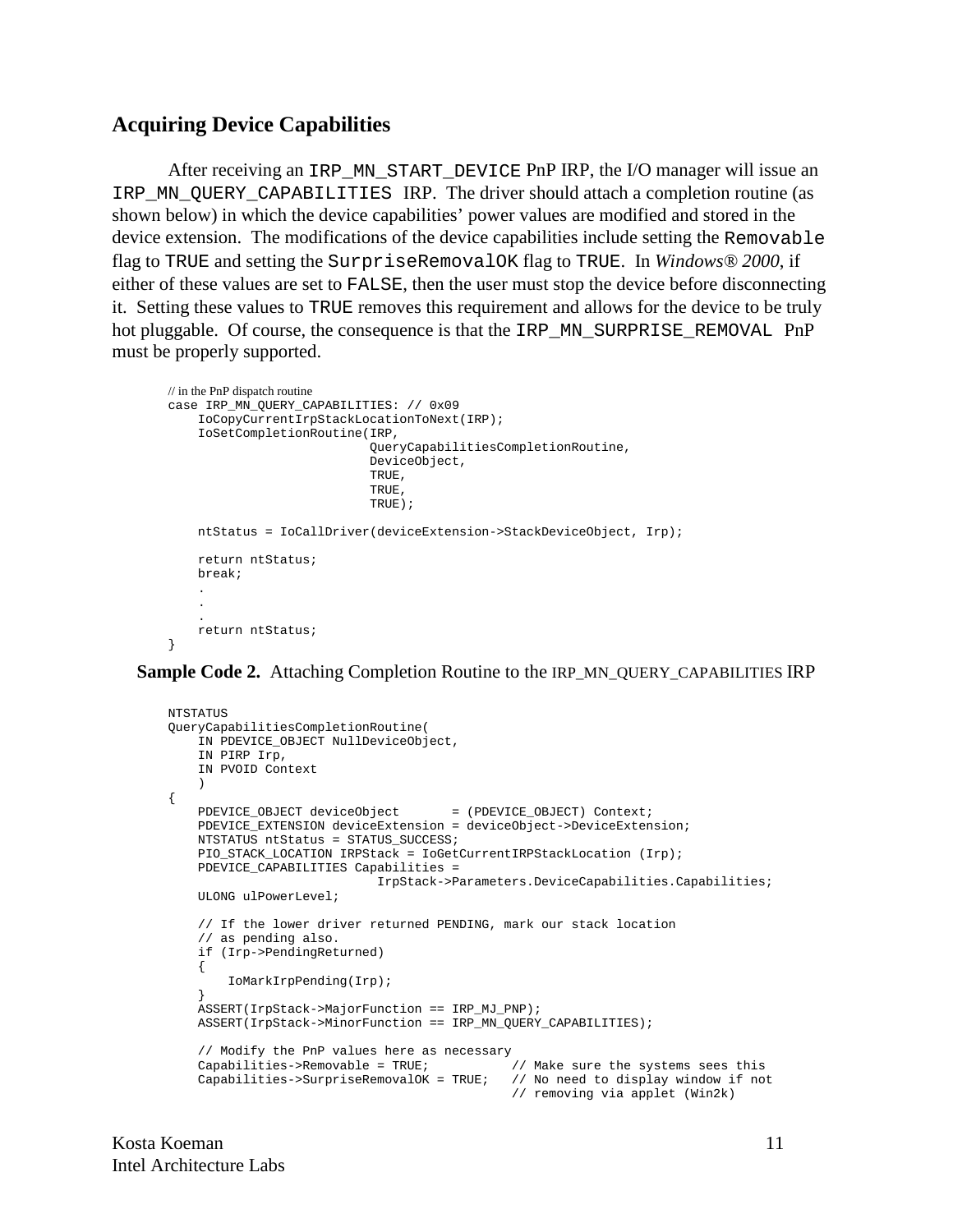## Acquiring Device Capabilities

After receiving an `IRP_MN_START_DEVICE` PnP IRP, the I/O manager will issue an `IRP_MN_QUERY_CAPABILITIES` IRP. The driver should attach a completion routine (as shown below) in which the device capabilities' power values are modified and stored in the device extension. The modifications of the device capabilities include setting the `Removable` flag to `TRUE` and setting the `SurpriseRemovalOK` flag to `TRUE`. In *Windows® 2000*, if either of these values are set to `FALSE`, then the user must stop the device before disconnecting it. Setting these values to `TRUE` removes this requirement and allows for the device to be truly hot pluggable. Of course, the consequence is that the `IRP_MN_SURPRISE_REMOVAL` PnP must be properly supported.

```
// in the PnP dispatch routine
case IRP_MN_QUERY_CAPABILITIES: // 0x09
    IoCopyCurrentIrpStackLocationToNext(IRP);
    IoSetCompletionRoutine(IRP,
                           QueryCapabilitiesCompletionRoutine,
                           DeviceObject,
                           TRUE,
                           TRUE,
                           TRUE);

    ntStatus = IoCallDriver(deviceExtension->StackDeviceObject, Irp);

    return ntStatus;
    break;
    .
    .
    .
    return ntStatus;
}
```

**Sample Code 2.** Attaching Completion Routine to the IRP_MN_QUERY_CAPABILITIES IRP

```
NTSTATUS
QueryCapabilitiesCompletionRoutine(
    IN PDEVICE_OBJECT NullDeviceObject,
    IN PIRP Irp,
    IN PVOID Context
    )
{
    PDEVICE_OBJECT deviceObject       = (PDEVICE_OBJECT) Context;
    PDEVICE_EXTENSION deviceExtension = deviceObject->DeviceExtension;
    NTSTATUS ntStatus = STATUS_SUCCESS;
    PIO_STACK_LOCATION IRPStack = IoGetCurrentIRPStackLocation (Irp);
    PDEVICE_CAPABILITIES Capabilities =
                            IrpStack->Parameters.DeviceCapabilities.Capabilities;
    ULONG ulPowerLevel;

    // If the lower driver returned PENDING, mark our stack location
    // as pending also.
    if (Irp->PendingReturned)
    {
        IoMarkIrpPending(Irp);
    }
    ASSERT(IrpStack->MajorFunction == IRP_MJ_PNP);
    ASSERT(IrpStack->MinorFunction == IRP_MN_QUERY_CAPABILITIES);

    // Modify the PnP values here as necessary
    Capabilities->Removable = TRUE;           // Make sure the systems sees this
    Capabilities->SurpriseRemovalOK = TRUE;   // No need to display window if not
                                              // removing via applet (Win2k)
```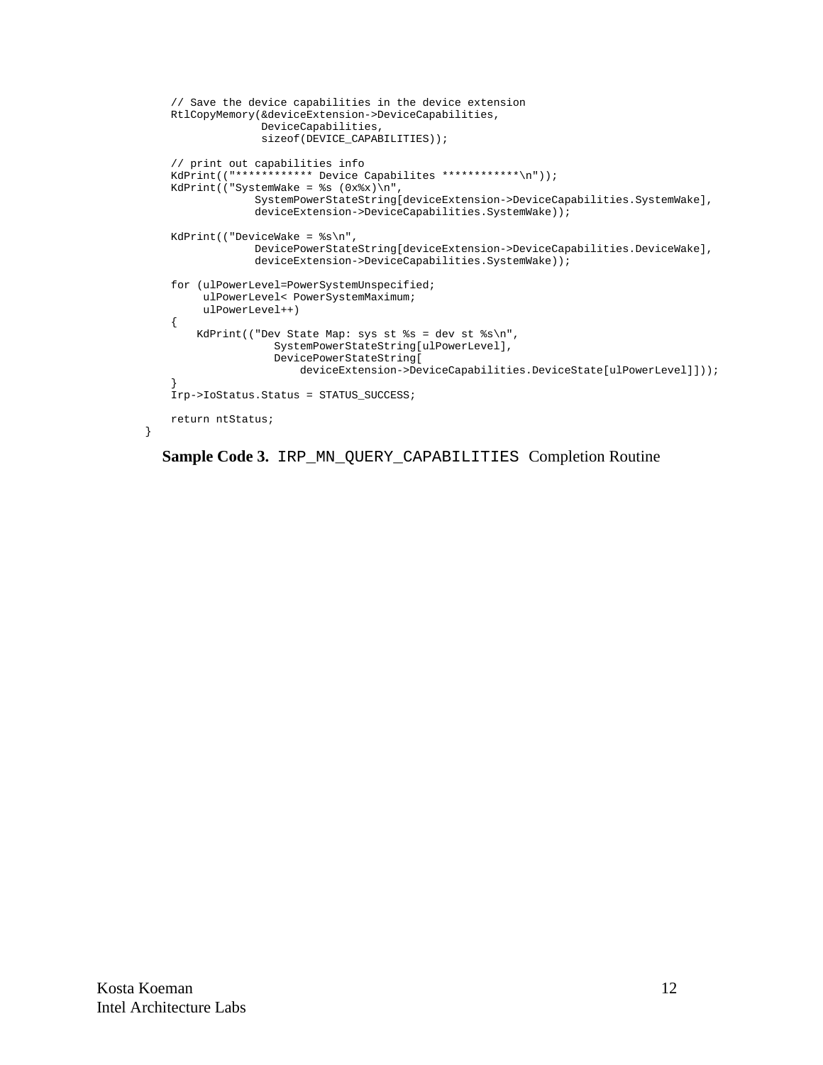```
    // Save the device capabilities in the device extension
    RtlCopyMemory(&deviceExtension->DeviceCapabilities,
                  DeviceCapabilities,
                  sizeof(DEVICE_CAPABILITIES));

    // print out capabilities info
    KdPrint(("************ Device Capabilites ************\n"));
    KdPrint(("SystemWake = %s (0x%x)\n",
                 SystemPowerStateString[deviceExtension->DeviceCapabilities.SystemWake],
                 deviceExtension->DeviceCapabilities.SystemWake));

    KdPrint(("DeviceWake = %s\n",
                 DevicePowerStateString[deviceExtension->DeviceCapabilities.DeviceWake],
                 deviceExtension->DeviceCapabilities.SystemWake));

    for (ulPowerLevel=PowerSystemUnspecified;
         ulPowerLevel< PowerSystemMaximum;
         ulPowerLevel++)
    {
        KdPrint(("Dev State Map: sys st %s = dev st %s\n",
                     SystemPowerStateString[ulPowerLevel],
                     DevicePowerStateString[
                         deviceExtension->DeviceCapabilities.DeviceState[ulPowerLevel]]));
    }
    Irp->IoStatus.Status = STATUS_SUCCESS;

    return ntStatus;
}
```

**Sample Code 3.** `IRP_MN_QUERY_CAPABILITIES` Completion Routine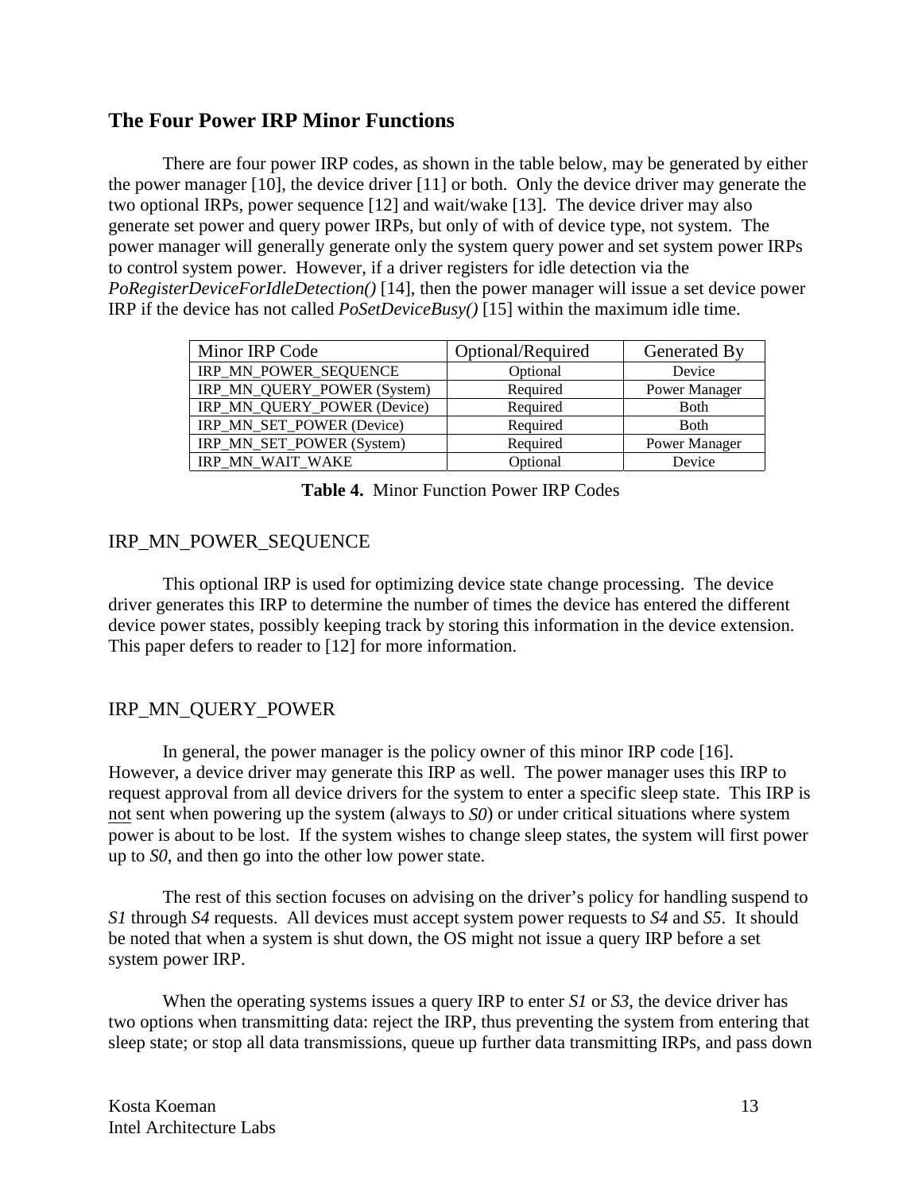## The Four Power IRP Minor Functions

There are four power IRP codes, as shown in the table below, may be generated by either the power manager [10], the device driver [11] or both. Only the device driver may generate the two optional IRPs, power sequence [12] and wait/wake [13]. The device driver may also generate set power and query power IRPs, but only of with of device type, not system. The power manager will generally generate only the system query power and set system power IRPs to control system power. However, if a driver registers for idle detection via the *PoRegisterDeviceForIdleDetection()* [14], then the power manager will issue a set device power IRP if the device has not called *PoSetDeviceBusy()* [15] within the maximum idle time.

| Minor IRP Code | Optional/Required | Generated By |
|---|---|---|
| IRP_MN_POWER_SEQUENCE | Optional | Device |
| IRP_MN_QUERY_POWER (System) | Required | Power Manager |
| IRP_MN_QUERY_POWER (Device) | Required | Both |
| IRP_MN_SET_POWER (Device) | Required | Both |
| IRP_MN_SET_POWER (System) | Required | Power Manager |
| IRP_MN_WAIT_WAKE | Optional | Device |

**Table 4.** Minor Function Power IRP Codes

### IRP_MN_POWER_SEQUENCE

This optional IRP is used for optimizing device state change processing. The device driver generates this IRP to determine the number of times the device has entered the different device power states, possibly keeping track by storing this information in the device extension. This paper defers to reader to [12] for more information.

### IRP_MN_QUERY_POWER

In general, the power manager is the policy owner of this minor IRP code [16]. However, a device driver may generate this IRP as well. The power manager uses this IRP to request approval from all device drivers for the system to enter a specific sleep state. This IRP is not sent when powering up the system (always to *S0*) or under critical situations where system power is about to be lost. If the system wishes to change sleep states, the system will first power up to *S0*, and then go into the other low power state.

The rest of this section focuses on advising on the driver's policy for handling suspend to *S1* through *S4* requests. All devices must accept system power requests to *S4* and *S5*. It should be noted that when a system is shut down, the OS might not issue a query IRP before a set system power IRP.

When the operating systems issues a query IRP to enter *S1* or *S3*, the device driver has two options when transmitting data: reject the IRP, thus preventing the system from entering that sleep state; or stop all data transmissions, queue up further data transmitting IRPs, and pass down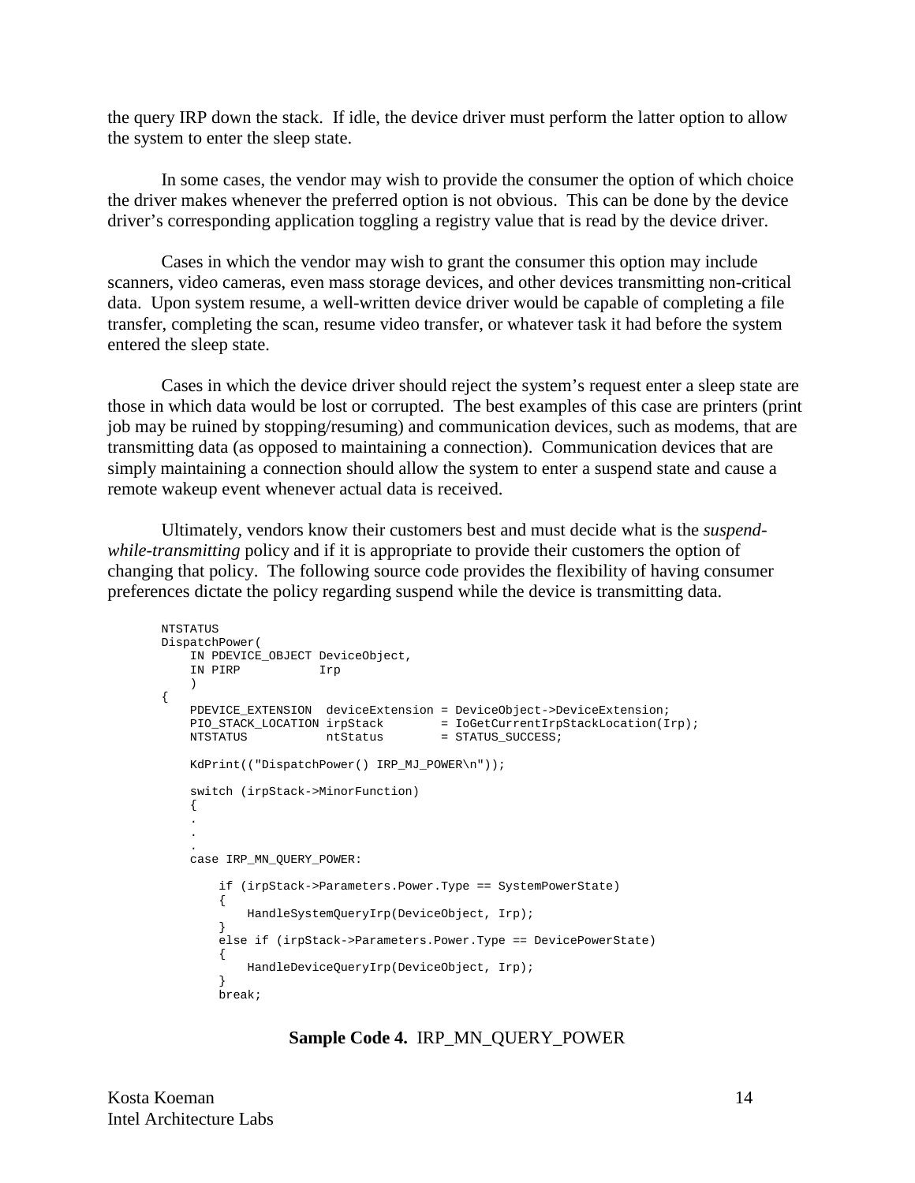the query IRP down the stack. If idle, the device driver must perform the latter option to allow the system to enter the sleep state.

In some cases, the vendor may wish to provide the consumer the option of which choice the driver makes whenever the preferred option is not obvious. This can be done by the device driver's corresponding application toggling a registry value that is read by the device driver.

Cases in which the vendor may wish to grant the consumer this option may include scanners, video cameras, even mass storage devices, and other devices transmitting non-critical data. Upon system resume, a well-written device driver would be capable of completing a file transfer, completing the scan, resume video transfer, or whatever task it had before the system entered the sleep state.

Cases in which the device driver should reject the system's request enter a sleep state are those in which data would be lost or corrupted. The best examples of this case are printers (print job may be ruined by stopping/resuming) and communication devices, such as modems, that are transmitting data (as opposed to maintaining a connection). Communication devices that are simply maintaining a connection should allow the system to enter a suspend state and cause a remote wakeup event whenever actual data is received.

Ultimately, vendors know their customers best and must decide what is the *suspend-while-transmitting* policy and if it is appropriate to provide their customers the option of changing that policy. The following source code provides the flexibility of having consumer preferences dictate the policy regarding suspend while the device is transmitting data.

```
NTSTATUS
DispatchPower(
    IN PDEVICE_OBJECT DeviceObject,
    IN PIRP           Irp
    )
{
    PDEVICE_EXTENSION  deviceExtension = DeviceObject->DeviceExtension;
    PIO_STACK_LOCATION irpStack        = IoGetCurrentIrpStackLocation(Irp);
    NTSTATUS           ntStatus        = STATUS_SUCCESS;

    KdPrint(("DispatchPower() IRP_MJ_POWER\n"));

    switch (irpStack->MinorFunction)
    {
    .
    .
    .
    case IRP_MN_QUERY_POWER:

        if (irpStack->Parameters.Power.Type == SystemPowerState)
        {
            HandleSystemQueryIrp(DeviceObject, Irp);
        }
        else if (irpStack->Parameters.Power.Type == DevicePowerState)
        {
            HandleDeviceQueryIrp(DeviceObject, Irp);
        }
        break;
```

**Sample Code 4.** IRP_MN_QUERY_POWER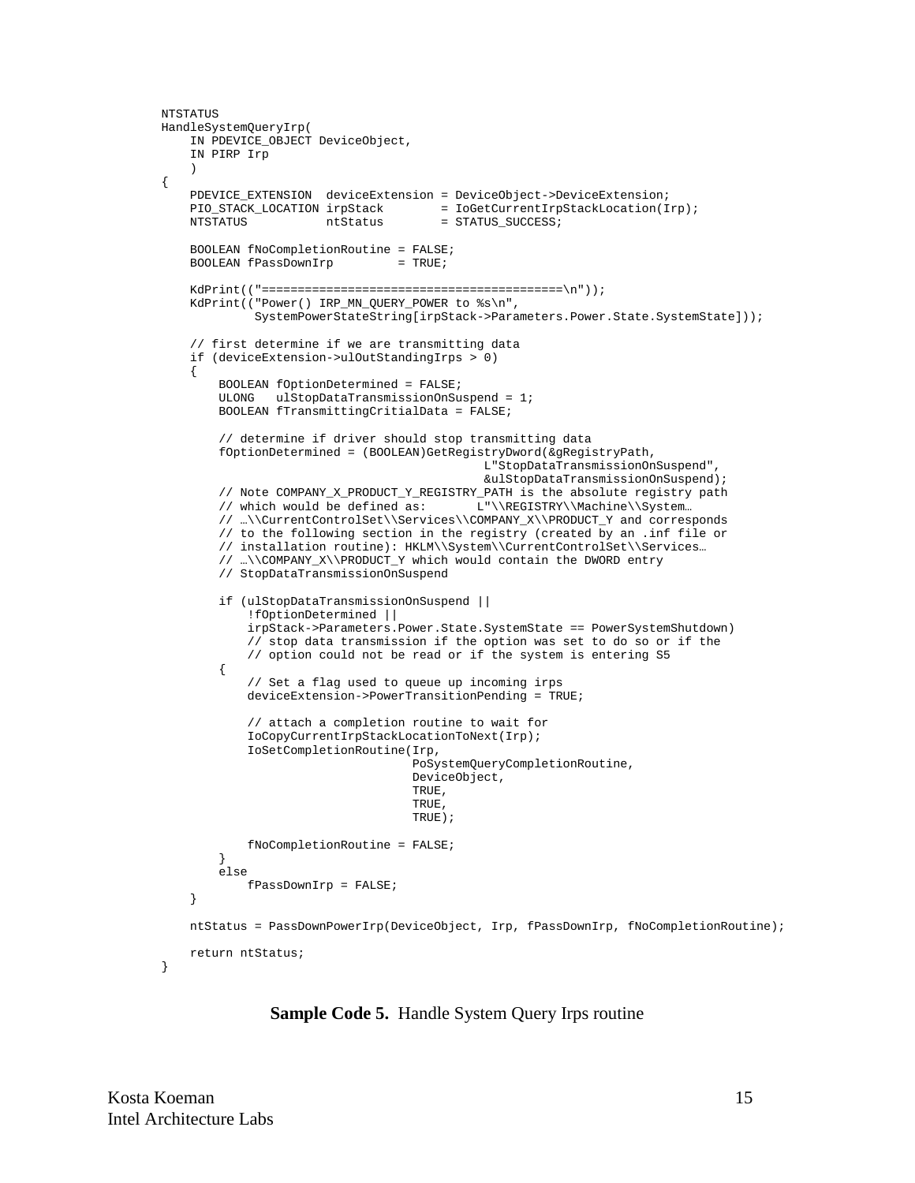```
NTSTATUS
HandleSystemQueryIrp(
    IN PDEVICE_OBJECT DeviceObject,
    IN PIRP Irp
    )
{
    PDEVICE_EXTENSION  deviceExtension = DeviceObject->DeviceExtension;
    PIO_STACK_LOCATION irpStack        = IoGetCurrentIrpStackLocation(Irp);
    NTSTATUS           ntStatus        = STATUS_SUCCESS;

    BOOLEAN fNoCompletionRoutine = FALSE;
    BOOLEAN fPassDownIrp         = TRUE;

    KdPrint(("=========================================\n"));
    KdPrint(("Power() IRP_MN_QUERY_POWER to %s\n",
             SystemPowerStateString[irpStack->Parameters.Power.State.SystemState]));

    // first determine if we are transmitting data
    if (deviceExtension->ulOutStandingIrps > 0)
    {
        BOOLEAN fOptionDetermined = FALSE;
        ULONG   ulStopDataTransmissionOnSuspend = 1;
        BOOLEAN fTransmittingCritialData = FALSE;

        // determine if driver should stop transmitting data
        fOptionDetermined = (BOOLEAN)GetRegistryDword(&gRegistryPath,
                                             L"StopDataTransmissionOnSuspend",
                                             &ulStopDataTransmissionOnSuspend);
        // Note COMPANY_X_PRODUCT_Y_REGISTRY_PATH is the absolute registry path
        // which would be defined as:       L"\\REGISTRY\\Machine\\System…
        // …\\CurrentControlSet\\Services\\COMPANY_X\\PRODUCT_Y and corresponds
        // to the following section in the registry (created by an .inf file or
        // installation routine): HKLM\\System\\CurrentControlSet\\Services…
        // …\\COMPANY_X\\PRODUCT_Y which would contain the DWORD entry
        // StopDataTransmissionOnSuspend

        if (ulStopDataTransmissionOnSuspend ||
            !fOptionDetermined ||
            irpStack->Parameters.Power.State.SystemState == PowerSystemShutdown)
            // stop data transmission if the option was set to do so or if the
            // option could not be read or if the system is entering S5
        {
            // Set a flag used to queue up incoming irps
            deviceExtension->PowerTransitionPending = TRUE;

            // attach a completion routine to wait for
            IoCopyCurrentIrpStackLocationToNext(Irp);
            IoSetCompletionRoutine(Irp,
                                   PoSystemQueryCompletionRoutine,
                                   DeviceObject,
                                   TRUE,
                                   TRUE,
                                   TRUE);

            fNoCompletionRoutine = FALSE;
        }
        else
            fPassDownIrp = FALSE;
    }

    ntStatus = PassDownPowerIrp(DeviceObject, Irp, fPassDownIrp, fNoCompletionRoutine);

    return ntStatus;
}
```

**Sample Code 5.** Handle System Query Irps routine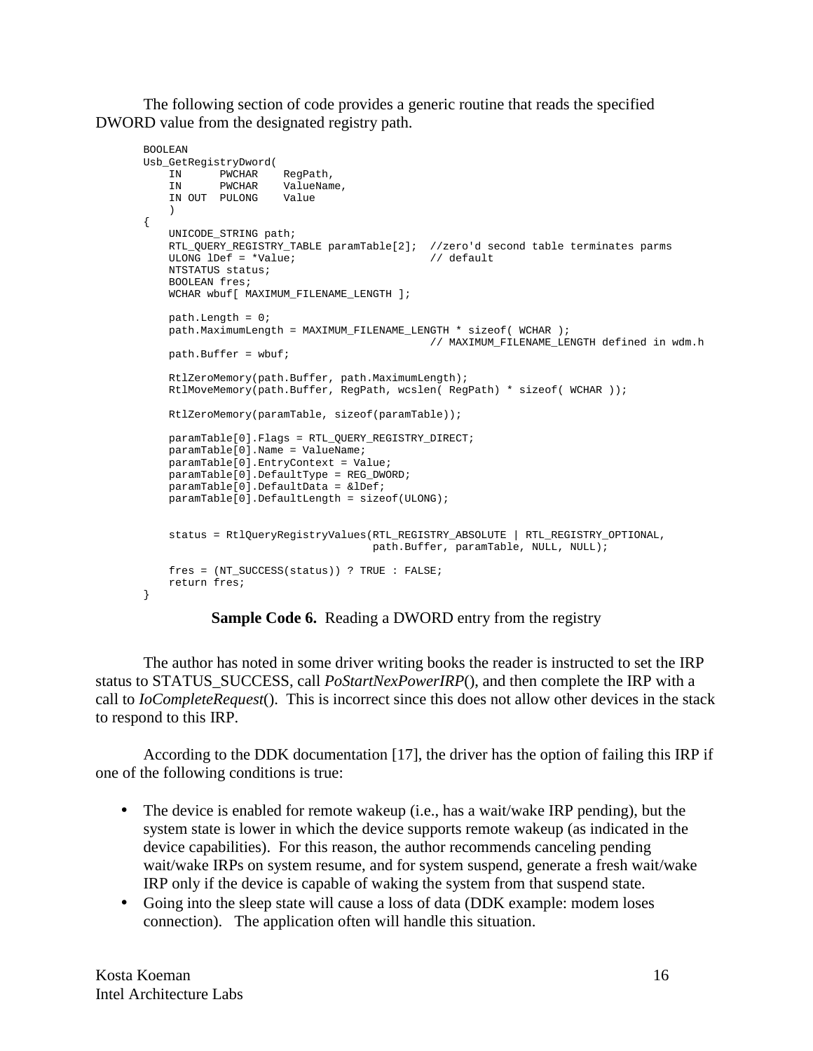The following section of code provides a generic routine that reads the specified DWORD value from the designated registry path.

```
BOOLEAN
Usb_GetRegistryDword(
    IN      PWCHAR    RegPath,
    IN      PWCHAR    ValueName,
    IN OUT  PULONG    Value
    )
{
    UNICODE_STRING path;
    RTL_QUERY_REGISTRY_TABLE paramTable[2];  //zero'd second table terminates parms
    ULONG lDef = *Value;                     // default
    NTSTATUS status;
    BOOLEAN fres;
    WCHAR wbuf[ MAXIMUM_FILENAME_LENGTH ];

    path.Length = 0;
    path.MaximumLength = MAXIMUM_FILENAME_LENGTH * sizeof( WCHAR );
                                             // MAXIMUM_FILENAME_LENGTH defined in wdm.h
    path.Buffer = wbuf;

    RtlZeroMemory(path.Buffer, path.MaximumLength);
    RtlMoveMemory(path.Buffer, RegPath, wcslen( RegPath) * sizeof( WCHAR ));

    RtlZeroMemory(paramTable, sizeof(paramTable));

    paramTable[0].Flags = RTL_QUERY_REGISTRY_DIRECT;
    paramTable[0].Name = ValueName;
    paramTable[0].EntryContext = Value;
    paramTable[0].DefaultType = REG_DWORD;
    paramTable[0].DefaultData = &lDef;
    paramTable[0].DefaultLength = sizeof(ULONG);


    status = RtlQueryRegistryValues(RTL_REGISTRY_ABSOLUTE | RTL_REGISTRY_OPTIONAL,
                                    path.Buffer, paramTable, NULL, NULL);

    fres = (NT_SUCCESS(status)) ? TRUE : FALSE;
    return fres;
}
```

**Sample Code 6.** Reading a DWORD entry from the registry

The author has noted in some driver writing books the reader is instructed to set the IRP status to STATUS_SUCCESS, call *PoStartNexPowerIRP*(), and then complete the IRP with a call to *IoCompleteRequest*(). This is incorrect since this does not allow other devices in the stack to respond to this IRP.

According to the DDK documentation [17], the driver has the option of failing this IRP if one of the following conditions is true:

- The device is enabled for remote wakeup (i.e., has a wait/wake IRP pending), but the system state is lower in which the device supports remote wakeup (as indicated in the device capabilities). For this reason, the author recommends canceling pending wait/wake IRPs on system resume, and for system suspend, generate a fresh wait/wake IRP only if the device is capable of waking the system from that suspend state.
- Going into the sleep state will cause a loss of data (DDK example: modem loses connection). The application often will handle this situation.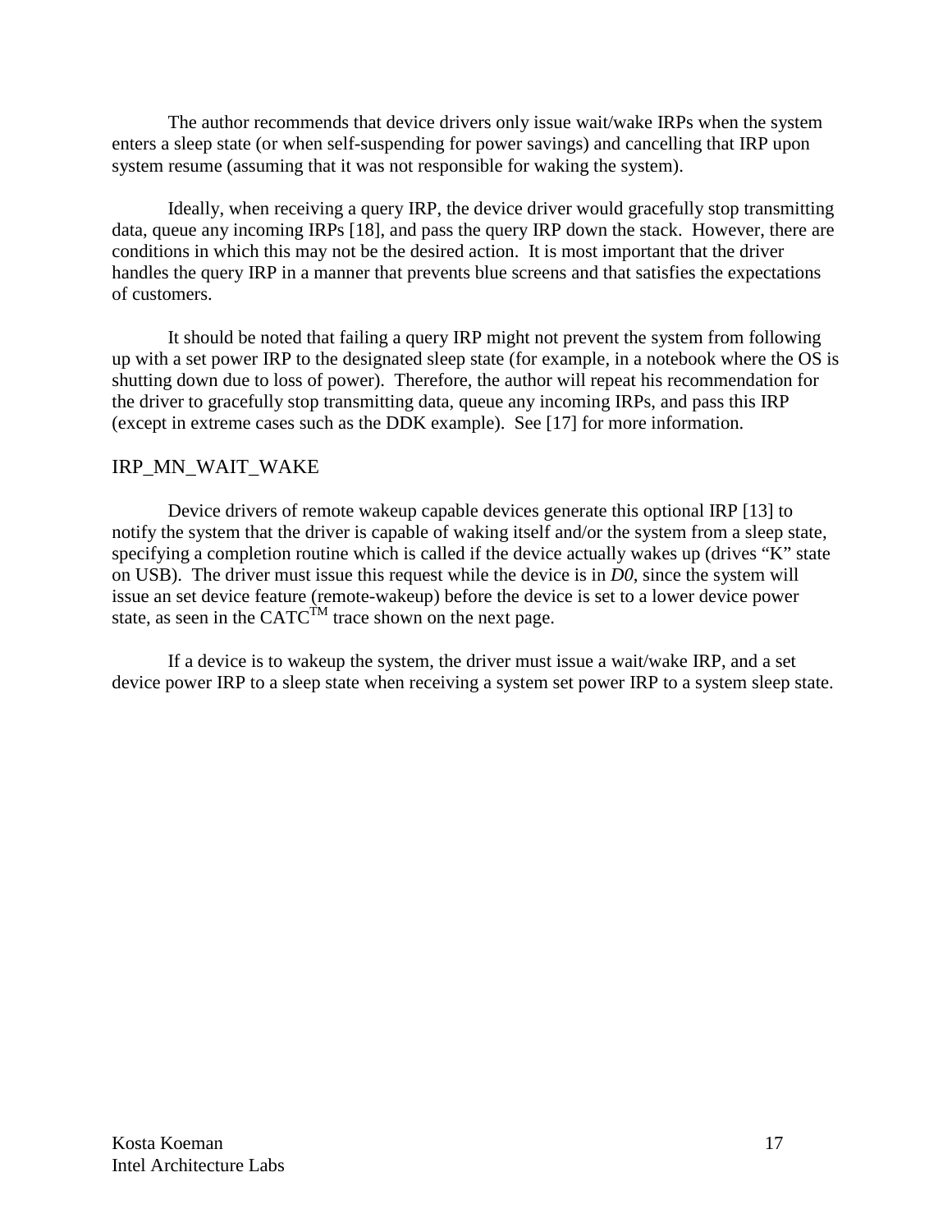The author recommends that device drivers only issue wait/wake IRPs when the system enters a sleep state (or when self-suspending for power savings) and cancelling that IRP upon system resume (assuming that it was not responsible for waking the system).

Ideally, when receiving a query IRP, the device driver would gracefully stop transmitting data, queue any incoming IRPs [18], and pass the query IRP down the stack. However, there are conditions in which this may not be the desired action. It is most important that the driver handles the query IRP in a manner that prevents blue screens and that satisfies the expectations of customers.

It should be noted that failing a query IRP might not prevent the system from following up with a set power IRP to the designated sleep state (for example, in a notebook where the OS is shutting down due to loss of power). Therefore, the author will repeat his recommendation for the driver to gracefully stop transmitting data, queue any incoming IRPs, and pass this IRP (except in extreme cases such as the DDK example). See [17] for more information.

## IRP_MN_WAIT_WAKE

Device drivers of remote wakeup capable devices generate this optional IRP [13] to notify the system that the driver is capable of waking itself and/or the system from a sleep state, specifying a completion routine which is called if the device actually wakes up (drives "K" state on USB). The driver must issue this request while the device is in *D0*, since the system will issue an set device feature (remote-wakeup) before the device is set to a lower device power state, as seen in the CATC™ trace shown on the next page.

If a device is to wakeup the system, the driver must issue a wait/wake IRP, and a set device power IRP to a sleep state when receiving a system set power IRP to a system sleep state.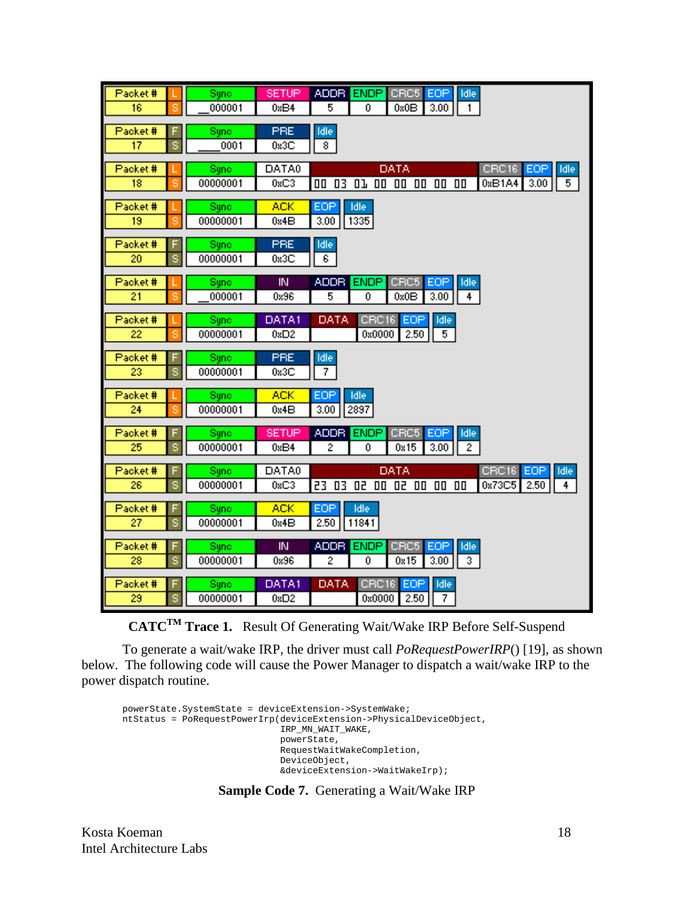| Packet # | Speed | Sync | PID | ADDR | ENDP | DATA | CRC | EOP | Idle |
|---|---|---|---|---|---|---|---|---|---|
| 16 | L S | __000001 | SETUP 0xB4 | 5 | 0 | | CRC5 0x0B | 3.00 | 1 |
| 17 | F S | ____0001 | PRE 0x3C | | | | | | 8 |
| 18 | L S | 00000001 | DATA0 0xC3 | | | 00 03 01 00 00 00 00 00 | CRC16 0xB1A4 | 3.00 | 5 |
| 19 | L S | 00000001 | ACK 0x4B | | | | | 3.00 | 1335 |
| 20 | F S | 00000001 | PRE 0x3C | | | | | | 6 |
| 21 | L S | __000001 | IN 0x96 | 5 | 0 | | CRC5 0x0B | 3.00 | 4 |
| 22 | L S | 00000001 | DATA1 0xD2 | | | | CRC16 0x0000 | 2.50 | 5 |
| 23 | F S | 00000001 | PRE 0x3C | | | | | | 7 |
| 24 | L S | 00000001 | ACK 0x4B | | | | | 3.00 | 2897 |
| 25 | F S | 00000001 | SETUP 0xB4 | 2 | 0 | | CRC5 0x15 | 3.00 | 2 |
| 26 | F S | 00000001 | DATA0 0xC3 | | | 23 03 02 00 02 00 00 00 | CRC16 0x73C5 | 2.50 | 4 |
| 27 | F S | 00000001 | ACK 0x4B | | | | | 2.50 | 11841 |
| 28 | F S | 00000001 | IN 0x96 | 2 | 0 | | CRC5 0x15 | 3.00 | 3 |
| 29 | F S | 00000001 | DATA1 0xD2 | | | | CRC16 0x0000 | 2.50 | 7 |

**CATC™ Trace 1.** Result Of Generating Wait/Wake IRP Before Self-Suspend

To generate a wait/wake IRP, the driver must call *PoRequestPowerIRP*() [19], as shown below. The following code will cause the Power Manager to dispatch a wait/wake IRP to the power dispatch routine.

```
powerState.SystemState = deviceExtension->SystemWake;
ntStatus = PoRequestPowerIrp(deviceExtension->PhysicalDeviceObject,
                             IRP_MN_WAIT_WAKE,
                             powerState,
                             RequestWaitWakeCompletion,
                             DeviceObject,
                             &deviceExtension->WaitWakeIrp);
```

**Sample Code 7.** Generating a Wait/Wake IRP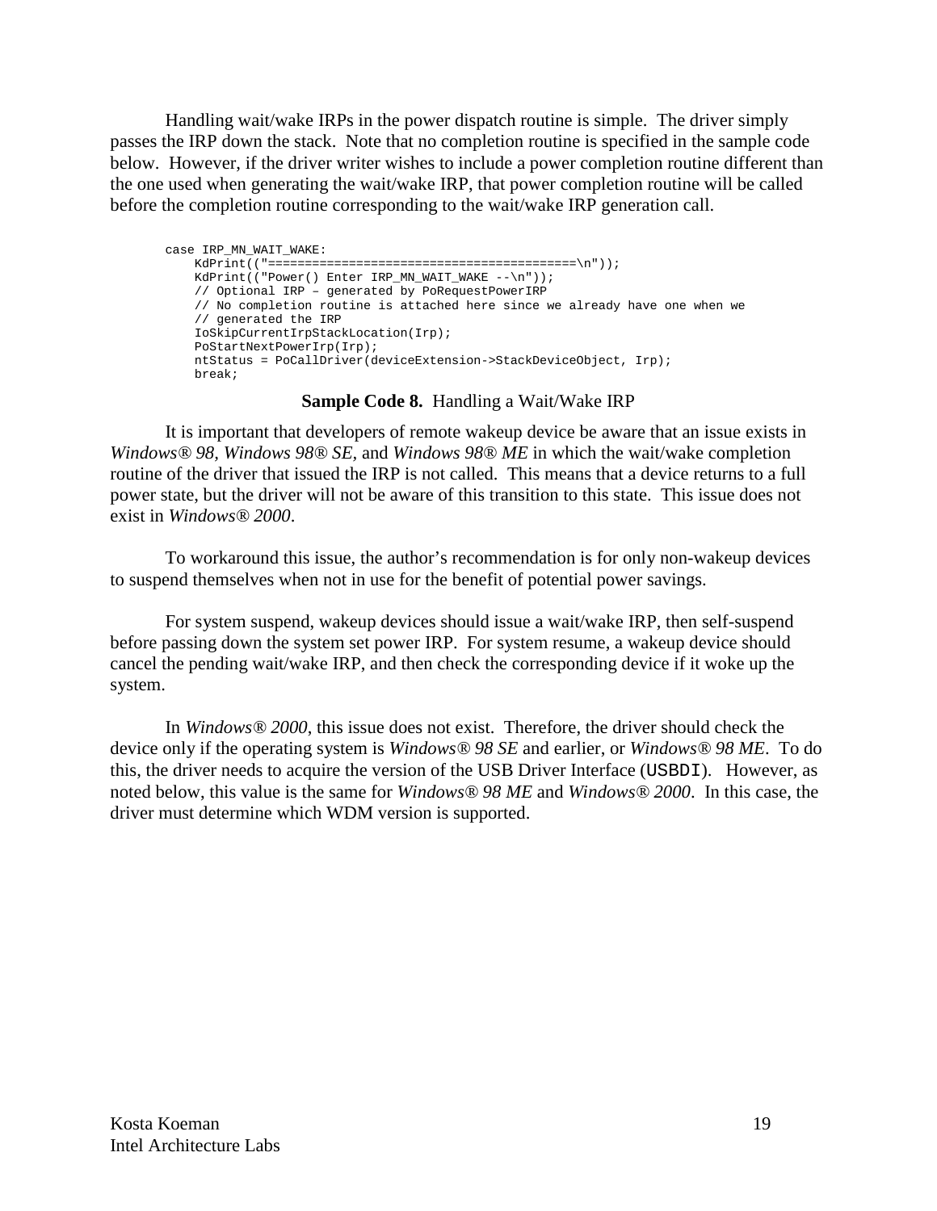Handling wait/wake IRPs in the power dispatch routine is simple. The driver simply passes the IRP down the stack. Note that no completion routine is specified in the sample code below. However, if the driver writer wishes to include a power completion routine different than the one used when generating the wait/wake IRP, that power completion routine will be called before the completion routine corresponding to the wait/wake IRP generation call.

```
case IRP_MN_WAIT_WAKE:
    KdPrint(("=========================================\n"));
    KdPrint(("Power() Enter IRP_MN_WAIT_WAKE --\n"));
    // Optional IRP – generated by PoRequestPowerIRP
    // No completion routine is attached here since we already have one when we
    // generated the IRP
    IoSkipCurrentIrpStackLocation(Irp);
    PoStartNextPowerIrp(Irp);
    ntStatus = PoCallDriver(deviceExtension->StackDeviceObject, Irp);
    break;
```

**Sample Code 8.** Handling a Wait/Wake IRP

It is important that developers of remote wakeup device be aware that an issue exists in *Windows® 98, Windows 98® SE,* and *Windows 98® ME* in which the wait/wake completion routine of the driver that issued the IRP is not called. This means that a device returns to a full power state, but the driver will not be aware of this transition to this state. This issue does not exist in *Windows® 2000*.

To workaround this issue, the author's recommendation is for only non-wakeup devices to suspend themselves when not in use for the benefit of potential power savings.

For system suspend, wakeup devices should issue a wait/wake IRP, then self-suspend before passing down the system set power IRP. For system resume, a wakeup device should cancel the pending wait/wake IRP, and then check the corresponding device if it woke up the system.

In *Windows® 2000*, this issue does not exist. Therefore, the driver should check the device only if the operating system is *Windows® 98 SE* and earlier, or *Windows® 98 ME*. To do this, the driver needs to acquire the version of the USB Driver Interface (`USBDI`). However, as noted below, this value is the same for *Windows® 98 ME* and *Windows® 2000*. In this case, the driver must determine which WDM version is supported.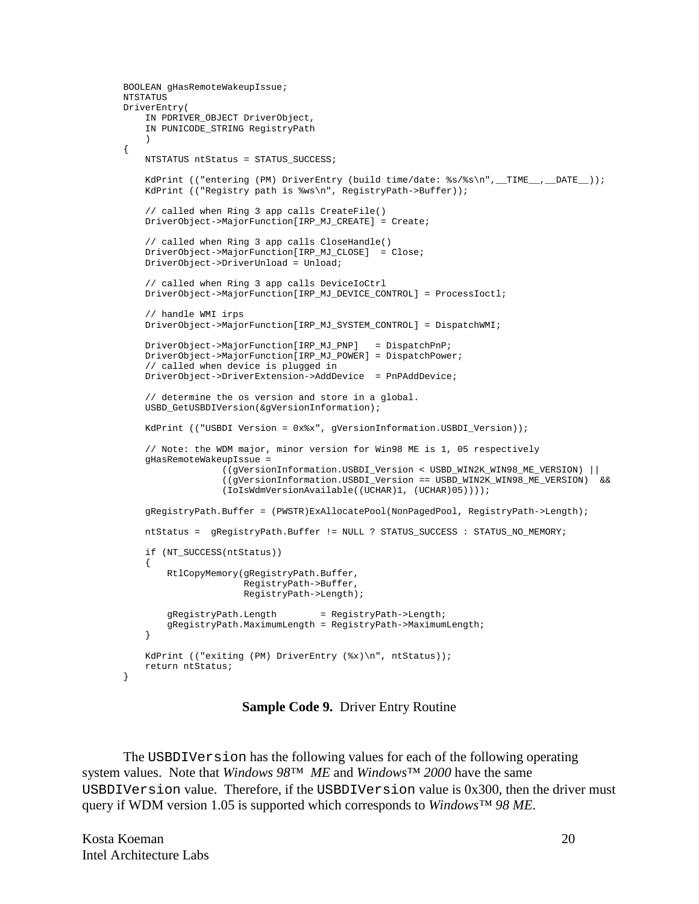```
BOOLEAN gHasRemoteWakeupIssue;
NTSTATUS
DriverEntry(
    IN PDRIVER_OBJECT DriverObject,
    IN PUNICODE_STRING RegistryPath
    )
{
    NTSTATUS ntStatus = STATUS_SUCCESS;

    KdPrint (("entering (PM) DriverEntry (build time/date: %s/%s\n",__TIME__,__DATE__));
    KdPrint (("Registry path is %ws\n", RegistryPath->Buffer));

    // called when Ring 3 app calls CreateFile()
    DriverObject->MajorFunction[IRP_MJ_CREATE] = Create;

    // called when Ring 3 app calls CloseHandle()
    DriverObject->MajorFunction[IRP_MJ_CLOSE]  = Close;
    DriverObject->DriverUnload = Unload;

    // called when Ring 3 app calls DeviceIoCtrl
    DriverObject->MajorFunction[IRP_MJ_DEVICE_CONTROL] = ProcessIoctl;

    // handle WMI irps
    DriverObject->MajorFunction[IRP_MJ_SYSTEM_CONTROL] = DispatchWMI;

    DriverObject->MajorFunction[IRP_MJ_PNP]   = DispatchPnP;
    DriverObject->MajorFunction[IRP_MJ_POWER] = DispatchPower;
    // called when device is plugged in
    DriverObject->DriverExtension->AddDevice  = PnPAddDevice;

    // determine the os version and store in a global.
    USBD_GetUSBDIVersion(&gVersionInformation);

    KdPrint (("USBDI Version = 0x%x", gVersionInformation.USBDI_Version));

    // Note: the WDM major, minor version for Win98 ME is 1, 05 respectively
    gHasRemoteWakeupIssue =
                  ((gVersionInformation.USBDI_Version < USBD_WIN2K_WIN98_ME_VERSION) ||
                  ((gVersionInformation.USBDI_Version == USBD_WIN2K_WIN98_ME_VERSION)  &&
                  (IoIsWdmVersionAvailable((UCHAR)1, (UCHAR)05))));

    gRegistryPath.Buffer = (PWSTR)ExAllocatePool(NonPagedPool, RegistryPath->Length);

    ntStatus =  gRegistryPath.Buffer != NULL ? STATUS_SUCCESS : STATUS_NO_MEMORY;

    if (NT_SUCCESS(ntStatus))
    {
        RtlCopyMemory(gRegistryPath.Buffer,
                      RegistryPath->Buffer,
                      RegistryPath->Length);

        gRegistryPath.Length        = RegistryPath->Length;
        gRegistryPath.MaximumLength = RegistryPath->MaximumLength;
    }

    KdPrint (("exiting (PM) DriverEntry (%x)\n", ntStatus));
    return ntStatus;
}
```

**Sample Code 9.** Driver Entry Routine

The `USBDIVersion` has the following values for each of the following operating system values. Note that *Windows 98™ ME* and *Windows™ 2000* have the same `USBDIVersion` value. Therefore, if the `USBDIVersion` value is 0x300, then the driver must query if WDM version 1.05 is supported which corresponds to *Windows™ 98 ME*.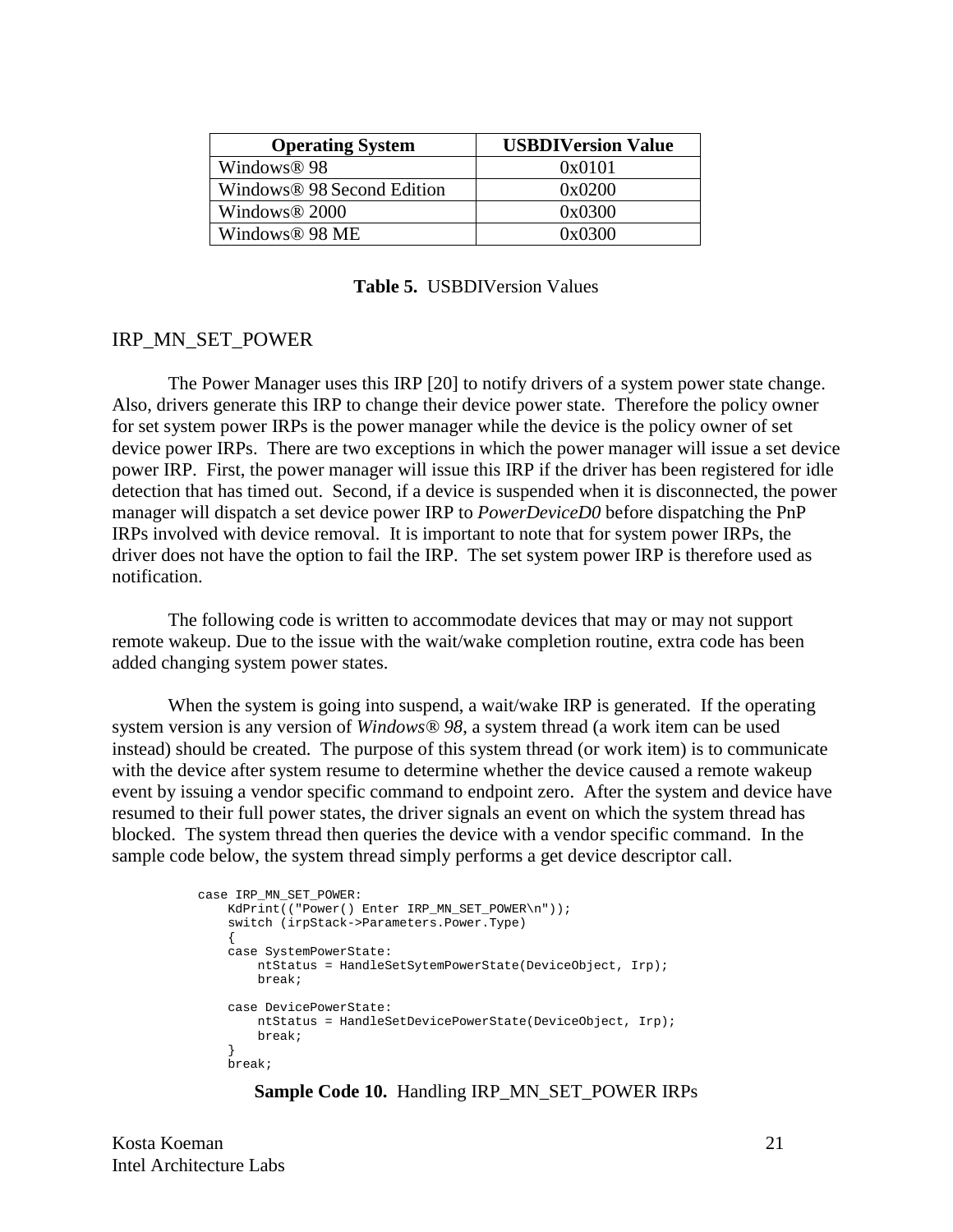| Operating System | USBDIVersion Value |
| --- | --- |
| Windows® 98 | 0x0101 |
| Windows® 98 Second Edition | 0x0200 |
| Windows® 2000 | 0x0300 |
| Windows® 98 ME | 0x0300 |

**Table 5.** USBDIVersion Values

## IRP_MN_SET_POWER

The Power Manager uses this IRP [20] to notify drivers of a system power state change. Also, drivers generate this IRP to change their device power state. Therefore the policy owner for set system power IRPs is the power manager while the device is the policy owner of set device power IRPs. There are two exceptions in which the power manager will issue a set device power IRP. First, the power manager will issue this IRP if the driver has been registered for idle detection that has timed out. Second, if a device is suspended when it is disconnected, the power manager will dispatch a set device power IRP to *PowerDeviceD0* before dispatching the PnP IRPs involved with device removal. It is important to note that for system power IRPs, the driver does not have the option to fail the IRP. The set system power IRP is therefore used as notification.

The following code is written to accommodate devices that may or may not support remote wakeup. Due to the issue with the wait/wake completion routine, extra code has been added changing system power states.

When the system is going into suspend, a wait/wake IRP is generated. If the operating system version is any version of *Windows® 98*, a system thread (a work item can be used instead) should be created. The purpose of this system thread (or work item) is to communicate with the device after system resume to determine whether the device caused a remote wakeup event by issuing a vendor specific command to endpoint zero. After the system and device have resumed to their full power states, the driver signals an event on which the system thread has blocked. The system thread then queries the device with a vendor specific command. In the sample code below, the system thread simply performs a get device descriptor call.

```
case IRP_MN_SET_POWER:
    KdPrint(("Power() Enter IRP_MN_SET_POWER\n"));
    switch (irpStack->Parameters.Power.Type)
    {
    case SystemPowerState:
        ntStatus = HandleSetSytemPowerState(DeviceObject, Irp);
        break;

    case DevicePowerState:
        ntStatus = HandleSetDevicePowerState(DeviceObject, Irp);
        break;
    }
    break;
```

**Sample Code 10.** Handling IRP_MN_SET_POWER IRPs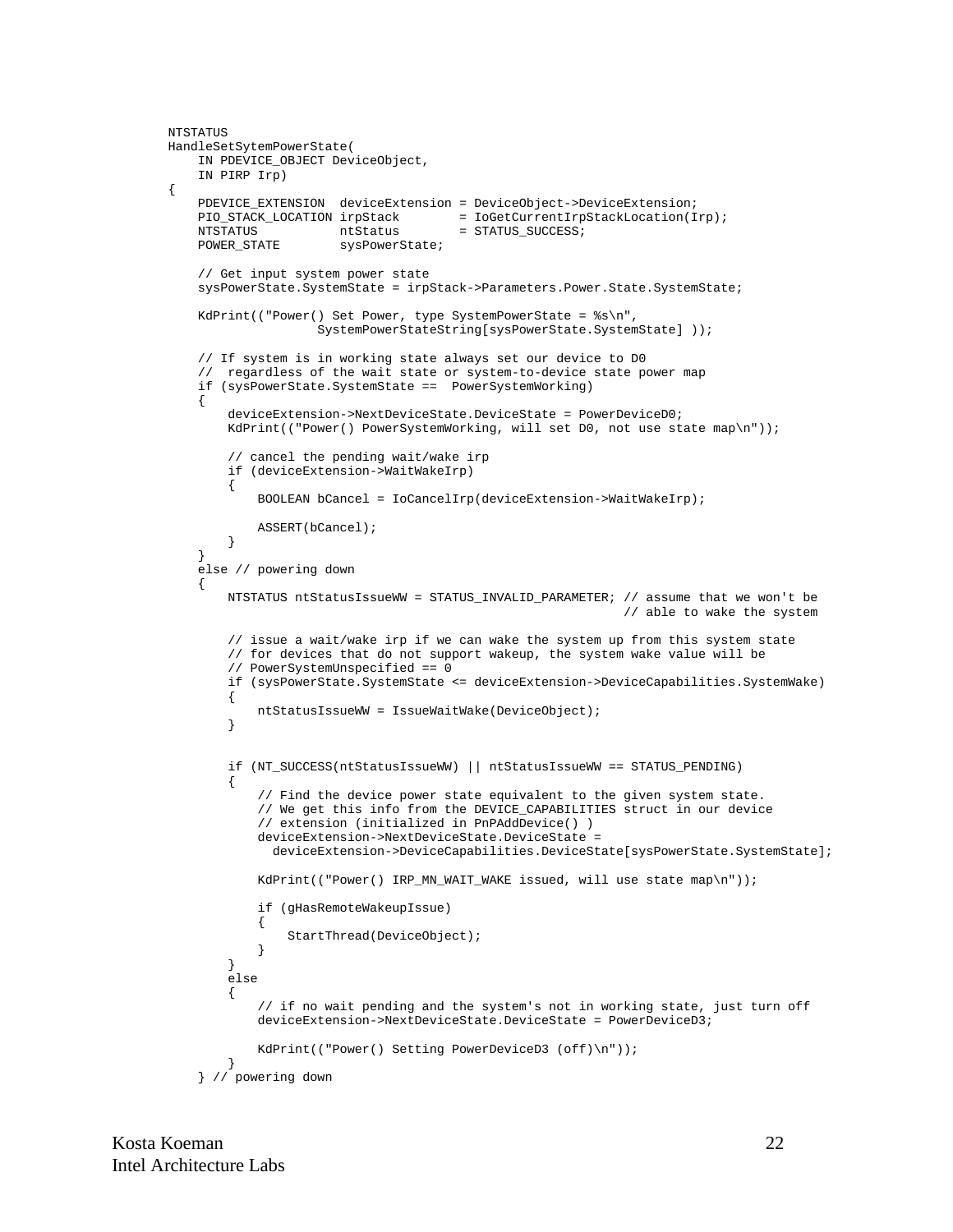```
NTSTATUS
HandleSetSytemPowerState(
    IN PDEVICE_OBJECT DeviceObject,
    IN PIRP Irp)
{
    PDEVICE_EXTENSION  deviceExtension = DeviceObject->DeviceExtension;
    PIO_STACK_LOCATION irpStack        = IoGetCurrentIrpStackLocation(Irp);
    NTSTATUS           ntStatus        = STATUS_SUCCESS;
    POWER_STATE        sysPowerState;

    // Get input system power state
    sysPowerState.SystemState = irpStack->Parameters.Power.State.SystemState;

    KdPrint(("Power() Set Power, type SystemPowerState = %s\n",
                    SystemPowerStateString[sysPowerState.SystemState] ));

    // If system is in working state always set our device to D0
    //  regardless of the wait state or system-to-device state power map
    if (sysPowerState.SystemState ==  PowerSystemWorking)
    {
        deviceExtension->NextDeviceState.DeviceState = PowerDeviceD0;
        KdPrint(("Power() PowerSystemWorking, will set D0, not use state map\n"));

        // cancel the pending wait/wake irp
        if (deviceExtension->WaitWakeIrp)
        {
            BOOLEAN bCancel = IoCancelIrp(deviceExtension->WaitWakeIrp);

            ASSERT(bCancel);
        }
    }
    else // powering down
    {
        NTSTATUS ntStatusIssueWW = STATUS_INVALID_PARAMETER; // assume that we won't be
                                                             // able to wake the system

        // issue a wait/wake irp if we can wake the system up from this system state
        // for devices that do not support wakeup, the system wake value will be
        // PowerSystemUnspecified == 0
        if (sysPowerState.SystemState <= deviceExtension->DeviceCapabilities.SystemWake)
        {
            ntStatusIssueWW = IssueWaitWake(DeviceObject);
        }


        if (NT_SUCCESS(ntStatusIssueWW) || ntStatusIssueWW == STATUS_PENDING)
        {
            // Find the device power state equivalent to the given system state.
            // We get this info from the DEVICE_CAPABILITIES struct in our device
            // extension (initialized in PnPAddDevice() )
            deviceExtension->NextDeviceState.DeviceState =
              deviceExtension->DeviceCapabilities.DeviceState[sysPowerState.SystemState];

            KdPrint(("Power() IRP_MN_WAIT_WAKE issued, will use state map\n"));

            if (gHasRemoteWakeupIssue)
            {
                StartThread(DeviceObject);
            }
        }
        else
        {
            // if no wait pending and the system's not in working state, just turn off
            deviceExtension->NextDeviceState.DeviceState = PowerDeviceD3;

            KdPrint(("Power() Setting PowerDeviceD3 (off)\n"));
        }
    } // powering down
```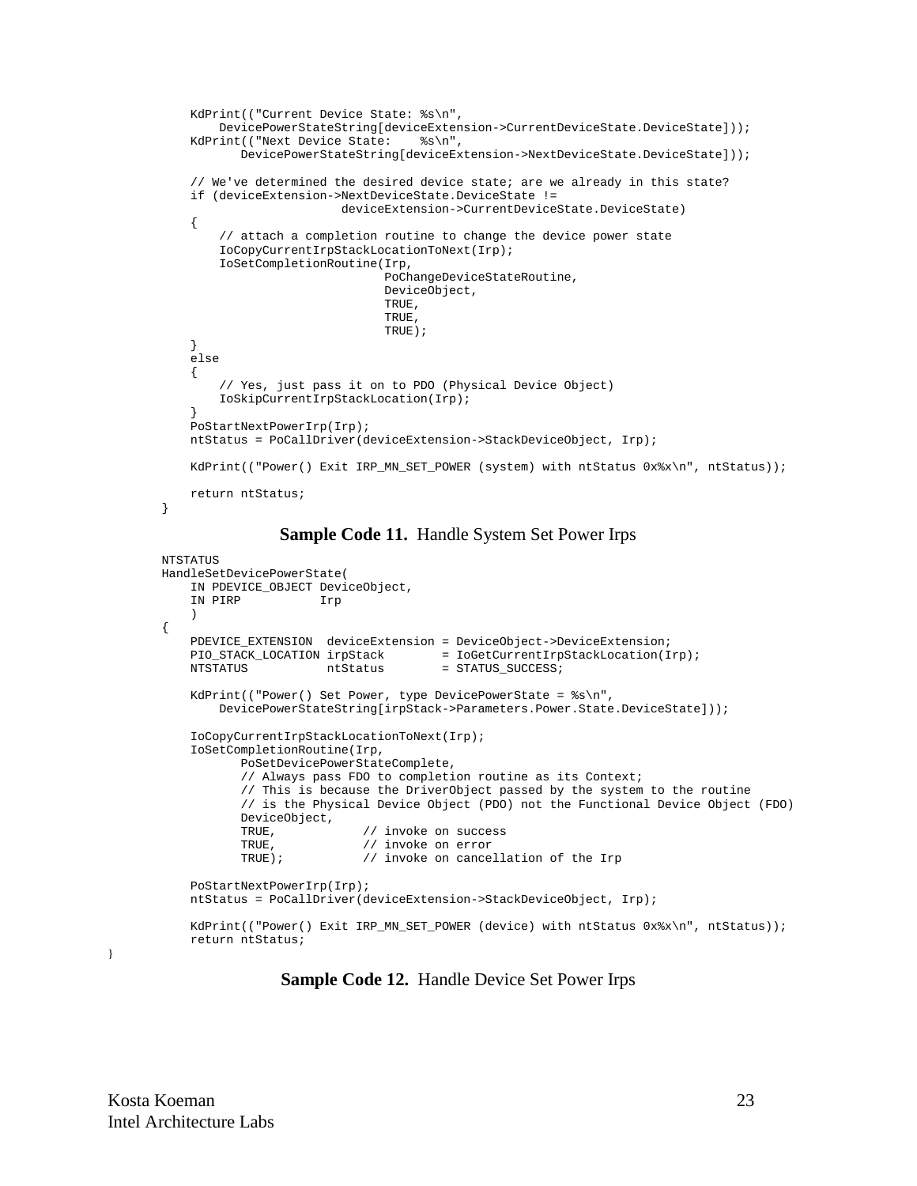```
    KdPrint(("Current Device State: %s\n",
        DevicePowerStateString[deviceExtension->CurrentDeviceState.DeviceState]));
    KdPrint(("Next Device State:    %s\n",
           DevicePowerStateString[deviceExtension->NextDeviceState.DeviceState]));

    // We've determined the desired device state; are we already in this state?
    if (deviceExtension->NextDeviceState.DeviceState !=
                     deviceExtension->CurrentDeviceState.DeviceState)
    {
        // attach a completion routine to change the device power state
        IoCopyCurrentIrpStackLocationToNext(Irp);
        IoSetCompletionRoutine(Irp,
                               PoChangeDeviceStateRoutine,
                               DeviceObject,
                               TRUE,
                               TRUE,
                               TRUE);
    }
    else
    {
        // Yes, just pass it on to PDO (Physical Device Object)
        IoSkipCurrentIrpStackLocation(Irp);
    }
    PoStartNextPowerIrp(Irp);
    ntStatus = PoCallDriver(deviceExtension->StackDeviceObject, Irp);

    KdPrint(("Power() Exit IRP_MN_SET_POWER (system) with ntStatus 0x%x\n", ntStatus));

    return ntStatus;
}
```

**Sample Code 11.** Handle System Set Power Irps

```
NTSTATUS
HandleSetDevicePowerState(
    IN PDEVICE_OBJECT DeviceObject,
    IN PIRP           Irp
    )
{
    PDEVICE_EXTENSION  deviceExtension = DeviceObject->DeviceExtension;
    PIO_STACK_LOCATION irpStack        = IoGetCurrentIrpStackLocation(Irp);
    NTSTATUS           ntStatus        = STATUS_SUCCESS;

    KdPrint(("Power() Set Power, type DevicePowerState = %s\n",
        DevicePowerStateString[irpStack->Parameters.Power.State.DeviceState]));

    IoCopyCurrentIrpStackLocationToNext(Irp);
    IoSetCompletionRoutine(Irp,
           PoSetDevicePowerStateComplete,
           // Always pass FDO to completion routine as its Context;
           // This is because the DriverObject passed by the system to the routine
           // is the Physical Device Object (PDO) not the Functional Device Object (FDO)
           DeviceObject,
           TRUE,            // invoke on success
           TRUE,            // invoke on error
           TRUE);           // invoke on cancellation of the Irp

    PoStartNextPowerIrp(Irp);
    ntStatus = PoCallDriver(deviceExtension->StackDeviceObject, Irp);

    KdPrint(("Power() Exit IRP_MN_SET_POWER (device) with ntStatus 0x%x\n", ntStatus));
    return ntStatus;
}
```

**Sample Code 12.** Handle Device Set Power Irps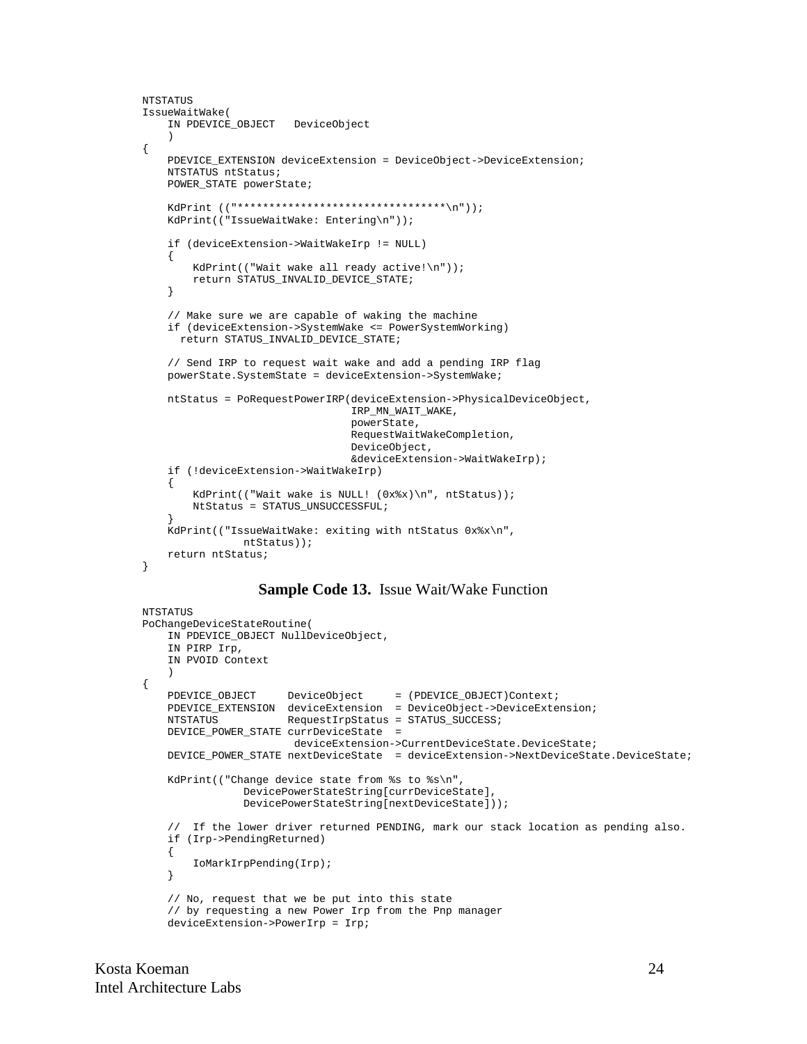```
NTSTATUS
IssueWaitWake(
    IN PDEVICE_OBJECT   DeviceObject
    )
{
    PDEVICE_EXTENSION deviceExtension = DeviceObject->DeviceExtension;
    NTSTATUS ntStatus;
    POWER_STATE powerState;

    KdPrint (("*********************************\n"));
    KdPrint(("IssueWaitWake: Entering\n"));

    if (deviceExtension->WaitWakeIrp != NULL)
    {
        KdPrint(("Wait wake all ready active!\n"));
        return STATUS_INVALID_DEVICE_STATE;
    }

    // Make sure we are capable of waking the machine
    if (deviceExtension->SystemWake <= PowerSystemWorking)
      return STATUS_INVALID_DEVICE_STATE;

    // Send IRP to request wait wake and add a pending IRP flag
    powerState.SystemState = deviceExtension->SystemWake;

    ntStatus = PoRequestPowerIRP(deviceExtension->PhysicalDeviceObject,
                                 IRP_MN_WAIT_WAKE,
                                 powerState,
                                 RequestWaitWakeCompletion,
                                 DeviceObject,
                                 &deviceExtension->WaitWakeIrp);
    if (!deviceExtension->WaitWakeIrp)
    {
        KdPrint(("Wait wake is NULL! (0x%x)\n", ntStatus));
        NtStatus = STATUS_UNSUCCESSFUL;
    }
    KdPrint(("IssueWaitWake: exiting with ntStatus 0x%x\n",
               ntStatus));
    return ntStatus;
}
```

**Sample Code 13.** Issue Wait/Wake Function

```
NTSTATUS
PoChangeDeviceStateRoutine(
    IN PDEVICE_OBJECT NullDeviceObject,
    IN PIRP Irp,
    IN PVOID Context
    )
{
    PDEVICE_OBJECT     DeviceObject     = (PDEVICE_OBJECT)Context;
    PDEVICE_EXTENSION  deviceExtension  = DeviceObject->DeviceExtension;
    NTSTATUS           RequestIrpStatus = STATUS_SUCCESS;
    DEVICE_POWER_STATE currDeviceState  =
                        deviceExtension->CurrentDeviceState.DeviceState;
    DEVICE_POWER_STATE nextDeviceState  = deviceExtension->NextDeviceState.DeviceState;

    KdPrint(("Change device state from %s to %s\n",
               DevicePowerStateString[currDeviceState],
               DevicePowerStateString[nextDeviceState]));

    //  If the lower driver returned PENDING, mark our stack location as pending also.
    if (Irp->PendingReturned)
    {
        IoMarkIrpPending(Irp);
    }

    // No, request that we be put into this state
    // by requesting a new Power Irp from the Pnp manager
    deviceExtension->PowerIrp = Irp;
```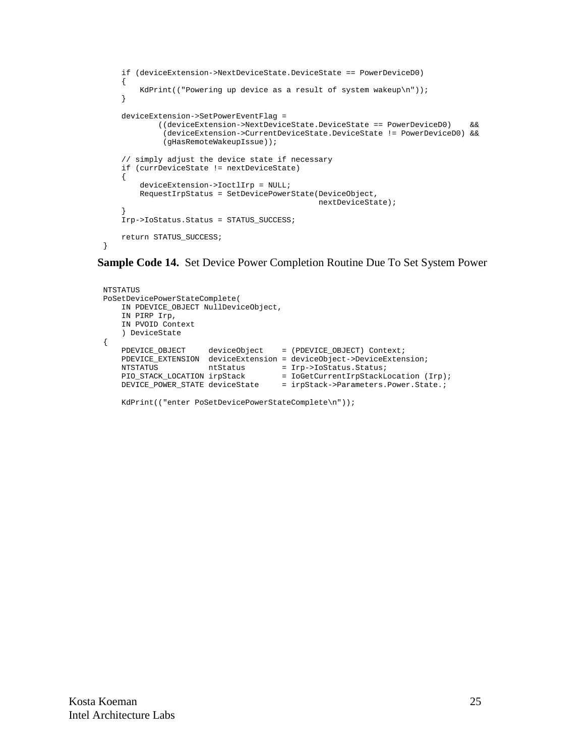```
    if (deviceExtension->NextDeviceState.DeviceState == PowerDeviceD0)
    {
        KdPrint(("Powering up device as a result of system wakeup\n"));
    }

    deviceExtension->SetPowerEventFlag =
            ((deviceExtension->NextDeviceState.DeviceState == PowerDeviceD0)    &&
             (deviceExtension->CurrentDeviceState.DeviceState != PowerDeviceD0) &&
             (gHasRemoteWakeupIssue));

    // simply adjust the device state if necessary
    if (currDeviceState != nextDeviceState)
    {
        deviceExtension->IoctlIrp = NULL;
        RequestIrpStatus = SetDevicePowerState(DeviceObject,
                                               nextDeviceState);
    }
    Irp->IoStatus.Status = STATUS_SUCCESS;

    return STATUS_SUCCESS;
}
```

**Sample Code 14.** Set Device Power Completion Routine Due To Set System Power

```
NTSTATUS
PoSetDevicePowerStateComplete(
    IN PDEVICE_OBJECT NullDeviceObject,
    IN PIRP Irp,
    IN PVOID Context
    ) DeviceState
{
    PDEVICE_OBJECT     deviceObject    = (PDEVICE_OBJECT) Context;
    PDEVICE_EXTENSION  deviceExtension = deviceObject->DeviceExtension;
    NTSTATUS           ntStatus        = Irp->IoStatus.Status;
    PIO_STACK_LOCATION irpStack        = IoGetCurrentIrpStackLocation (Irp);
    DEVICE_POWER_STATE deviceState     = irpStack->Parameters.Power.State.;

    KdPrint(("enter PoSetDevicePowerStateComplete\n"));
```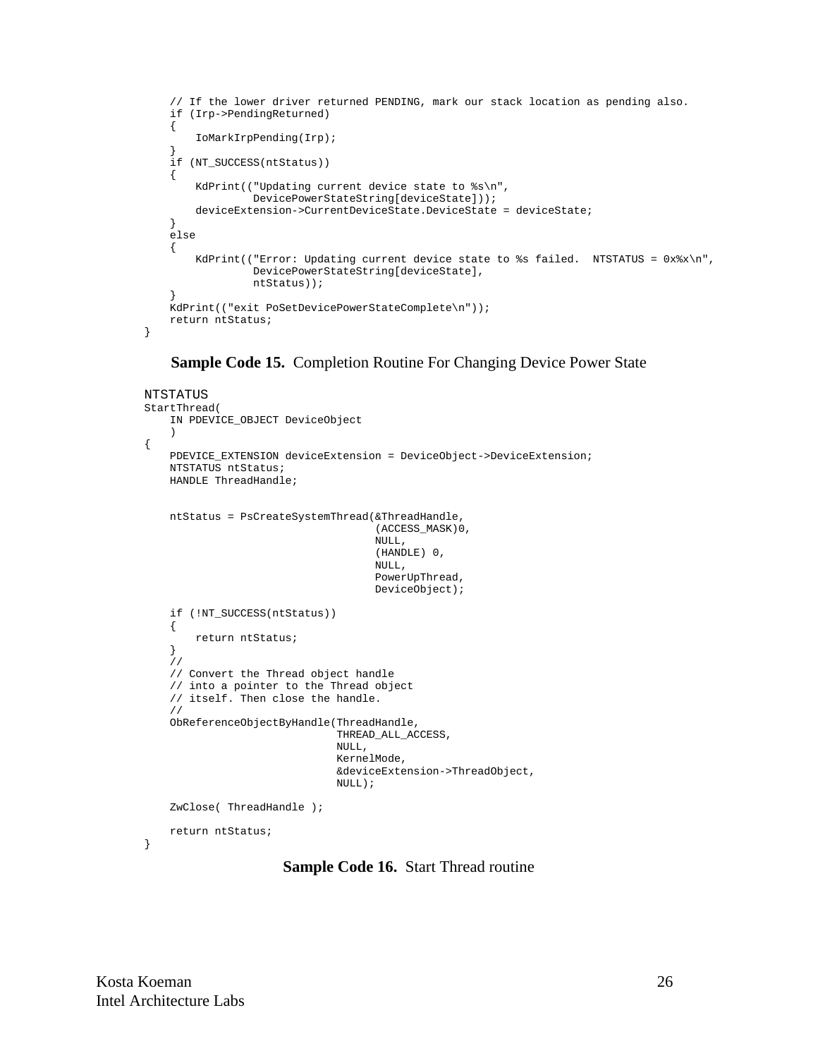```
    // If the lower driver returned PENDING, mark our stack location as pending also.
    if (Irp->PendingReturned)
    {
        IoMarkIrpPending(Irp);
    }
    if (NT_SUCCESS(ntStatus))
    {
        KdPrint(("Updating current device state to %s\n",
                 DevicePowerStateString[deviceState]));
        deviceExtension->CurrentDeviceState.DeviceState = deviceState;
    }
    else
    {
        KdPrint(("Error: Updating current device state to %s failed.  NTSTATUS = 0x%x\n",
                 DevicePowerStateString[deviceState],
                 ntStatus));
    }
    KdPrint(("exit PoSetDevicePowerStateComplete\n"));
    return ntStatus;
}
```

**Sample Code 15.** Completion Routine For Changing Device Power State

```
NTSTATUS
StartThread(
    IN PDEVICE_OBJECT DeviceObject
    )
{
    PDEVICE_EXTENSION deviceExtension = DeviceObject->DeviceExtension;
    NTSTATUS ntStatus;
    HANDLE ThreadHandle;


    ntStatus = PsCreateSystemThread(&ThreadHandle,
                                    (ACCESS_MASK)0,
                                    NULL,
                                    (HANDLE) 0,
                                    NULL,
                                    PowerUpThread,
                                    DeviceObject);

    if (!NT_SUCCESS(ntStatus))
    {
        return ntStatus;
    }
    //
    // Convert the Thread object handle
    // into a pointer to the Thread object
    // itself. Then close the handle.
    //
    ObReferenceObjectByHandle(ThreadHandle,
                              THREAD_ALL_ACCESS,
                              NULL,
                              KernelMode,
                              &deviceExtension->ThreadObject,
                              NULL);

    ZwClose( ThreadHandle );

    return ntStatus;
}
```

**Sample Code 16.** Start Thread routine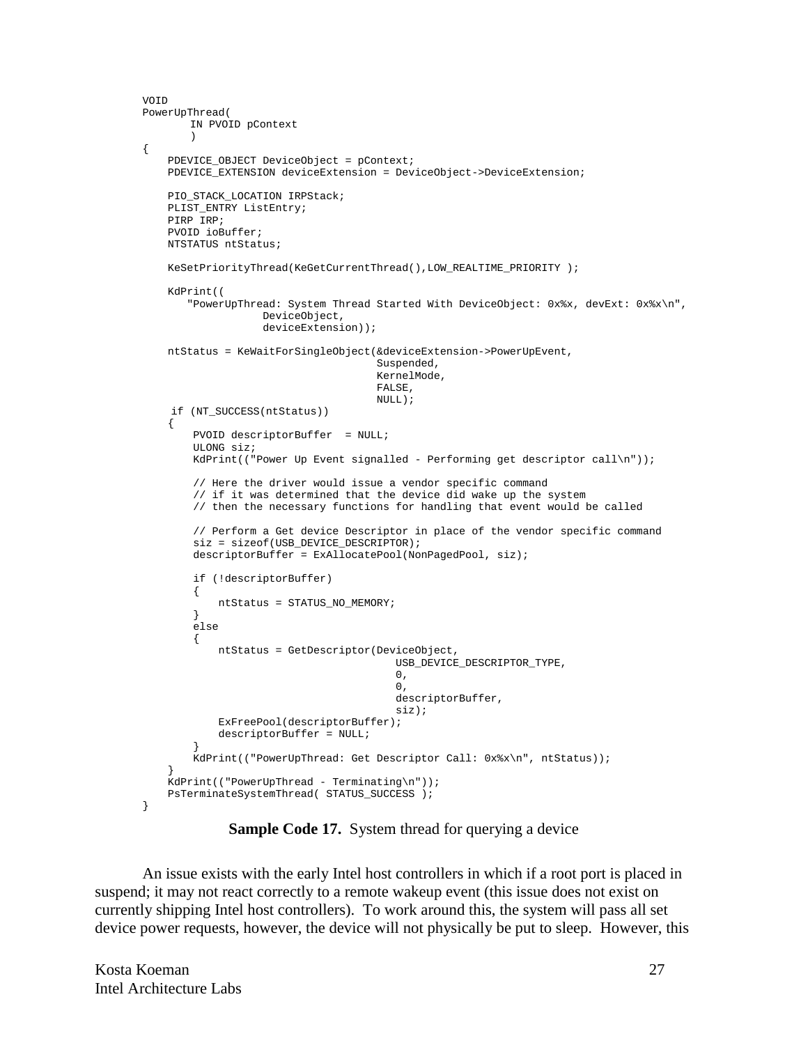```
VOID
PowerUpThread(
        IN PVOID pContext
        )
{
    PDEVICE_OBJECT DeviceObject = pContext;
    PDEVICE_EXTENSION deviceExtension = DeviceObject->DeviceExtension;

    PIO_STACK_LOCATION IRPStack;
    PLIST_ENTRY ListEntry;
    PIRP IRP;
    PVOID ioBuffer;
    NTSTATUS ntStatus;

    KeSetPriorityThread(KeGetCurrentThread(),LOW_REALTIME_PRIORITY );

    KdPrint((
       "PowerUpThread: System Thread Started With DeviceObject: 0x%x, devExt: 0x%x\n",
                   DeviceObject,
                   deviceExtension));

    ntStatus = KeWaitForSingleObject(&deviceExtension->PowerUpEvent,
                                     Suspended,
                                     KernelMode,
                                     FALSE,
                                     NULL);
     if (NT_SUCCESS(ntStatus))
    {
        PVOID descriptorBuffer  = NULL;
        ULONG siz;
        KdPrint(("Power Up Event signalled - Performing get descriptor call\n"));

        // Here the driver would issue a vendor specific command
        // if it was determined that the device did wake up the system
        // then the necessary functions for handling that event would be called

        // Perform a Get device Descriptor in place of the vendor specific command
        siz = sizeof(USB_DEVICE_DESCRIPTOR);
        descriptorBuffer = ExAllocatePool(NonPagedPool, siz);

        if (!descriptorBuffer)
        {
            ntStatus = STATUS_NO_MEMORY;
        }
        else
        {
            ntStatus = GetDescriptor(DeviceObject,
                                        USB_DEVICE_DESCRIPTOR_TYPE,
                                        0,
                                        0,
                                        descriptorBuffer,
                                        siz);
            ExFreePool(descriptorBuffer);
            descriptorBuffer = NULL;
        }
        KdPrint(("PowerUpThread: Get Descriptor Call: 0x%x\n", ntStatus));
    }
    KdPrint(("PowerUpThread - Terminating\n"));
    PsTerminateSystemThread( STATUS_SUCCESS );
}
```

**Sample Code 17.** System thread for querying a device

An issue exists with the early Intel host controllers in which if a root port is placed in suspend; it may not react correctly to a remote wakeup event (this issue does not exist on currently shipping Intel host controllers). To work around this, the system will pass all set device power requests, however, the device will not physically be put to sleep. However, this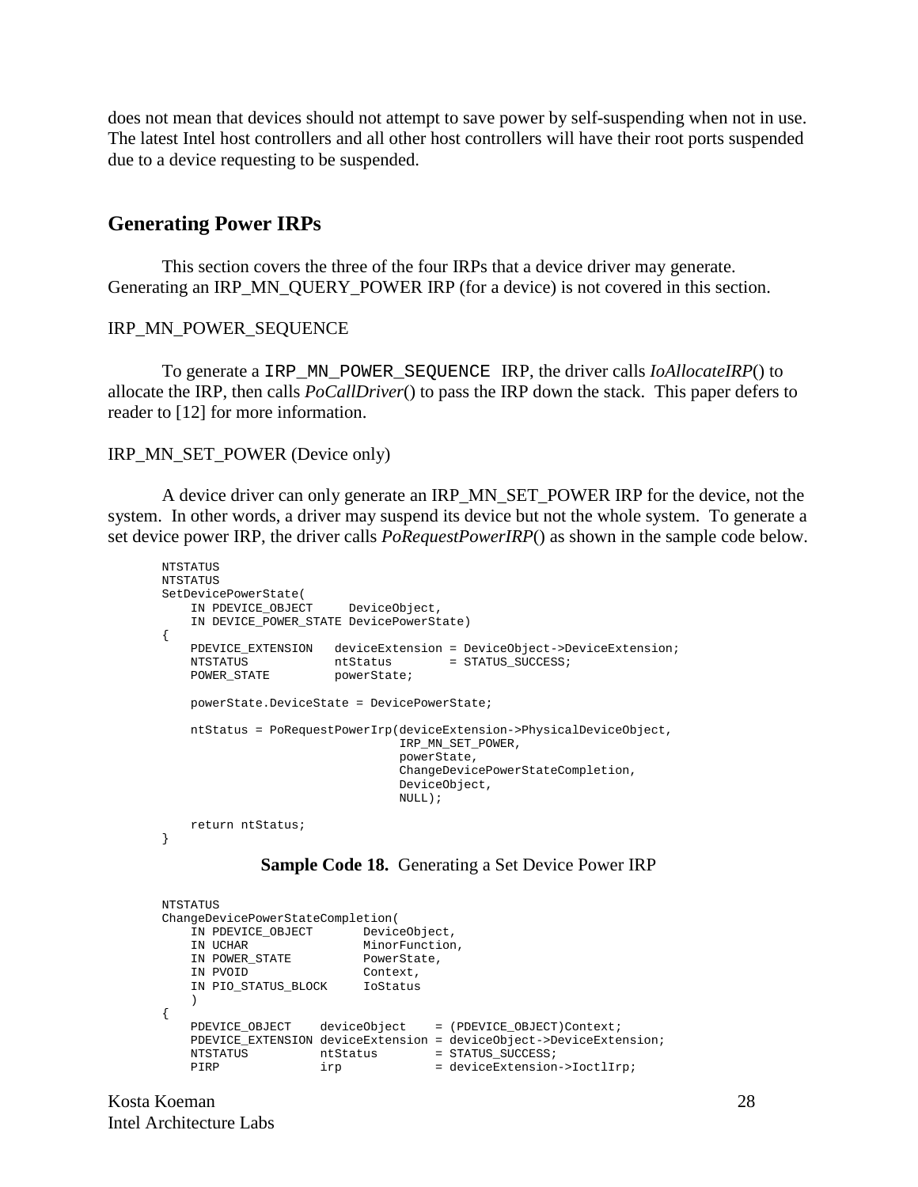does not mean that devices should not attempt to save power by self-suspending when not in use. The latest Intel host controllers and all other host controllers will have their root ports suspended due to a device requesting to be suspended.

## Generating Power IRPs

This section covers the three of the four IRPs that a device driver may generate. Generating an IRP_MN_QUERY_POWER IRP (for a device) is not covered in this section.

IRP_MN_POWER_SEQUENCE

To generate a `IRP_MN_POWER_SEQUENCE` IRP, the driver calls *IoAllocateIRP*() to allocate the IRP, then calls *PoCallDriver*() to pass the IRP down the stack. This paper defers to reader to [12] for more information.

IRP_MN_SET_POWER (Device only)

A device driver can only generate an IRP_MN_SET_POWER IRP for the device, not the system. In other words, a driver may suspend its device but not the whole system. To generate a set device power IRP, the driver calls *PoRequestPowerIRP*() as shown in the sample code below.

```
NTSTATUS
NTSTATUS
SetDevicePowerState(
    IN PDEVICE_OBJECT     DeviceObject,
    IN DEVICE_POWER_STATE DevicePowerState)
{
    PDEVICE_EXTENSION   deviceExtension = DeviceObject->DeviceExtension;
    NTSTATUS            ntStatus        = STATUS_SUCCESS;
    POWER_STATE         powerState;

    powerState.DeviceState = DevicePowerState;

    ntStatus = PoRequestPowerIrp(deviceExtension->PhysicalDeviceObject,
                                 IRP_MN_SET_POWER,
                                 powerState,
                                 ChangeDevicePowerStateCompletion,
                                 DeviceObject,
                                 NULL);

    return ntStatus;
}
```

**Sample Code 18.** Generating a Set Device Power IRP

```
NTSTATUS
ChangeDevicePowerStateCompletion(
    IN PDEVICE_OBJECT       DeviceObject,
    IN UCHAR                MinorFunction,
    IN POWER_STATE          PowerState,
    IN PVOID                Context,
    IN PIO_STATUS_BLOCK     IoStatus
    )
{
    PDEVICE_OBJECT    deviceObject    = (PDEVICE_OBJECT)Context;
    PDEVICE_EXTENSION deviceExtension = deviceObject->DeviceExtension;
    NTSTATUS          ntStatus        = STATUS_SUCCESS;
    PIRP              irp             = deviceExtension->IoctlIrp;
```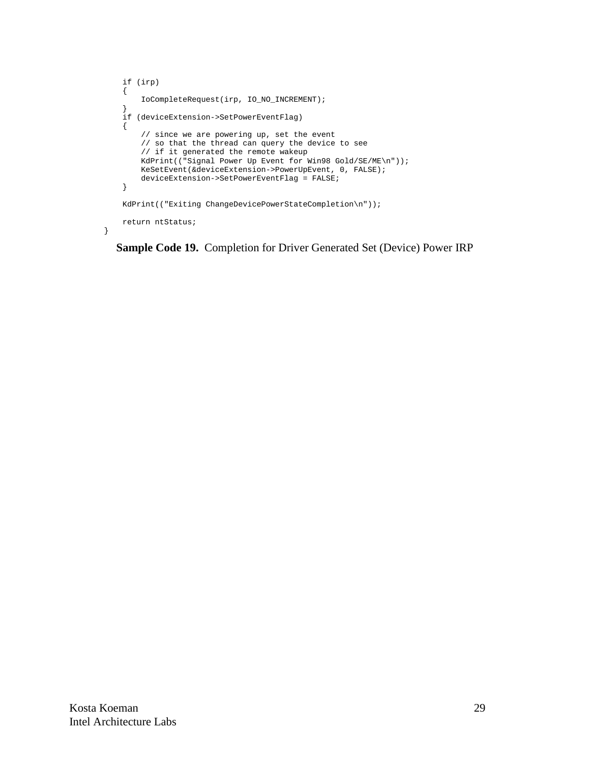```
    if (irp)
    {
        IoCompleteRequest(irp, IO_NO_INCREMENT);
    }
    if (deviceExtension->SetPowerEventFlag)
    {
        // since we are powering up, set the event
        // so that the thread can query the device to see
        // if it generated the remote wakeup
        KdPrint(("Signal Power Up Event for Win98 Gold/SE/ME\n"));
        KeSetEvent(&deviceExtension->PowerUpEvent, 0, FALSE);
        deviceExtension->SetPowerEventFlag = FALSE;
    }

    KdPrint(("Exiting ChangeDevicePowerStateCompletion\n"));

    return ntStatus;
}
```

**Sample Code 19.** Completion for Driver Generated Set (Device) Power IRP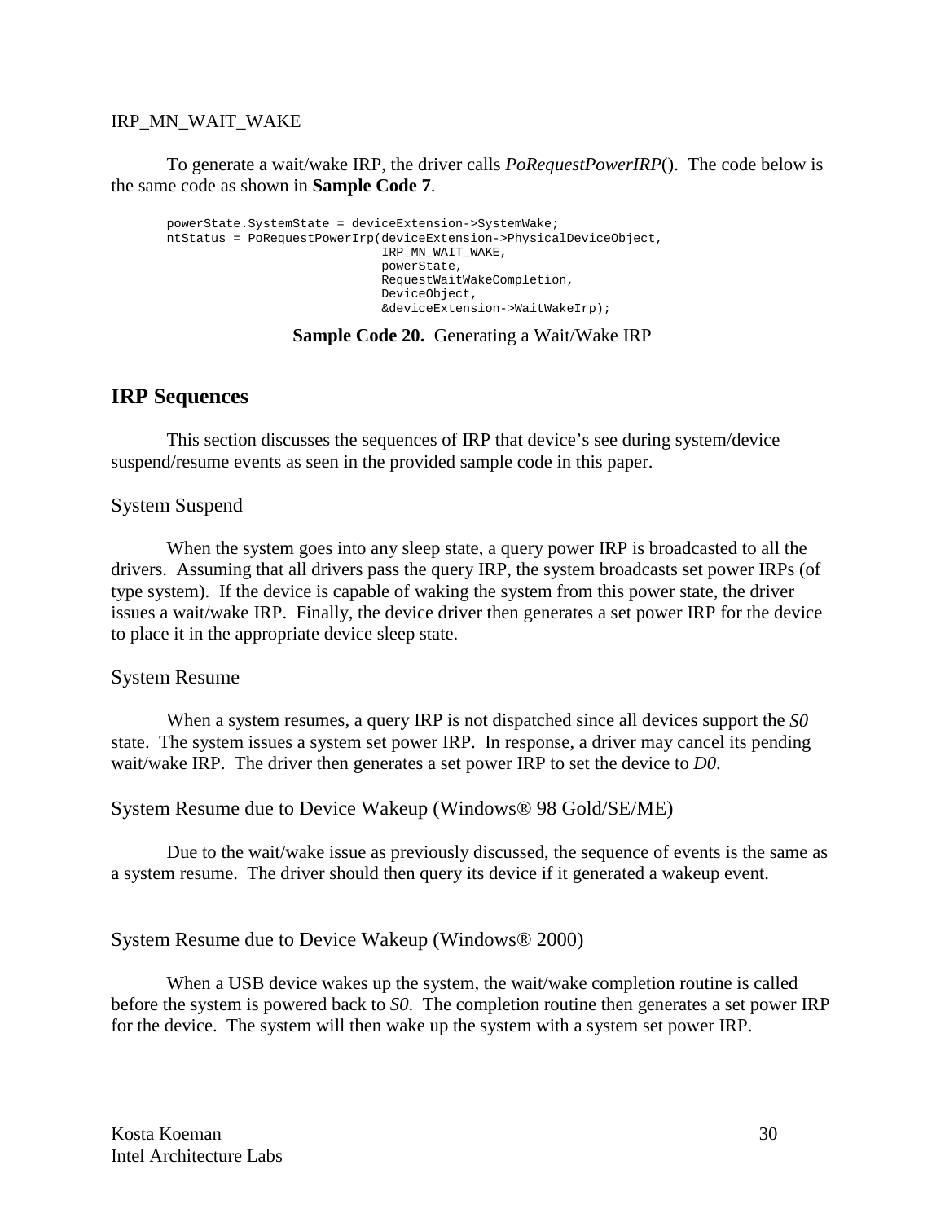### IRP_MN_WAIT_WAKE

To generate a wait/wake IRP, the driver calls *PoRequestPowerIRP*(). The code below is the same code as shown in **Sample Code 7**.

```
powerState.SystemState = deviceExtension->SystemWake;
ntStatus = PoRequestPowerIrp(deviceExtension->PhysicalDeviceObject,
                             IRP_MN_WAIT_WAKE,
                             powerState,
                             RequestWaitWakeCompletion,
                             DeviceObject,
                             &deviceExtension->WaitWakeIrp);
```

**Sample Code 20.** Generating a Wait/Wake IRP

## IRP Sequences

This section discusses the sequences of IRP that device's see during system/device suspend/resume events as seen in the provided sample code in this paper.

### System Suspend

When the system goes into any sleep state, a query power IRP is broadcasted to all the drivers. Assuming that all drivers pass the query IRP, the system broadcasts set power IRPs (of type system). If the device is capable of waking the system from this power state, the driver issues a wait/wake IRP. Finally, the device driver then generates a set power IRP for the device to place it in the appropriate device sleep state.

### System Resume

When a system resumes, a query IRP is not dispatched since all devices support the *S0* state. The system issues a system set power IRP. In response, a driver may cancel its pending wait/wake IRP. The driver then generates a set power IRP to set the device to *D0*.

### System Resume due to Device Wakeup (Windows® 98 Gold/SE/ME)

Due to the wait/wake issue as previously discussed, the sequence of events is the same as a system resume. The driver should then query its device if it generated a wakeup event.

### System Resume due to Device Wakeup (Windows® 2000)

When a USB device wakes up the system, the wait/wake completion routine is called before the system is powered back to *S0*. The completion routine then generates a set power IRP for the device. The system will then wake up the system with a system set power IRP.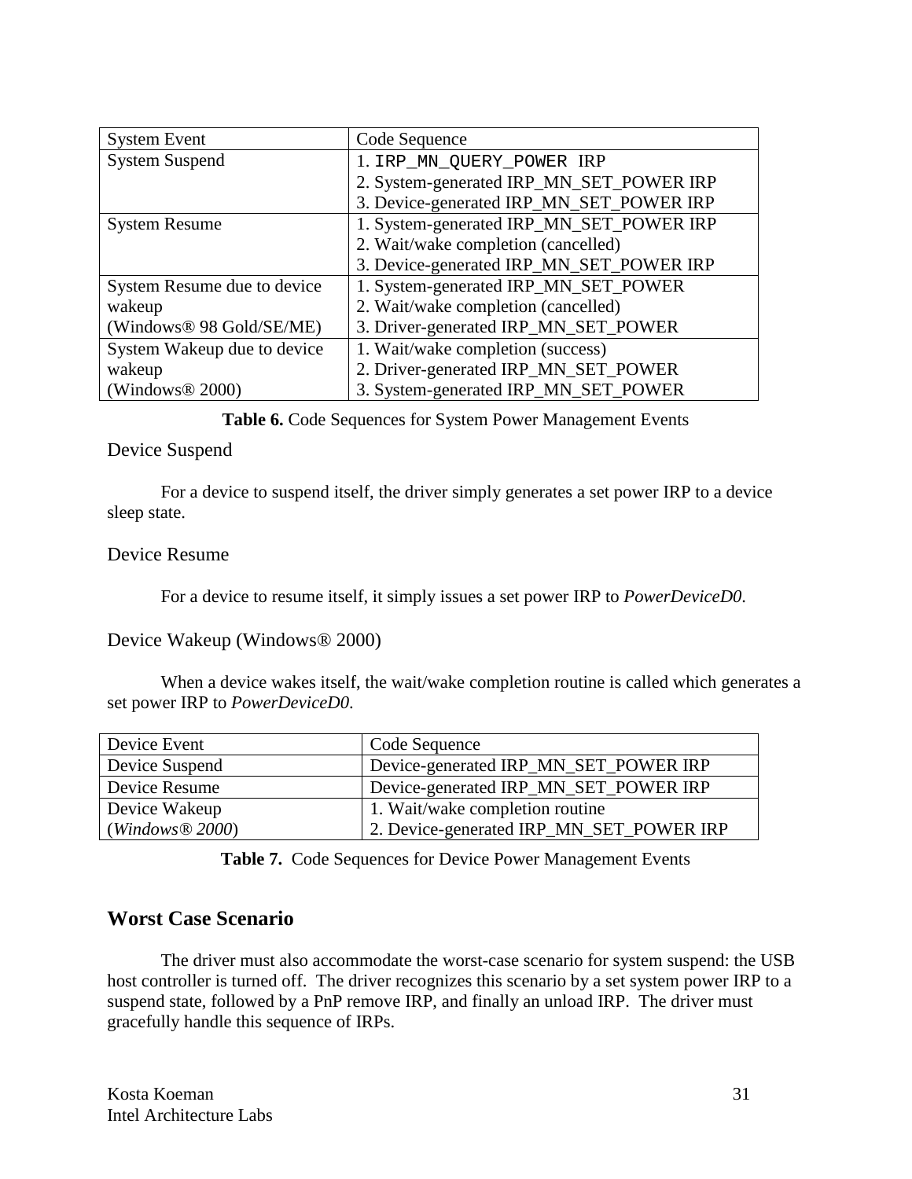| System Event | Code Sequence |
|---|---|
| System Suspend | 1. `IRP_MN_QUERY_POWER` IRP<br>2. System-generated IRP_MN_SET_POWER IRP<br>3. Device-generated IRP_MN_SET_POWER IRP |
| System Resume | 1. System-generated IRP_MN_SET_POWER IRP<br>2. Wait/wake completion (cancelled)<br>3. Device-generated IRP_MN_SET_POWER IRP |
| System Resume due to device wakeup (Windows® 98 Gold/SE/ME) | 1. System-generated IRP_MN_SET_POWER<br>2. Wait/wake completion (cancelled)<br>3. Driver-generated IRP_MN_SET_POWER |
| System Wakeup due to device wakeup (Windows® 2000) | 1. Wait/wake completion (success)<br>2. Driver-generated IRP_MN_SET_POWER<br>3. System-generated IRP_MN_SET_POWER |

**Table 6.** Code Sequences for System Power Management Events

### Device Suspend

For a device to suspend itself, the driver simply generates a set power IRP to a device sleep state.

### Device Resume

For a device to resume itself, it simply issues a set power IRP to *PowerDeviceD0.*

### Device Wakeup (Windows® 2000)

When a device wakes itself, the wait/wake completion routine is called which generates a set power IRP to *PowerDeviceD0.*

| Device Event | Code Sequence |
|---|---|
| Device Suspend | Device-generated IRP_MN_SET_POWER IRP |
| Device Resume | Device-generated IRP_MN_SET_POWER IRP |
| Device Wakeup (*Windows® 2000*) | 1. Wait/wake completion routine<br>2. Device-generated IRP_MN_SET_POWER IRP |

**Table 7.** Code Sequences for Device Power Management Events

## Worst Case Scenario

The driver must also accommodate the worst-case scenario for system suspend: the USB host controller is turned off. The driver recognizes this scenario by a set system power IRP to a suspend state, followed by a PnP remove IRP, and finally an unload IRP. The driver must gracefully handle this sequence of IRPs.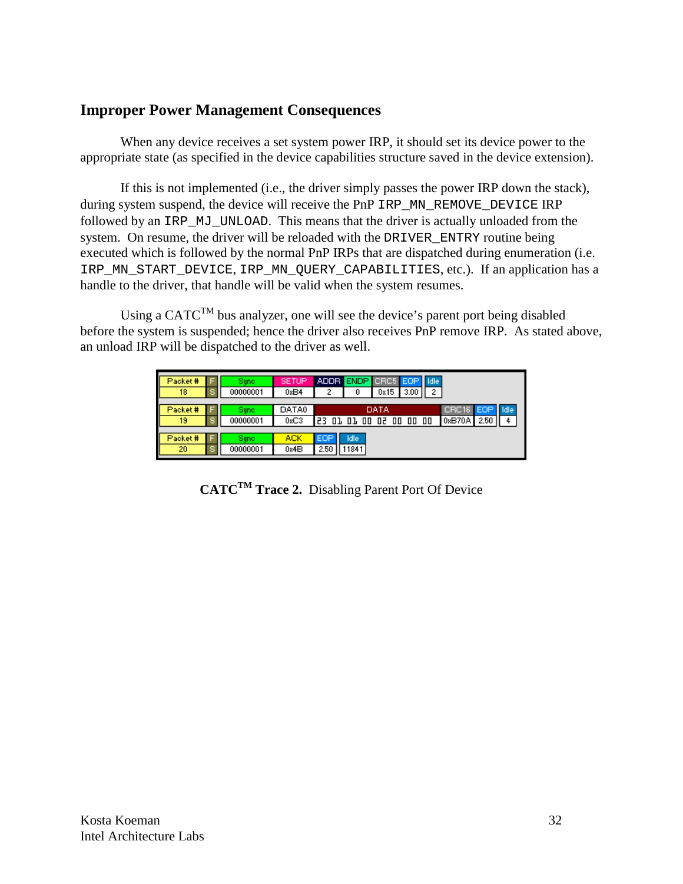## Improper Power Management Consequences

When any device receives a set system power IRP, it should set its device power to the appropriate state (as specified in the device capabilities structure saved in the device extension).

If this is not implemented (i.e., the driver simply passes the power IRP down the stack), during system suspend, the device will receive the PnP `IRP_MN_REMOVE_DEVICE` IRP followed by an `IRP_MJ_UNLOAD`. This means that the driver is actually unloaded from the system. On resume, the driver will be reloaded with the `DRIVER_ENTRY` routine being executed which is followed by the normal PnP IRPs that are dispatched during enumeration (i.e. `IRP_MN_START_DEVICE`, `IRP_MN_QUERY_CAPABILITIES`, etc.). If an application has a handle to the driver, that handle will be valid when the system resumes.

Using a CATC™ bus analyzer, one will see the device's parent port being disabled before the system is suspended; hence the driver also receives PnP remove IRP. As stated above, an unload IRP will be dispatched to the driver as well.

| Packet # | F/S | Sync | SETUP | ADDR | ENDP | CRC5 | EOP | Idle |
|---|---|---|---|---|---|---|---|---|
| 18 | S | 00000001 | 0xB4 | 2 | 0 | 0x15 | 3.00 | 2 |

| Packet # | F/S | Sync | DATA0 | DATA | CRC16 | EOP | Idle |
|---|---|---|---|---|---|---|---|
| 19 | S | 00000001 | 0xC3 | 23 01 01 00 02 00 00 00 | 0xB70A | 2.50 | 4 |

| Packet # | F/S | Sync | ACK | EOP | Idle |
|---|---|---|---|---|---|
| 20 | S | 00000001 | 0x4B | 2.50 | 11841 |

**CATC™ Trace 2.** Disabling Parent Port Of Device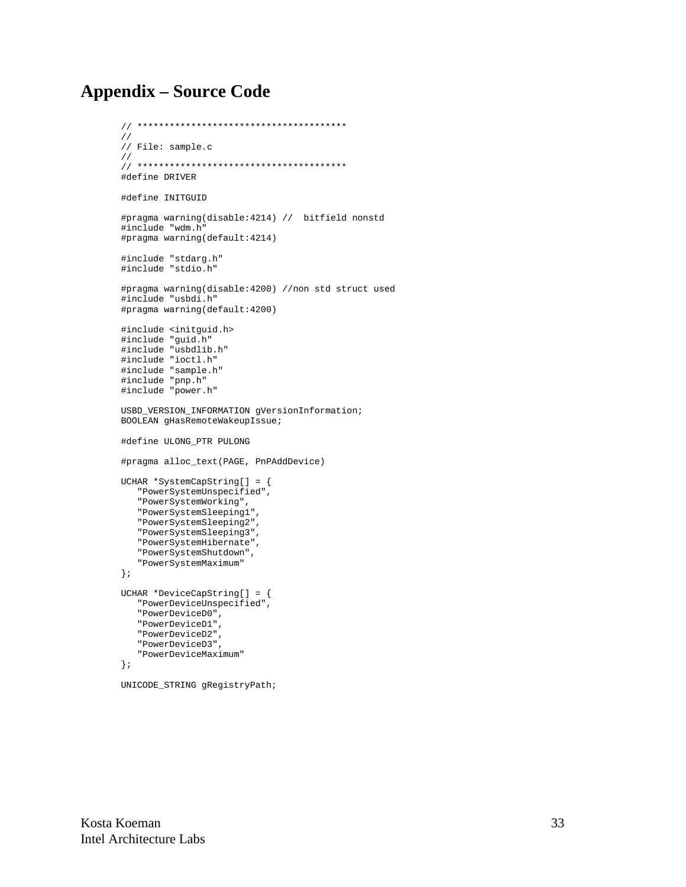# Appendix – Source Code

```
// ***************************************
//
// File: sample.c
//
// ***************************************
#define DRIVER

#define INITGUID

#pragma warning(disable:4214) //  bitfield nonstd
#include "wdm.h"
#pragma warning(default:4214)

#include "stdarg.h"
#include "stdio.h"

#pragma warning(disable:4200) //non std struct used
#include "usbdi.h"
#pragma warning(default:4200)

#include <initguid.h>
#include "guid.h"
#include "usbdlib.h"
#include "ioctl.h"
#include "sample.h"
#include "pnp.h"
#include "power.h"

USBD_VERSION_INFORMATION gVersionInformation;
BOOLEAN gHasRemoteWakeupIssue;

#define ULONG_PTR PULONG

#pragma alloc_text(PAGE, PnPAddDevice)

UCHAR *SystemCapString[] = {
   "PowerSystemUnspecified",
   "PowerSystemWorking",
   "PowerSystemSleeping1",
   "PowerSystemSleeping2",
   "PowerSystemSleeping3",
   "PowerSystemHibernate",
   "PowerSystemShutdown",
   "PowerSystemMaximum"
};

UCHAR *DeviceCapString[] = {
   "PowerDeviceUnspecified",
   "PowerDeviceD0",
   "PowerDeviceD1",
   "PowerDeviceD2",
   "PowerDeviceD3",
   "PowerDeviceMaximum"
};

UNICODE_STRING gRegistryPath;
```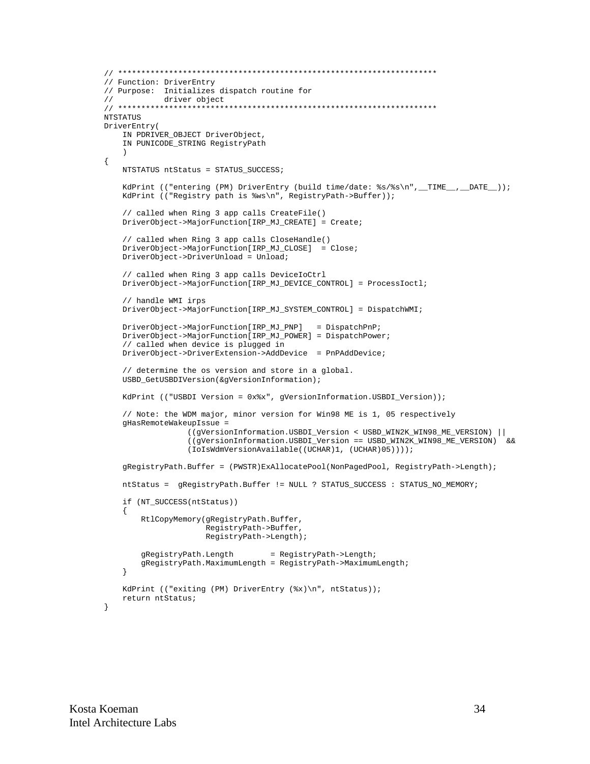```c
// *******************************************************************
// Function: DriverEntry
// Purpose:  Initializes dispatch routine for
//           driver object
// *******************************************************************
NTSTATUS
DriverEntry(
    IN PDRIVER_OBJECT DriverObject,
    IN PUNICODE_STRING RegistryPath
    )
{
    NTSTATUS ntStatus = STATUS_SUCCESS;

    KdPrint (("entering (PM) DriverEntry (build time/date: %s/%s\n",__TIME__,__DATE__));
    KdPrint (("Registry path is %ws\n", RegistryPath->Buffer));

    // called when Ring 3 app calls CreateFile()
    DriverObject->MajorFunction[IRP_MJ_CREATE] = Create;

    // called when Ring 3 app calls CloseHandle()
    DriverObject->MajorFunction[IRP_MJ_CLOSE]  = Close;
    DriverObject->DriverUnload = Unload;

    // called when Ring 3 app calls DeviceIoCtrl
    DriverObject->MajorFunction[IRP_MJ_DEVICE_CONTROL] = ProcessIoctl;

    // handle WMI irps
    DriverObject->MajorFunction[IRP_MJ_SYSTEM_CONTROL] = DispatchWMI;

    DriverObject->MajorFunction[IRP_MJ_PNP]   = DispatchPnP;
    DriverObject->MajorFunction[IRP_MJ_POWER] = DispatchPower;
    // called when device is plugged in
    DriverObject->DriverExtension->AddDevice  = PnPAddDevice;

    // determine the os version and store in a global.
    USBD_GetUSBDIVersion(&gVersionInformation);

    KdPrint (("USBDI Version = 0x%x", gVersionInformation.USBDI_Version));

    // Note: the WDM major, minor version for Win98 ME is 1, 05 respectively
    gHasRemoteWakeupIssue =
                  ((gVersionInformation.USBDI_Version < USBD_WIN2K_WIN98_ME_VERSION) ||
                  ((gVersionInformation.USBDI_Version == USBD_WIN2K_WIN98_ME_VERSION)  &&
                  (IoIsWdmVersionAvailable((UCHAR)1, (UCHAR)05))));

    gRegistryPath.Buffer = (PWSTR)ExAllocatePool(NonPagedPool, RegistryPath->Length);

    ntStatus =  gRegistryPath.Buffer != NULL ? STATUS_SUCCESS : STATUS_NO_MEMORY;

    if (NT_SUCCESS(ntStatus))
    {
        RtlCopyMemory(gRegistryPath.Buffer,
                      RegistryPath->Buffer,
                      RegistryPath->Length);

        gRegistryPath.Length        = RegistryPath->Length;
        gRegistryPath.MaximumLength = RegistryPath->MaximumLength;
    }

    KdPrint (("exiting (PM) DriverEntry (%x)\n", ntStatus));
    return ntStatus;
}
```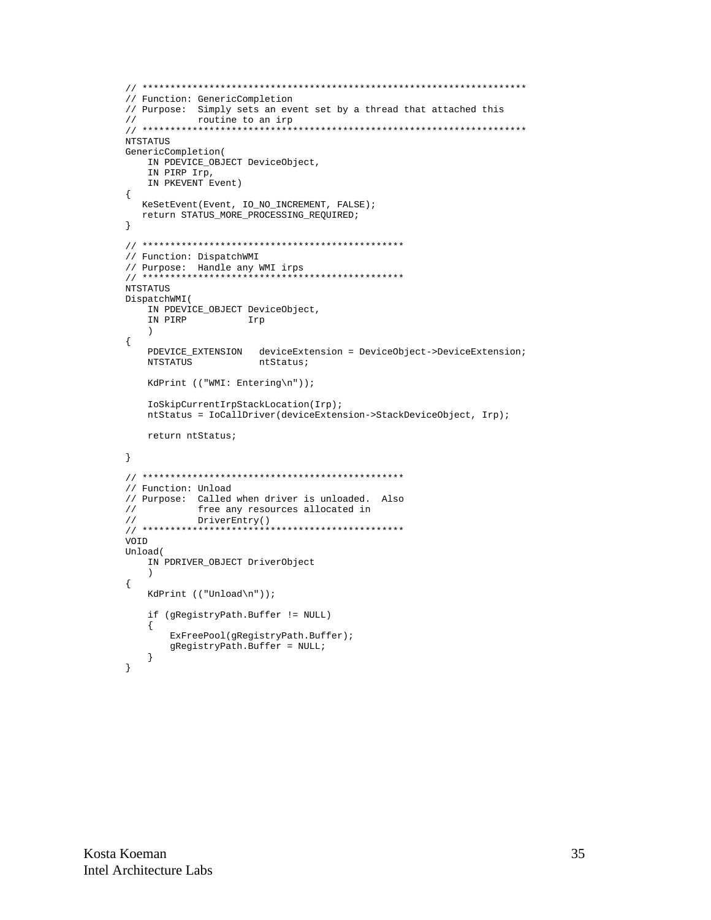```
// *******************************************************************
// Function: GenericCompletion
// Purpose:  Simply sets an event set by a thread that attached this
//           routine to an irp
// *******************************************************************
NTSTATUS
GenericCompletion(
    IN PDEVICE_OBJECT DeviceObject,
    IN PIRP Irp,
    IN PKEVENT Event)
{
   KeSetEvent(Event, IO_NO_INCREMENT, FALSE);
   return STATUS_MORE_PROCESSING_REQUIRED;
}

// **********************************************
// Function: DispatchWMI
// Purpose:  Handle any WMI irps
// **********************************************
NTSTATUS
DispatchWMI(
    IN PDEVICE_OBJECT DeviceObject,
    IN PIRP           Irp
    )
{
    PDEVICE_EXTENSION   deviceExtension = DeviceObject->DeviceExtension;
    NTSTATUS            ntStatus;

    KdPrint (("WMI: Entering\n"));

    IoSkipCurrentIrpStackLocation(Irp);
    ntStatus = IoCallDriver(deviceExtension->StackDeviceObject, Irp);

    return ntStatus;

}

// **********************************************
// Function: Unload
// Purpose:  Called when driver is unloaded.  Also
//           free any resources allocated in
//           DriverEntry()
// **********************************************
VOID
Unload(
    IN PDRIVER_OBJECT DriverObject
    )
{
    KdPrint (("Unload\n"));

    if (gRegistryPath.Buffer != NULL)
    {
        ExFreePool(gRegistryPath.Buffer);
        gRegistryPath.Buffer = NULL;
    }
}
```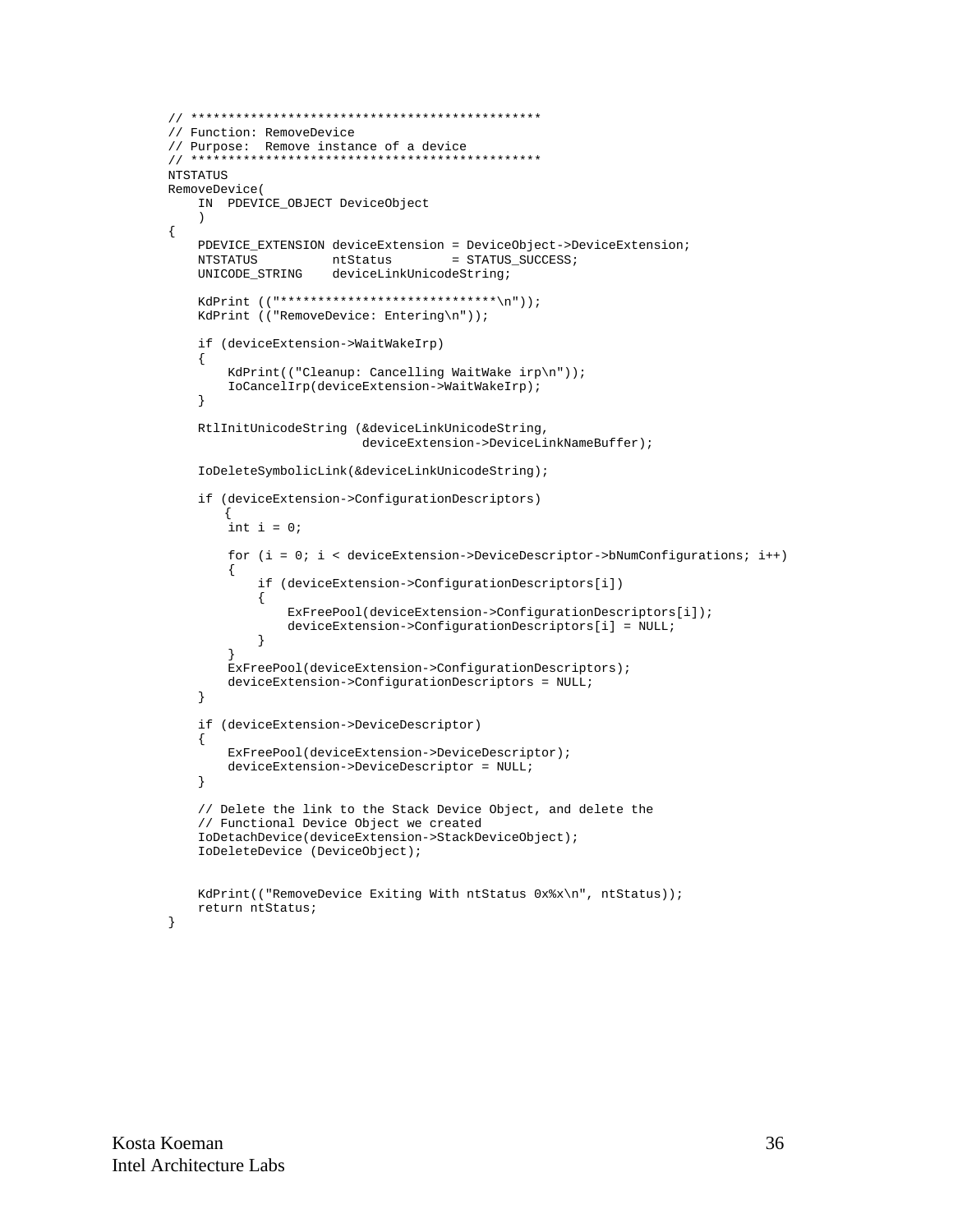```
// **********************************************
// Function: RemoveDevice
// Purpose:  Remove instance of a device
// **********************************************
NTSTATUS
RemoveDevice(
    IN  PDEVICE_OBJECT DeviceObject
    )
{
    PDEVICE_EXTENSION deviceExtension = DeviceObject->DeviceExtension;
    NTSTATUS          ntStatus        = STATUS_SUCCESS;
    UNICODE_STRING    deviceLinkUnicodeString;

    KdPrint (("*****************************\n"));
    KdPrint (("RemoveDevice: Entering\n"));

    if (deviceExtension->WaitWakeIrp)
    {
        KdPrint(("Cleanup: Cancelling WaitWake irp\n"));
        IoCancelIrp(deviceExtension->WaitWakeIrp);
    }

    RtlInitUnicodeString (&deviceLinkUnicodeString,
                          deviceExtension->DeviceLinkNameBuffer);

    IoDeleteSymbolicLink(&deviceLinkUnicodeString);

    if (deviceExtension->ConfigurationDescriptors)
       {
        int i = 0;

        for (i = 0; i < deviceExtension->DeviceDescriptor->bNumConfigurations; i++)
        {
            if (deviceExtension->ConfigurationDescriptors[i])
            {
                ExFreePool(deviceExtension->ConfigurationDescriptors[i]);
                deviceExtension->ConfigurationDescriptors[i] = NULL;
            }
        }
        ExFreePool(deviceExtension->ConfigurationDescriptors);
        deviceExtension->ConfigurationDescriptors = NULL;
    }

    if (deviceExtension->DeviceDescriptor)
    {
        ExFreePool(deviceExtension->DeviceDescriptor);
        deviceExtension->DeviceDescriptor = NULL;
    }

    // Delete the link to the Stack Device Object, and delete the
    // Functional Device Object we created
    IoDetachDevice(deviceExtension->StackDeviceObject);
    IoDeleteDevice (DeviceObject);


    KdPrint(("RemoveDevice Exiting With ntStatus 0x%x\n", ntStatus));
    return ntStatus;
}
```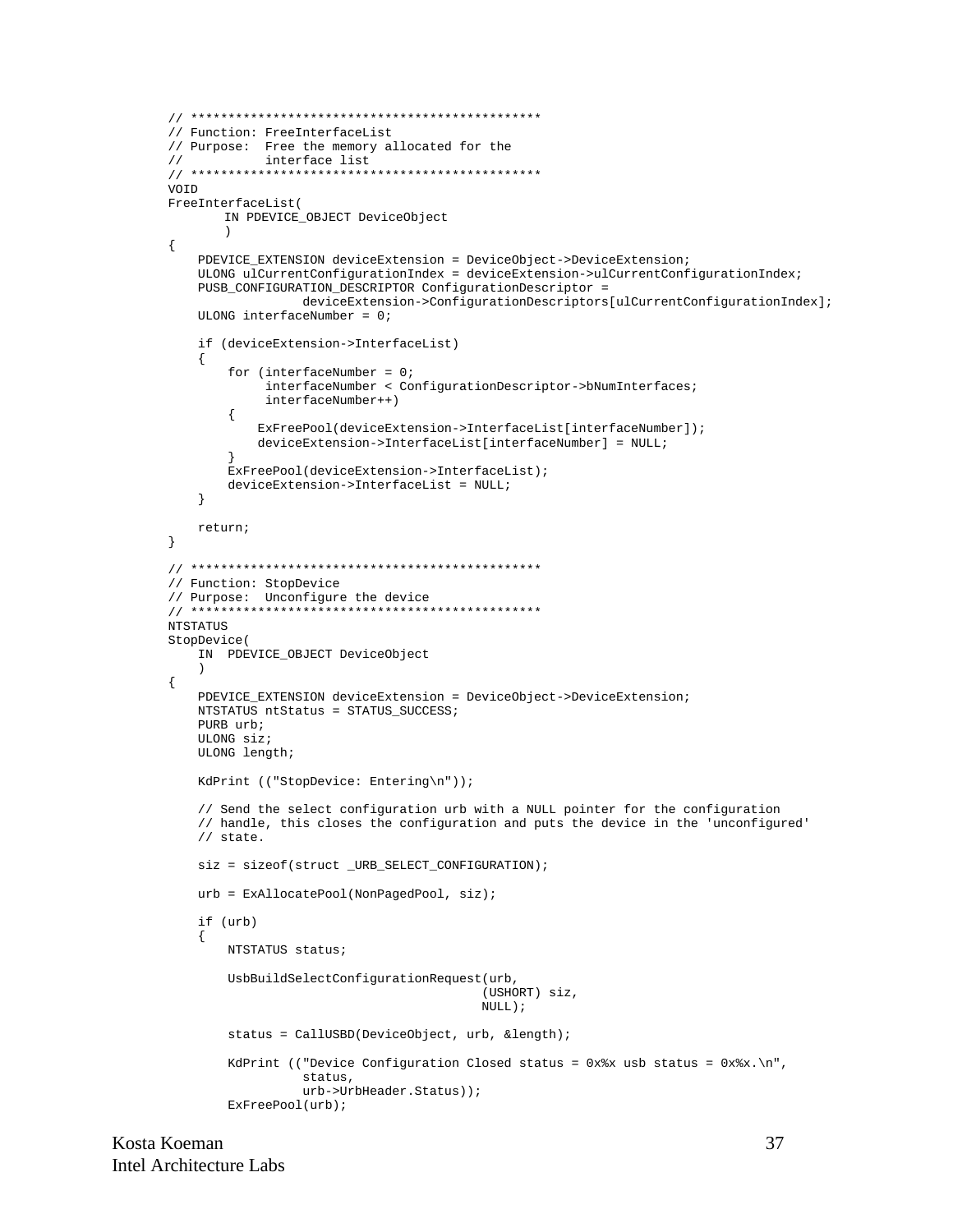```
// ***********************************************
// Function: FreeInterfaceList
// Purpose:  Free the memory allocated for the
//           interface list
// ***********************************************
VOID
FreeInterfaceList(
        IN PDEVICE_OBJECT DeviceObject
        )
{
    PDEVICE_EXTENSION deviceExtension = DeviceObject->DeviceExtension;
    ULONG ulCurrentConfigurationIndex = deviceExtension->ulCurrentConfigurationIndex;
    PUSB_CONFIGURATION_DESCRIPTOR ConfigurationDescriptor =
                deviceExtension->ConfigurationDescriptors[ulCurrentConfigurationIndex];
    ULONG interfaceNumber = 0;

    if (deviceExtension->InterfaceList)
    {
        for (interfaceNumber = 0;
             interfaceNumber < ConfigurationDescriptor->bNumInterfaces;
             interfaceNumber++)
        {
            ExFreePool(deviceExtension->InterfaceList[interfaceNumber]);
            deviceExtension->InterfaceList[interfaceNumber] = NULL;
        }
        ExFreePool(deviceExtension->InterfaceList);
        deviceExtension->InterfaceList = NULL;
    }

    return;
}

// ***********************************************
// Function: StopDevice
// Purpose:  Unconfigure the device
// ***********************************************
NTSTATUS
StopDevice(
    IN  PDEVICE_OBJECT DeviceObject
    )
{
    PDEVICE_EXTENSION deviceExtension = DeviceObject->DeviceExtension;
    NTSTATUS ntStatus = STATUS_SUCCESS;
    PURB urb;
    ULONG siz;
    ULONG length;

    KdPrint (("StopDevice: Entering\n"));

    // Send the select configuration urb with a NULL pointer for the configuration
    // handle, this closes the configuration and puts the device in the 'unconfigured'
    // state.

    siz = sizeof(struct _URB_SELECT_CONFIGURATION);

    urb = ExAllocatePool(NonPagedPool, siz);

    if (urb)
    {
        NTSTATUS status;

        UsbBuildSelectConfigurationRequest(urb,
                                          (USHORT) siz,
                                          NULL);

        status = CallUSBD(DeviceObject, urb, &length);

        KdPrint (("Device Configuration Closed status = 0x%x usb status = 0x%x.\n",
                  status,
                  urb->UrbHeader.Status));
        ExFreePool(urb);
```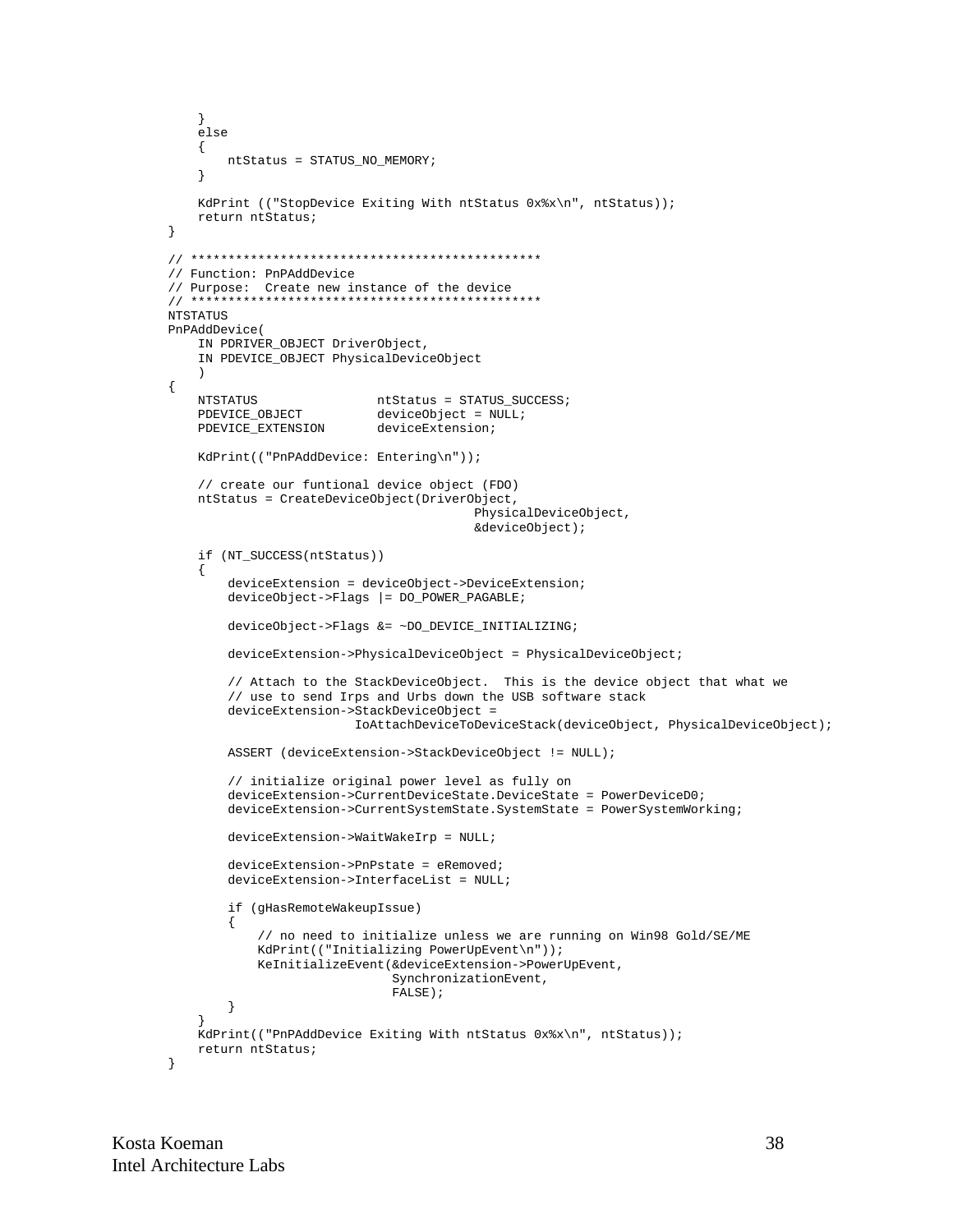```
    }
    else
    {
        ntStatus = STATUS_NO_MEMORY;
    }

    KdPrint (("StopDevice Exiting With ntStatus 0x%x\n", ntStatus));
    return ntStatus;
}

// **********************************************
// Function: PnPAddDevice
// Purpose:  Create new instance of the device
// **********************************************
NTSTATUS
PnPAddDevice(
    IN PDRIVER_OBJECT DriverObject,
    IN PDEVICE_OBJECT PhysicalDeviceObject
    )
{
    NTSTATUS                ntStatus = STATUS_SUCCESS;
    PDEVICE_OBJECT          deviceObject = NULL;
    PDEVICE_EXTENSION       deviceExtension;

    KdPrint(("PnPAddDevice: Entering\n"));

    // create our funtional device object (FDO)
    ntStatus = CreateDeviceObject(DriverObject,
                                        PhysicalDeviceObject,
                                        &deviceObject);

    if (NT_SUCCESS(ntStatus))
    {
        deviceExtension = deviceObject->DeviceExtension;
        deviceObject->Flags |= DO_POWER_PAGABLE;

        deviceObject->Flags &= ~DO_DEVICE_INITIALIZING;

        deviceExtension->PhysicalDeviceObject = PhysicalDeviceObject;

        // Attach to the StackDeviceObject.  This is the device object that what we
        // use to send Irps and Urbs down the USB software stack
        deviceExtension->StackDeviceObject =
                         IoAttachDeviceToDeviceStack(deviceObject, PhysicalDeviceObject);

        ASSERT (deviceExtension->StackDeviceObject != NULL);

        // initialize original power level as fully on
        deviceExtension->CurrentDeviceState.DeviceState = PowerDeviceD0;
        deviceExtension->CurrentSystemState.SystemState = PowerSystemWorking;

        deviceExtension->WaitWakeIrp = NULL;

        deviceExtension->PnPstate = eRemoved;
        deviceExtension->InterfaceList = NULL;

        if (gHasRemoteWakeupIssue)
        {
            // no need to initialize unless we are running on Win98 Gold/SE/ME
            KdPrint(("Initializing PowerUpEvent\n"));
            KeInitializeEvent(&deviceExtension->PowerUpEvent,
                              SynchronizationEvent,
                              FALSE);
        }
    }
    KdPrint(("PnPAddDevice Exiting With ntStatus 0x%x\n", ntStatus));
    return ntStatus;
}
```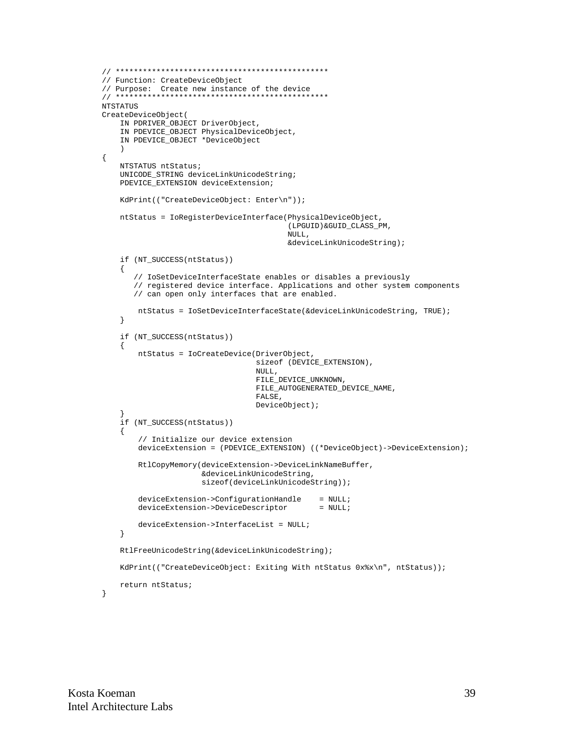```
// **********************************************
// Function: CreateDeviceObject
// Purpose:  Create new instance of the device
// **********************************************
NTSTATUS
CreateDeviceObject(
    IN PDRIVER_OBJECT DriverObject,
    IN PDEVICE_OBJECT PhysicalDeviceObject,
    IN PDEVICE_OBJECT *DeviceObject
    )
{
    NTSTATUS ntStatus;
    UNICODE_STRING deviceLinkUnicodeString;
    PDEVICE_EXTENSION deviceExtension;

    KdPrint(("CreateDeviceObject: Enter\n"));

    ntStatus = IoRegisterDeviceInterface(PhysicalDeviceObject,
                                         (LPGUID)&GUID_CLASS_PM,
                                         NULL,
                                         &deviceLinkUnicodeString);

    if (NT_SUCCESS(ntStatus))
    {
       // IoSetDeviceInterfaceState enables or disables a previously
       // registered device interface. Applications and other system components
       // can open only interfaces that are enabled.

        ntStatus = IoSetDeviceInterfaceState(&deviceLinkUnicodeString, TRUE);
    }

    if (NT_SUCCESS(ntStatus))
    {
        ntStatus = IoCreateDevice(DriverObject,
                                  sizeof (DEVICE_EXTENSION),
                                  NULL,
                                  FILE_DEVICE_UNKNOWN,
                                  FILE_AUTOGENERATED_DEVICE_NAME,
                                  FALSE,
                                  DeviceObject);
    }
    if (NT_SUCCESS(ntStatus))
    {
        // Initialize our device extension
        deviceExtension = (PDEVICE_EXTENSION) ((*DeviceObject)->DeviceExtension);

        RtlCopyMemory(deviceExtension->DeviceLinkNameBuffer,
                      &deviceLinkUnicodeString,
                      sizeof(deviceLinkUnicodeString));

        deviceExtension->ConfigurationHandle    = NULL;
        deviceExtension->DeviceDescriptor       = NULL;

        deviceExtension->InterfaceList = NULL;
    }

    RtlFreeUnicodeString(&deviceLinkUnicodeString);

    KdPrint(("CreateDeviceObject: Exiting With ntStatus 0x%x\n", ntStatus));

    return ntStatus;
}
```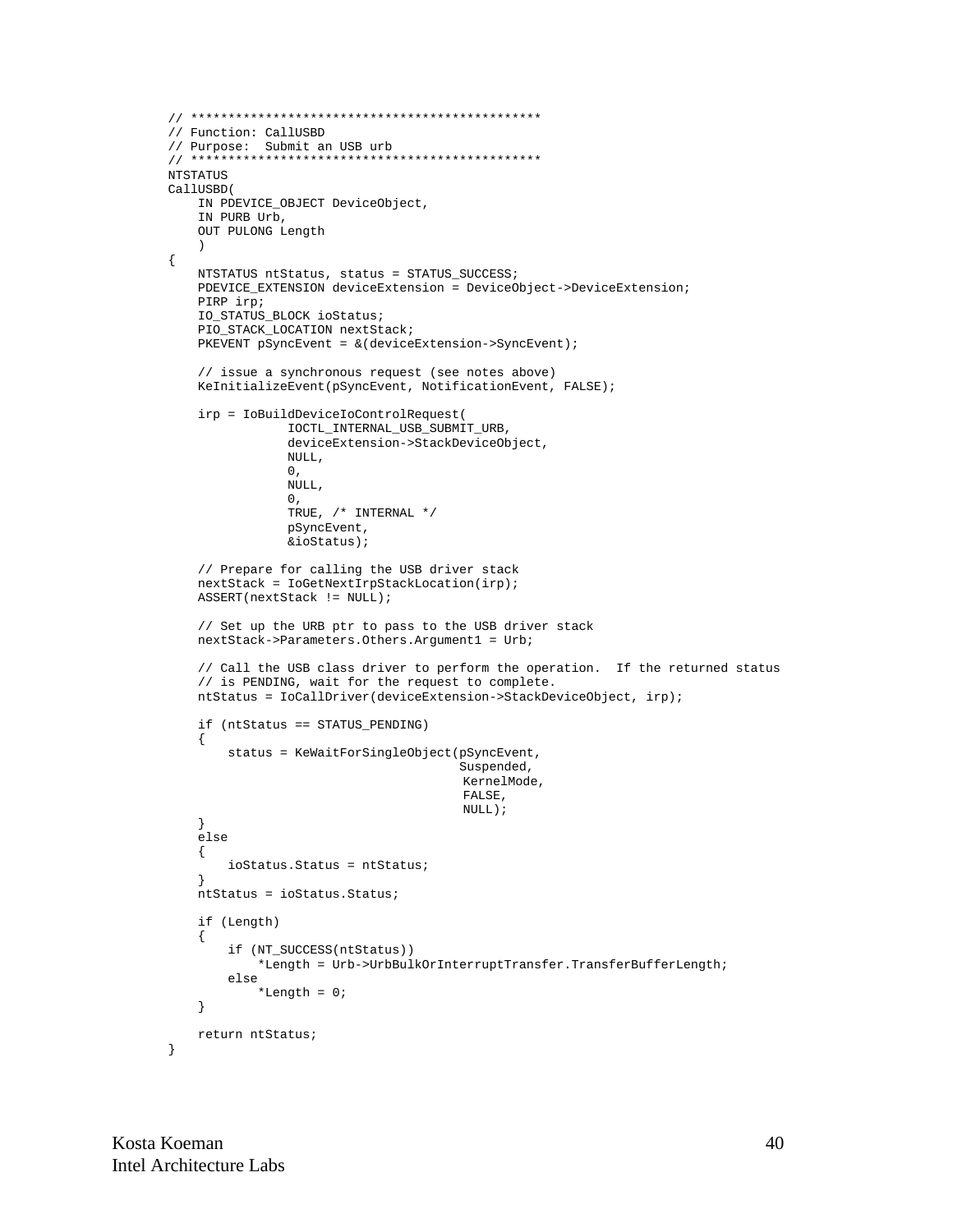```
// **********************************************
// Function: CallUSBD
// Purpose:  Submit an USB urb
// **********************************************
NTSTATUS
CallUSBD(
    IN PDEVICE_OBJECT DeviceObject,
    IN PURB Urb,
    OUT PULONG Length
    )
{
    NTSTATUS ntStatus, status = STATUS_SUCCESS;
    PDEVICE_EXTENSION deviceExtension = DeviceObject->DeviceExtension;
    PIRP irp;
    IO_STATUS_BLOCK ioStatus;
    PIO_STACK_LOCATION nextStack;
    PKEVENT pSyncEvent = &(deviceExtension->SyncEvent);

    // issue a synchronous request (see notes above)
    KeInitializeEvent(pSyncEvent, NotificationEvent, FALSE);

    irp = IoBuildDeviceIoControlRequest(
                IOCTL_INTERNAL_USB_SUBMIT_URB,
                deviceExtension->StackDeviceObject,
                NULL,
                0,
                NULL,
                0,
                TRUE, /* INTERNAL */
                pSyncEvent,
                &ioStatus);

    // Prepare for calling the USB driver stack
    nextStack = IoGetNextIrpStackLocation(irp);
    ASSERT(nextStack != NULL);

    // Set up the URB ptr to pass to the USB driver stack
    nextStack->Parameters.Others.Argument1 = Urb;

    // Call the USB class driver to perform the operation.  If the returned status
    // is PENDING, wait for the request to complete.
    ntStatus = IoCallDriver(deviceExtension->StackDeviceObject, irp);

    if (ntStatus == STATUS_PENDING)
    {
        status = KeWaitForSingleObject(pSyncEvent,
                                       Suspended,
                                       KernelMode,
                                       FALSE,
                                       NULL);
    }
    else
    {
        ioStatus.Status = ntStatus;
    }
    ntStatus = ioStatus.Status;

    if (Length)
    {
        if (NT_SUCCESS(ntStatus))
            *Length = Urb->UrbBulkOrInterruptTransfer.TransferBufferLength;
        else
            *Length = 0;
    }

    return ntStatus;
}
```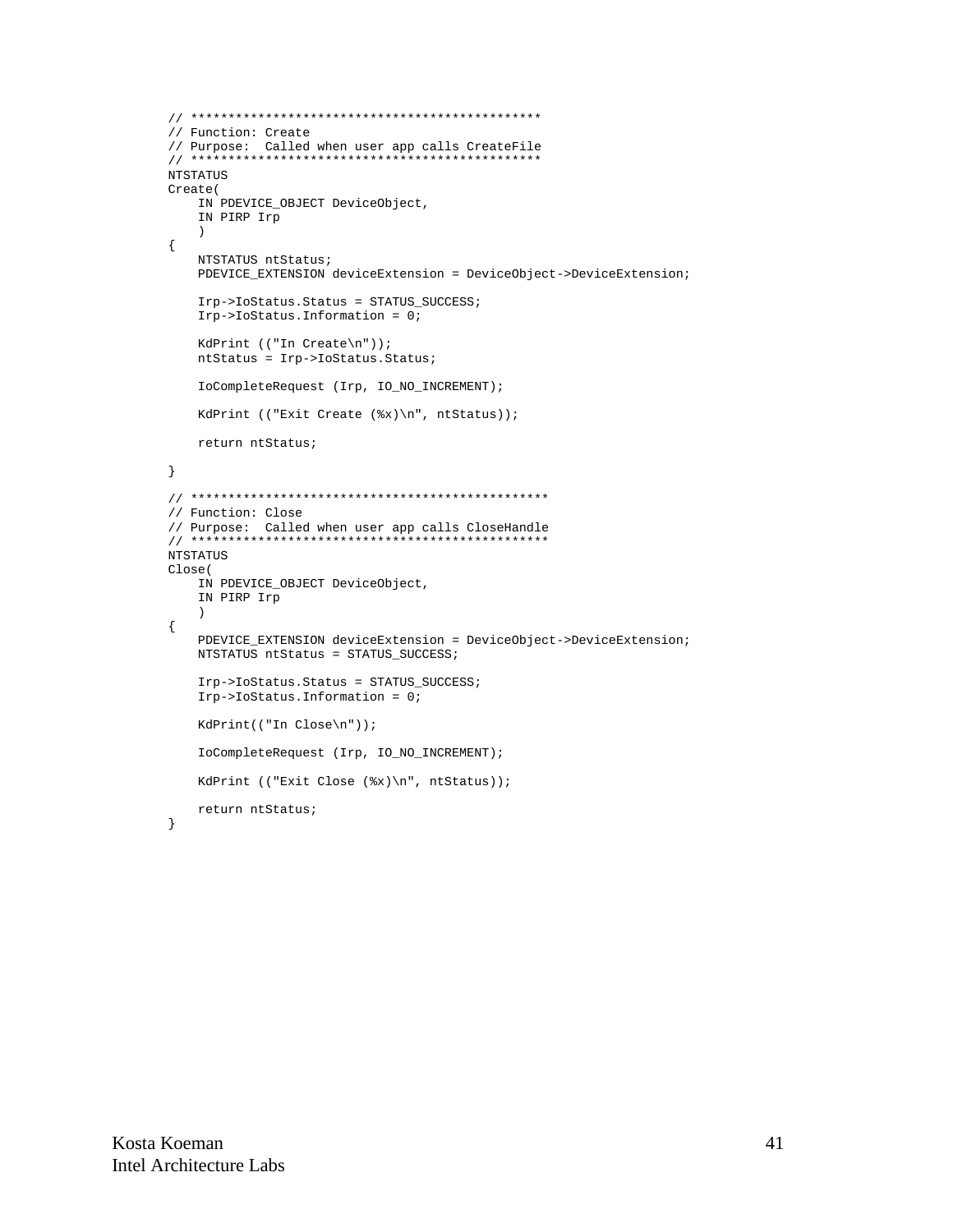```
// ***********************************************
// Function: Create
// Purpose:  Called when user app calls CreateFile
// ***********************************************
NTSTATUS
Create(
    IN PDEVICE_OBJECT DeviceObject,
    IN PIRP Irp
    )
{
    NTSTATUS ntStatus;
    PDEVICE_EXTENSION deviceExtension = DeviceObject->DeviceExtension;

    Irp->IoStatus.Status = STATUS_SUCCESS;
    Irp->IoStatus.Information = 0;

    KdPrint (("In Create\n"));
    ntStatus = Irp->IoStatus.Status;

    IoCompleteRequest (Irp, IO_NO_INCREMENT);

    KdPrint (("Exit Create (%x)\n", ntStatus));

    return ntStatus;

}

// ************************************************
// Function: Close
// Purpose:  Called when user app calls CloseHandle
// ************************************************
NTSTATUS
Close(
    IN PDEVICE_OBJECT DeviceObject,
    IN PIRP Irp
    )
{
    PDEVICE_EXTENSION deviceExtension = DeviceObject->DeviceExtension;
    NTSTATUS ntStatus = STATUS_SUCCESS;

    Irp->IoStatus.Status = STATUS_SUCCESS;
    Irp->IoStatus.Information = 0;

    KdPrint(("In Close\n"));

    IoCompleteRequest (Irp, IO_NO_INCREMENT);

    KdPrint (("Exit Close (%x)\n", ntStatus));

    return ntStatus;
}
```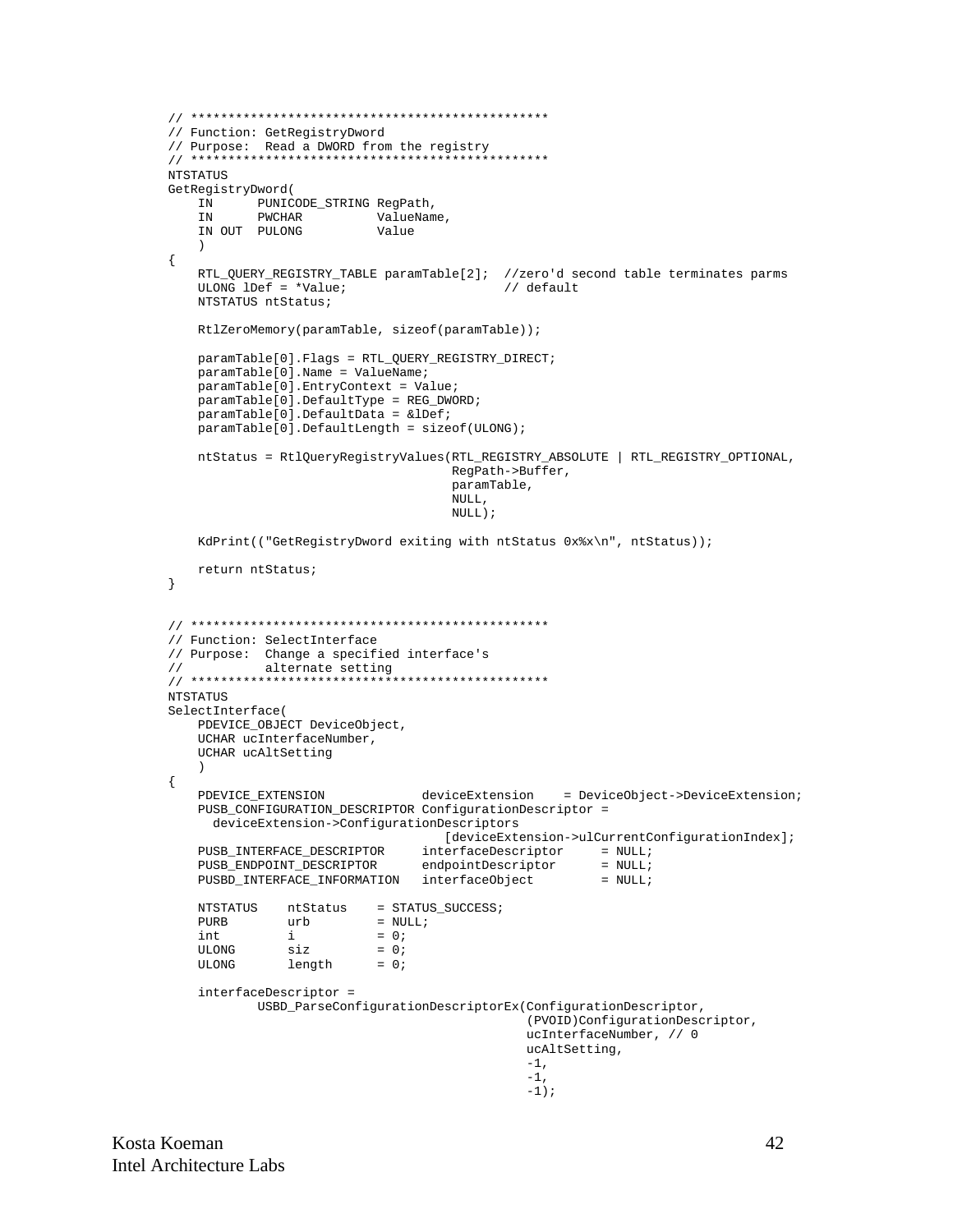```
// ************************************************
// Function: GetRegistryDword
// Purpose:  Read a DWORD from the registry
// ************************************************
NTSTATUS
GetRegistryDword(
    IN      PUNICODE_STRING RegPath,
    IN      PWCHAR          ValueName,
    IN OUT  PULONG          Value
    )
{
    RTL_QUERY_REGISTRY_TABLE paramTable[2];  //zero'd second table terminates parms
    ULONG lDef = *Value;                     // default
    NTSTATUS ntStatus;

    RtlZeroMemory(paramTable, sizeof(paramTable));

    paramTable[0].Flags = RTL_QUERY_REGISTRY_DIRECT;
    paramTable[0].Name = ValueName;
    paramTable[0].EntryContext = Value;
    paramTable[0].DefaultType = REG_DWORD;
    paramTable[0].DefaultData = &lDef;
    paramTable[0].DefaultLength = sizeof(ULONG);

    ntStatus = RtlQueryRegistryValues(RTL_REGISTRY_ABSOLUTE | RTL_REGISTRY_OPTIONAL,
                                      RegPath->Buffer,
                                      paramTable,
                                      NULL,
                                      NULL);

    KdPrint(("GetRegistryDword exiting with ntStatus 0x%x\n", ntStatus));

    return ntStatus;
}


// ************************************************
// Function: SelectInterface
// Purpose:  Change a specified interface's
//           alternate setting
// ************************************************
NTSTATUS
SelectInterface(
    PDEVICE_OBJECT DeviceObject,
    UCHAR ucInterfaceNumber,
    UCHAR ucAltSetting
    )
{
    PDEVICE_EXTENSION             deviceExtension    = DeviceObject->DeviceExtension;
    PUSB_CONFIGURATION_DESCRIPTOR ConfigurationDescriptor =
      deviceExtension->ConfigurationDescriptors
                                     [deviceExtension->ulCurrentConfigurationIndex];
    PUSB_INTERFACE_DESCRIPTOR     interfaceDescriptor     = NULL;
    PUSB_ENDPOINT_DESCRIPTOR      endpointDescriptor      = NULL;
    PUSBD_INTERFACE_INFORMATION   interfaceObject         = NULL;

    NTSTATUS    ntStatus    = STATUS_SUCCESS;
    PURB        urb         = NULL;
    int         i           = 0;
    ULONG       siz         = 0;
    ULONG       length      = 0;

    interfaceDescriptor =
            USBD_ParseConfigurationDescriptorEx(ConfigurationDescriptor,
                                                (PVOID)ConfigurationDescriptor,
                                                ucInterfaceNumber, // 0
                                                ucAltSetting,
                                                -1,
                                                -1,
                                                -1);
```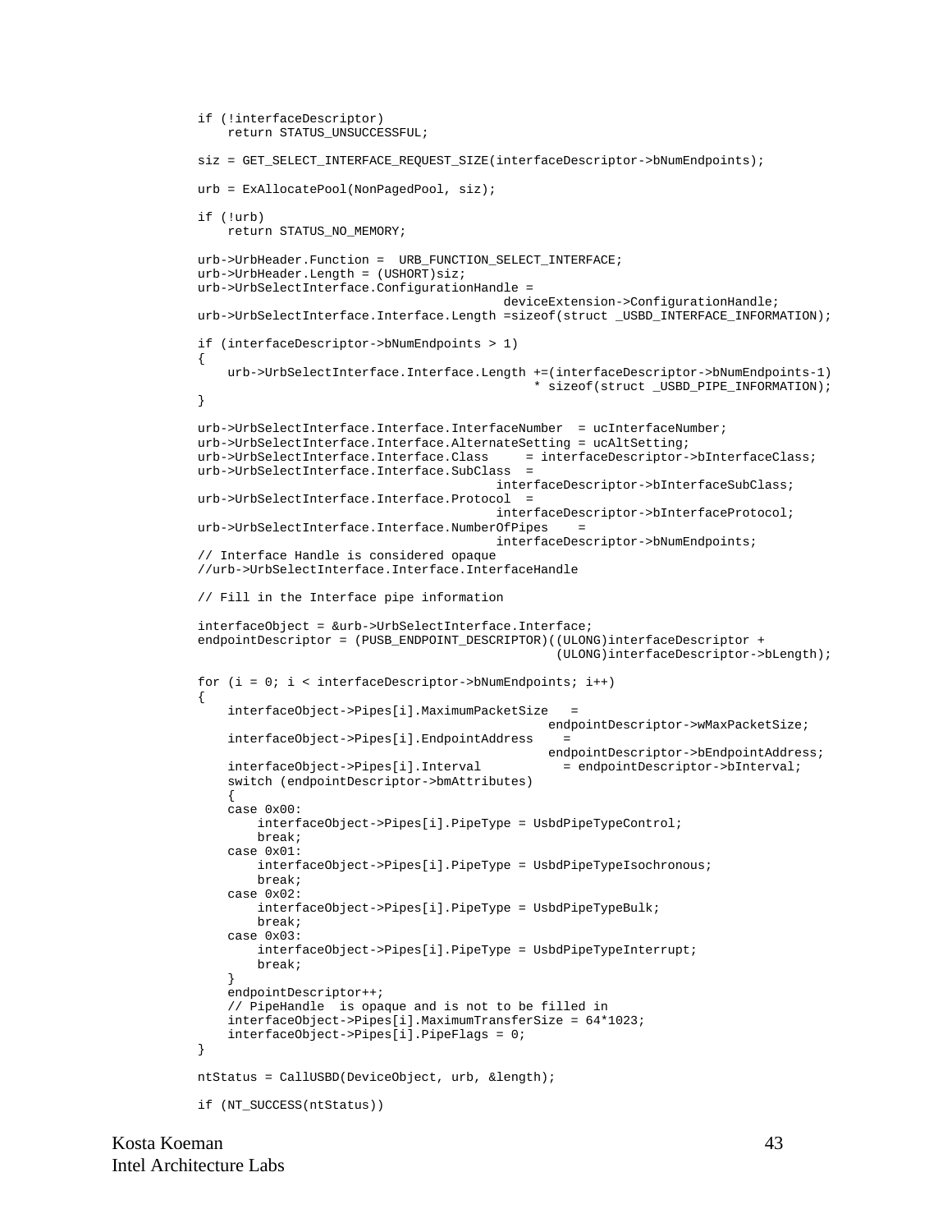```
if (!interfaceDescriptor)
    return STATUS_UNSUCCESSFUL;

siz = GET_SELECT_INTERFACE_REQUEST_SIZE(interfaceDescriptor->bNumEndpoints);

urb = ExAllocatePool(NonPagedPool, siz);

if (!urb)
    return STATUS_NO_MEMORY;

urb->UrbHeader.Function =  URB_FUNCTION_SELECT_INTERFACE;
urb->UrbHeader.Length = (USHORT)siz;
urb->UrbSelectInterface.ConfigurationHandle =
                                  deviceExtension->ConfigurationHandle;
urb->UrbSelectInterface.Interface.Length =sizeof(struct _USBD_INTERFACE_INFORMATION);

if (interfaceDescriptor->bNumEndpoints > 1)
{
    urb->UrbSelectInterface.Interface.Length +=(interfaceDescriptor->bNumEndpoints-1)
                                             * sizeof(struct _USBD_PIPE_INFORMATION);
}

urb->UrbSelectInterface.Interface.InterfaceNumber  = ucInterfaceNumber;
urb->UrbSelectInterface.Interface.AlternateSetting = ucAltSetting;
urb->UrbSelectInterface.Interface.Class     = interfaceDescriptor->bInterfaceClass;
urb->UrbSelectInterface.Interface.SubClass  =
                                interfaceDescriptor->bInterfaceSubClass;
urb->UrbSelectInterface.Interface.Protocol  =
                                interfaceDescriptor->bInterfaceProtocol;
urb->UrbSelectInterface.Interface.NumberOfPipes    =
                                interfaceDescriptor->bNumEndpoints;
// Interface Handle is considered opaque
//urb->UrbSelectInterface.Interface.InterfaceHandle

// Fill in the Interface pipe information

interfaceObject = &urb->UrbSelectInterface.Interface;
endpointDescriptor = (PUSB_ENDPOINT_DESCRIPTOR)((ULONG)interfaceDescriptor +
                                                (ULONG)interfaceDescriptor->bLength);

for (i = 0; i < interfaceDescriptor->bNumEndpoints; i++)
{
    interfaceObject->Pipes[i].MaximumPacketSize   =
                                               endpointDescriptor->wMaxPacketSize;
    interfaceObject->Pipes[i].EndpointAddress    =
                                               endpointDescriptor->bEndpointAddress;
    interfaceObject->Pipes[i].Interval           = endpointDescriptor->bInterval;
    switch (endpointDescriptor->bmAttributes)
    {
    case 0x00:
        interfaceObject->Pipes[i].PipeType = UsbdPipeTypeControl;
        break;
    case 0x01:
        interfaceObject->Pipes[i].PipeType = UsbdPipeTypeIsochronous;
        break;
    case 0x02:
        interfaceObject->Pipes[i].PipeType = UsbdPipeTypeBulk;
        break;
    case 0x03:
        interfaceObject->Pipes[i].PipeType = UsbdPipeTypeInterrupt;
        break;
    }
    endpointDescriptor++;
    // PipeHandle  is opaque and is not to be filled in
    interfaceObject->Pipes[i].MaximumTransferSize = 64*1023;
    interfaceObject->Pipes[i].PipeFlags = 0;
}

ntStatus = CallUSBD(DeviceObject, urb, &length);

if (NT_SUCCESS(ntStatus))
```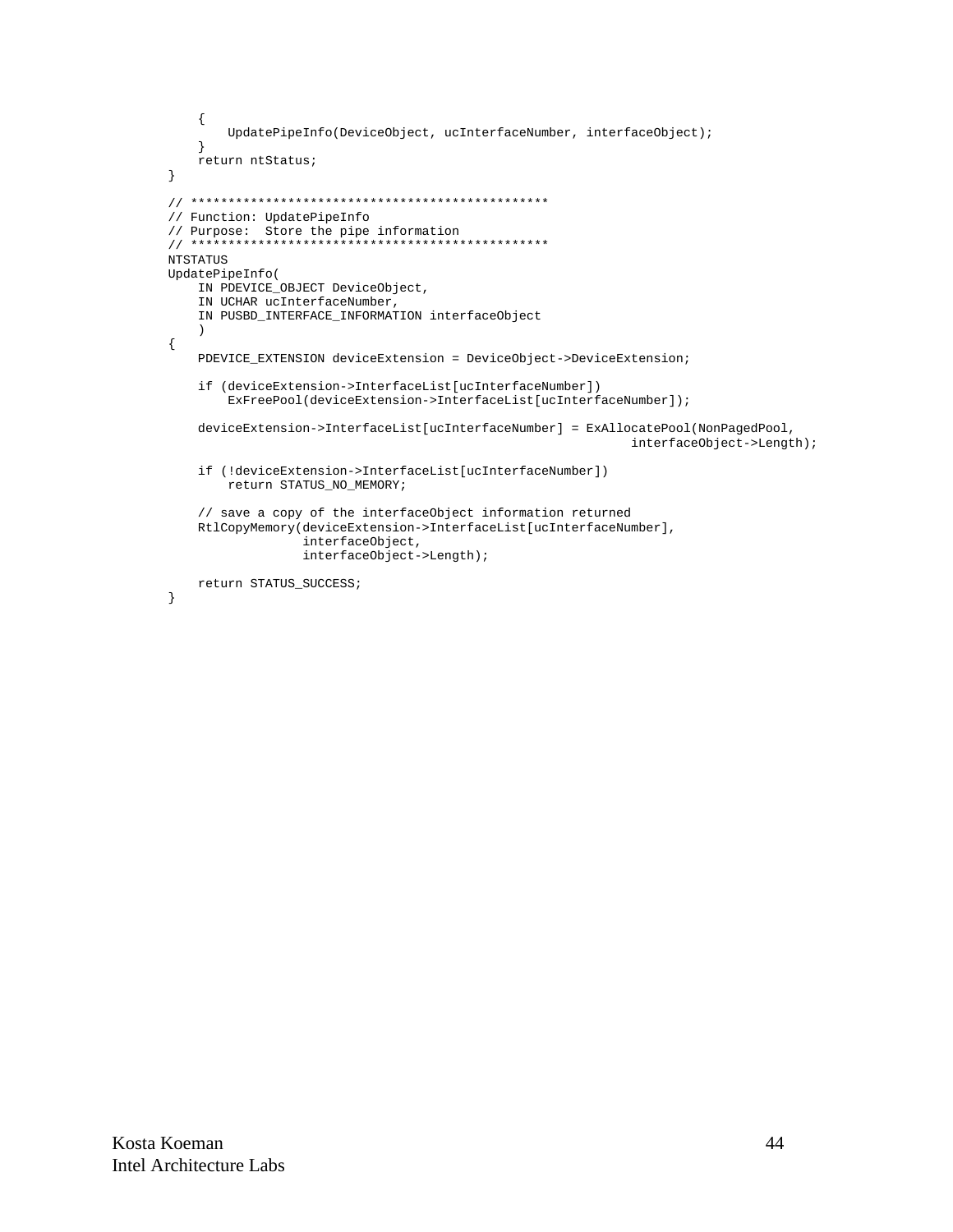```
    {
        UpdatePipeInfo(DeviceObject, ucInterfaceNumber, interfaceObject);
    }
    return ntStatus;
}

// ***********************************************
// Function: UpdatePipeInfo
// Purpose:  Store the pipe information
// ***********************************************
NTSTATUS
UpdatePipeInfo(
    IN PDEVICE_OBJECT DeviceObject,
    IN UCHAR ucInterfaceNumber,
    IN PUSBD_INTERFACE_INFORMATION interfaceObject
    )
{
    PDEVICE_EXTENSION deviceExtension = DeviceObject->DeviceExtension;

    if (deviceExtension->InterfaceList[ucInterfaceNumber])
        ExFreePool(deviceExtension->InterfaceList[ucInterfaceNumber]);

    deviceExtension->InterfaceList[ucInterfaceNumber] = ExAllocatePool(NonPagedPool,
                                                              interfaceObject->Length);

    if (!deviceExtension->InterfaceList[ucInterfaceNumber])
        return STATUS_NO_MEMORY;

    // save a copy of the interfaceObject information returned
    RtlCopyMemory(deviceExtension->InterfaceList[ucInterfaceNumber],
                  interfaceObject,
                  interfaceObject->Length);

    return STATUS_SUCCESS;
}
```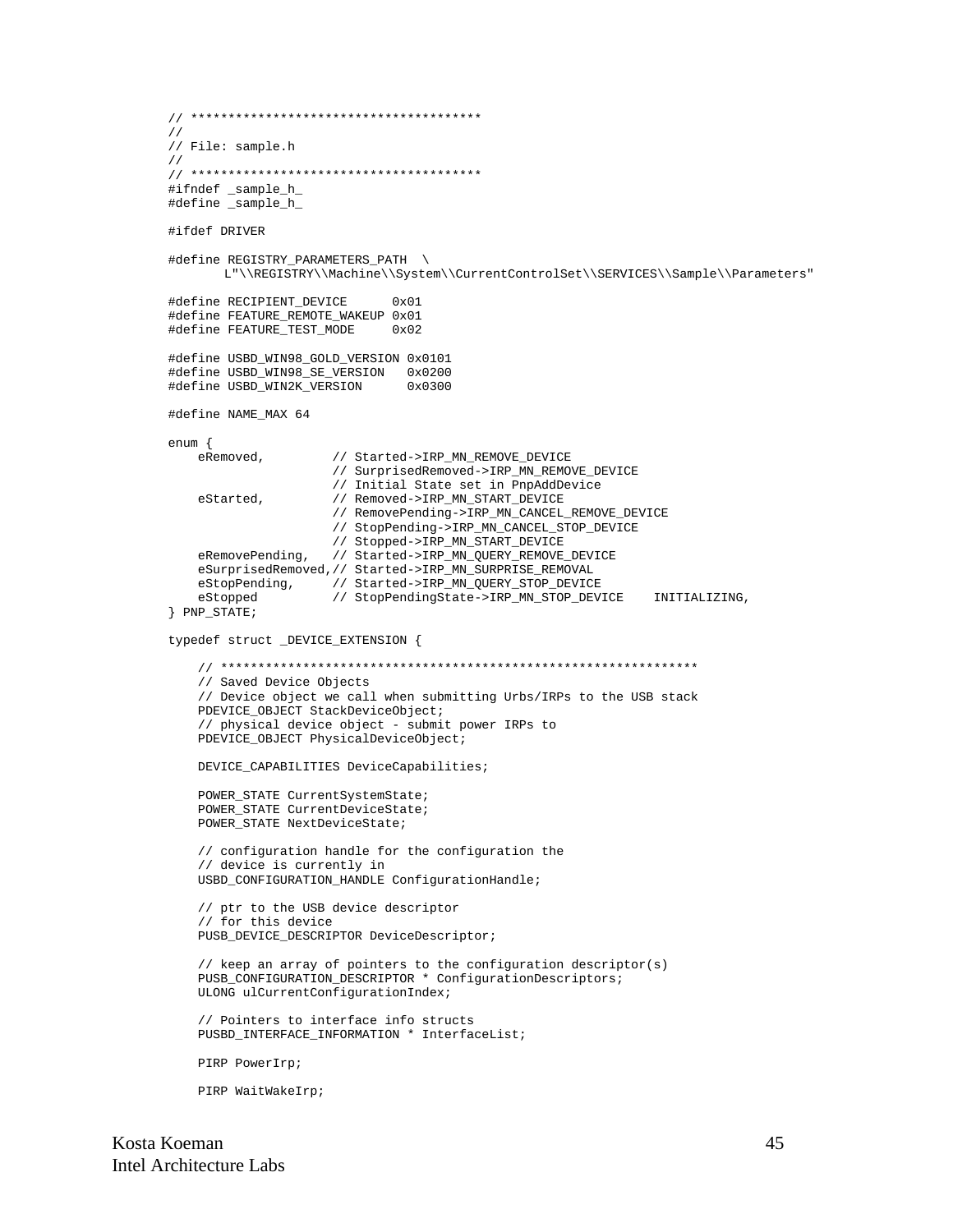```
// ***************************************
//
// File: sample.h
//
// ***************************************
#ifndef _sample_h_
#define _sample_h_

#ifdef DRIVER

#define REGISTRY_PARAMETERS_PATH  \
       L"\\REGISTRY\\Machine\\System\\CurrentControlSet\\SERVICES\\Sample\\Parameters"

#define RECIPIENT_DEVICE      0x01
#define FEATURE_REMOTE_WAKEUP 0x01
#define FEATURE_TEST_MODE     0x02

#define USBD_WIN98_GOLD_VERSION 0x0101
#define USBD_WIN98_SE_VERSION   0x0200
#define USBD_WIN2K_VERSION      0x0300

#define NAME_MAX 64

enum {
    eRemoved,          // Started->IRP_MN_REMOVE_DEVICE
                       // SurprisedRemoved->IRP_MN_REMOVE_DEVICE
                       // Initial State set in PnpAddDevice
    eStarted,          // Removed->IRP_MN_START_DEVICE
                       // RemovePending->IRP_MN_CANCEL_REMOVE_DEVICE
                       // StopPending->IRP_MN_CANCEL_STOP_DEVICE
                       // Stopped->IRP_MN_START_DEVICE
    eRemovePending,    // Started->IRP_MN_QUERY_REMOVE_DEVICE
    eSurprisedRemoved,// Started->IRP_MN_SURPRISE_REMOVAL
    eStopPending,      // Started->IRP_MN_QUERY_STOP_DEVICE
    eStopped           // StopPendingState->IRP_MN_STOP_DEVICE    INITIALIZING,
} PNP_STATE;

typedef struct _DEVICE_EXTENSION {

    // ***************************************************************
    // Saved Device Objects
    // Device object we call when submitting Urbs/IRPs to the USB stack
    PDEVICE_OBJECT StackDeviceObject;
    // physical device object - submit power IRPs to
    PDEVICE_OBJECT PhysicalDeviceObject;

    DEVICE_CAPABILITIES DeviceCapabilities;

    POWER_STATE CurrentSystemState;
    POWER_STATE CurrentDeviceState;
    POWER_STATE NextDeviceState;

    // configuration handle for the configuration the
    // device is currently in
    USBD_CONFIGURATION_HANDLE ConfigurationHandle;

    // ptr to the USB device descriptor
    // for this device
    PUSB_DEVICE_DESCRIPTOR DeviceDescriptor;

    // keep an array of pointers to the configuration descriptor(s)
    PUSB_CONFIGURATION_DESCRIPTOR * ConfigurationDescriptors;
    ULONG ulCurrentConfigurationIndex;

    // Pointers to interface info structs
    PUSBD_INTERFACE_INFORMATION * InterfaceList;

    PIRP PowerIrp;

    PIRP WaitWakeIrp;
```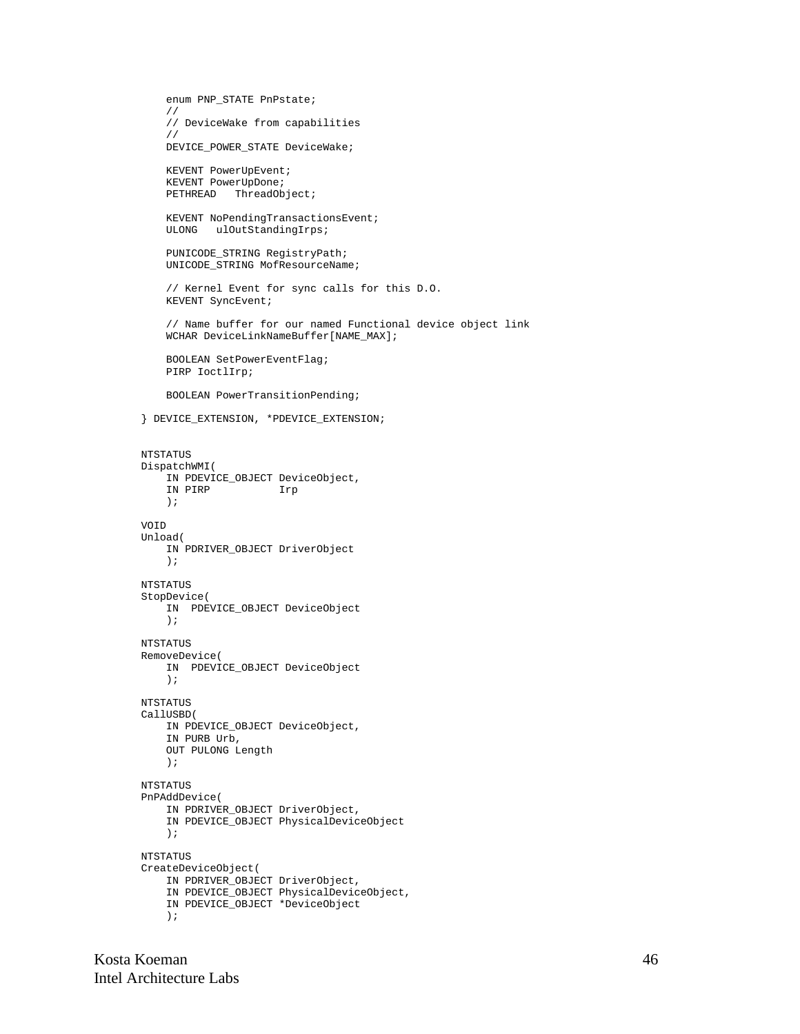```
    enum PNP_STATE PnPstate;
    //
    // DeviceWake from capabilities
    //
    DEVICE_POWER_STATE DeviceWake;

    KEVENT PowerUpEvent;
    KEVENT PowerUpDone;
    PETHREAD   ThreadObject;

    KEVENT NoPendingTransactionsEvent;
    ULONG   ulOutStandingIrps;

    PUNICODE_STRING RegistryPath;
    UNICODE_STRING MofResourceName;

    // Kernel Event for sync calls for this D.O.
    KEVENT SyncEvent;

    // Name buffer for our named Functional device object link
    WCHAR DeviceLinkNameBuffer[NAME_MAX];

    BOOLEAN SetPowerEventFlag;
    PIRP IoctlIrp;

    BOOLEAN PowerTransitionPending;

} DEVICE_EXTENSION, *PDEVICE_EXTENSION;


NTSTATUS
DispatchWMI(
    IN PDEVICE_OBJECT DeviceObject,
    IN PIRP           Irp
    );

VOID
Unload(
    IN PDRIVER_OBJECT DriverObject
    );

NTSTATUS
StopDevice(
    IN  PDEVICE_OBJECT DeviceObject
    );

NTSTATUS
RemoveDevice(
    IN  PDEVICE_OBJECT DeviceObject
    );

NTSTATUS
CallUSBD(
    IN PDEVICE_OBJECT DeviceObject,
    IN PURB Urb,
    OUT PULONG Length
    );

NTSTATUS
PnPAddDevice(
    IN PDRIVER_OBJECT DriverObject,
    IN PDEVICE_OBJECT PhysicalDeviceObject
    );

NTSTATUS
CreateDeviceObject(
    IN PDRIVER_OBJECT DriverObject,
    IN PDEVICE_OBJECT PhysicalDeviceObject,
    IN PDEVICE_OBJECT *DeviceObject
    );
```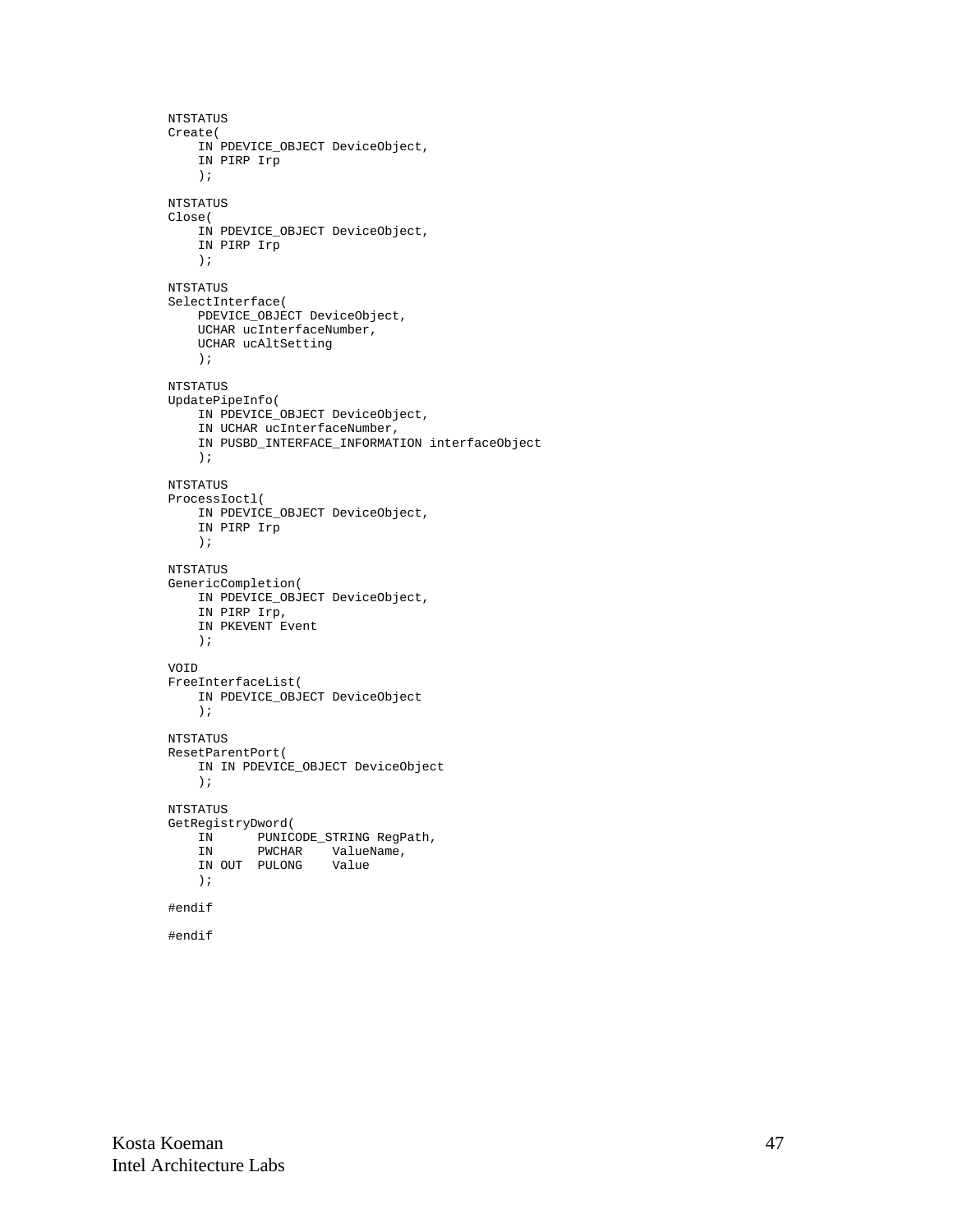```
NTSTATUS
Create(
    IN PDEVICE_OBJECT DeviceObject,
    IN PIRP Irp
    );

NTSTATUS
Close(
    IN PDEVICE_OBJECT DeviceObject,
    IN PIRP Irp
    );

NTSTATUS
SelectInterface(
    PDEVICE_OBJECT DeviceObject,
    UCHAR ucInterfaceNumber,
    UCHAR ucAltSetting
    );

NTSTATUS
UpdatePipeInfo(
    IN PDEVICE_OBJECT DeviceObject,
    IN UCHAR ucInterfaceNumber,
    IN PUSBD_INTERFACE_INFORMATION interfaceObject
    );

NTSTATUS
ProcessIoctl(
    IN PDEVICE_OBJECT DeviceObject,
    IN PIRP Irp
    );

NTSTATUS
GenericCompletion(
    IN PDEVICE_OBJECT DeviceObject,
    IN PIRP Irp,
    IN PKEVENT Event
    );

VOID
FreeInterfaceList(
    IN PDEVICE_OBJECT DeviceObject
    );

NTSTATUS
ResetParentPort(
    IN IN PDEVICE_OBJECT DeviceObject
    );

NTSTATUS
GetRegistryDword(
    IN      PUNICODE_STRING RegPath,
    IN      PWCHAR    ValueName,
    IN OUT  PULONG    Value
    );

#endif

#endif
```

Kosta Koeman
Intel Architecture Labs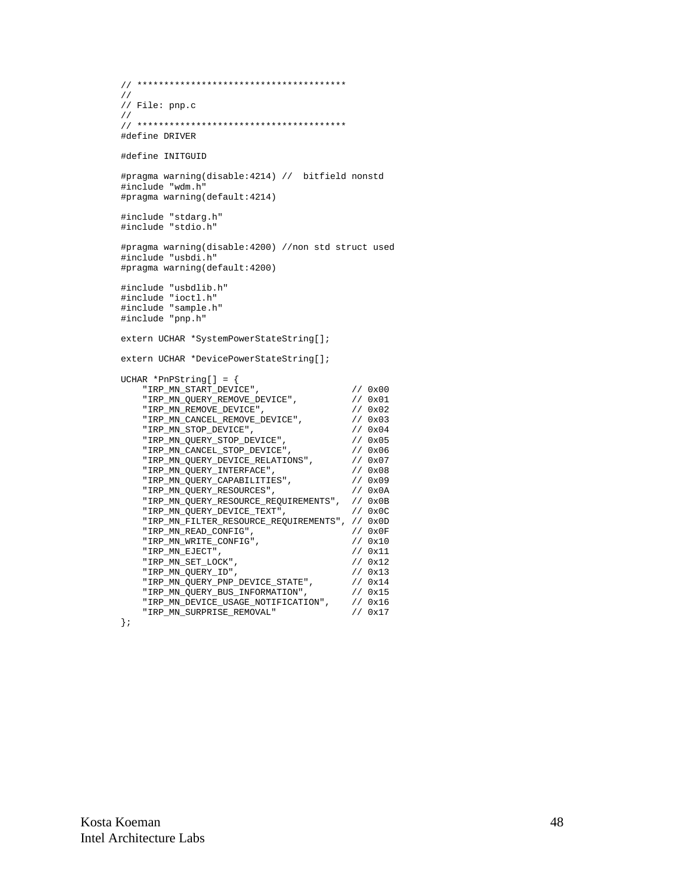```c
// ***************************************
//
// File: pnp.c
//
// ***************************************
#define DRIVER

#define INITGUID

#pragma warning(disable:4214) //  bitfield nonstd
#include "wdm.h"
#pragma warning(default:4214)

#include "stdarg.h"
#include "stdio.h"

#pragma warning(disable:4200) //non std struct used
#include "usbdi.h"
#pragma warning(default:4200)

#include "usbdlib.h"
#include "ioctl.h"
#include "sample.h"
#include "pnp.h"

extern UCHAR *SystemPowerStateString[];

extern UCHAR *DevicePowerStateString[];

UCHAR *PnPString[] = {
    "IRP_MN_START_DEVICE",                 // 0x00
    "IRP_MN_QUERY_REMOVE_DEVICE",          // 0x01
    "IRP_MN_REMOVE_DEVICE",                // 0x02
    "IRP_MN_CANCEL_REMOVE_DEVICE",         // 0x03
    "IRP_MN_STOP_DEVICE",                  // 0x04
    "IRP_MN_QUERY_STOP_DEVICE",            // 0x05
    "IRP_MN_CANCEL_STOP_DEVICE",           // 0x06
    "IRP_MN_QUERY_DEVICE_RELATIONS",       // 0x07
    "IRP_MN_QUERY_INTERFACE",              // 0x08
    "IRP_MN_QUERY_CAPABILITIES",           // 0x09
    "IRP_MN_QUERY_RESOURCES",              // 0x0A
    "IRP_MN_QUERY_RESOURCE_REQUIREMENTS",  // 0x0B
    "IRP_MN_QUERY_DEVICE_TEXT",            // 0x0C
    "IRP_MN_FILTER_RESOURCE_REQUIREMENTS", // 0x0D
    "IRP_MN_READ_CONFIG",                  // 0x0F
    "IRP_MN_WRITE_CONFIG",                 // 0x10
    "IRP_MN_EJECT",                        // 0x11
    "IRP_MN_SET_LOCK",                     // 0x12
    "IRP_MN_QUERY_ID",                     // 0x13
    "IRP_MN_QUERY_PNP_DEVICE_STATE",       // 0x14
    "IRP_MN_QUERY_BUS_INFORMATION",        // 0x15
    "IRP_MN_DEVICE_USAGE_NOTIFICATION",    // 0x16
    "IRP_MN_SURPRISE_REMOVAL"              // 0x17
};
```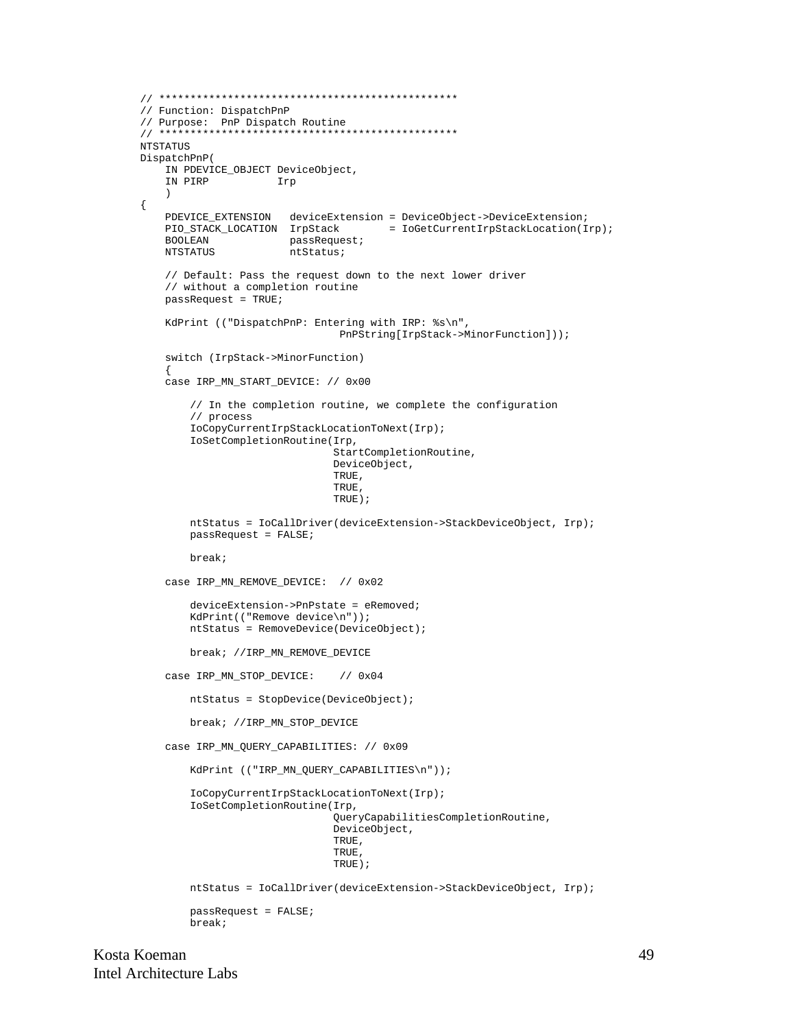```
// ************************************************
// Function: DispatchPnP
// Purpose:  PnP Dispatch Routine
// ************************************************
NTSTATUS
DispatchPnP(
    IN PDEVICE_OBJECT DeviceObject,
    IN PIRP           Irp
    )
{
    PDEVICE_EXTENSION   deviceExtension = DeviceObject->DeviceExtension;
    PIO_STACK_LOCATION  IrpStack        = IoGetCurrentIrpStackLocation(Irp);
    BOOLEAN             passRequest;
    NTSTATUS            ntStatus;

    // Default: Pass the request down to the next lower driver
    // without a completion routine
    passRequest = TRUE;

    KdPrint (("DispatchPnP: Entering with IRP: %s\n",
                            PnPString[IrpStack->MinorFunction]));

    switch (IrpStack->MinorFunction)
    {
    case IRP_MN_START_DEVICE: // 0x00

        // In the completion routine, we complete the configuration
        // process
        IoCopyCurrentIrpStackLocationToNext(Irp);
        IoSetCompletionRoutine(Irp,
                               StartCompletionRoutine,
                               DeviceObject,
                               TRUE,
                               TRUE,
                               TRUE);

        ntStatus = IoCallDriver(deviceExtension->StackDeviceObject, Irp);
        passRequest = FALSE;

        break;

    case IRP_MN_REMOVE_DEVICE:  // 0x02

        deviceExtension->PnPstate = eRemoved;
        KdPrint(("Remove device\n"));
        ntStatus = RemoveDevice(DeviceObject);

        break; //IRP_MN_REMOVE_DEVICE

    case IRP_MN_STOP_DEVICE:    // 0x04

        ntStatus = StopDevice(DeviceObject);

        break; //IRP_MN_STOP_DEVICE

    case IRP_MN_QUERY_CAPABILITIES: // 0x09

        KdPrint (("IRP_MN_QUERY_CAPABILITIES\n"));

        IoCopyCurrentIrpStackLocationToNext(Irp);
        IoSetCompletionRoutine(Irp,
                               QueryCapabilitiesCompletionRoutine,
                               DeviceObject,
                               TRUE,
                               TRUE,
                               TRUE);

        ntStatus = IoCallDriver(deviceExtension->StackDeviceObject, Irp);

        passRequest = FALSE;
        break;
```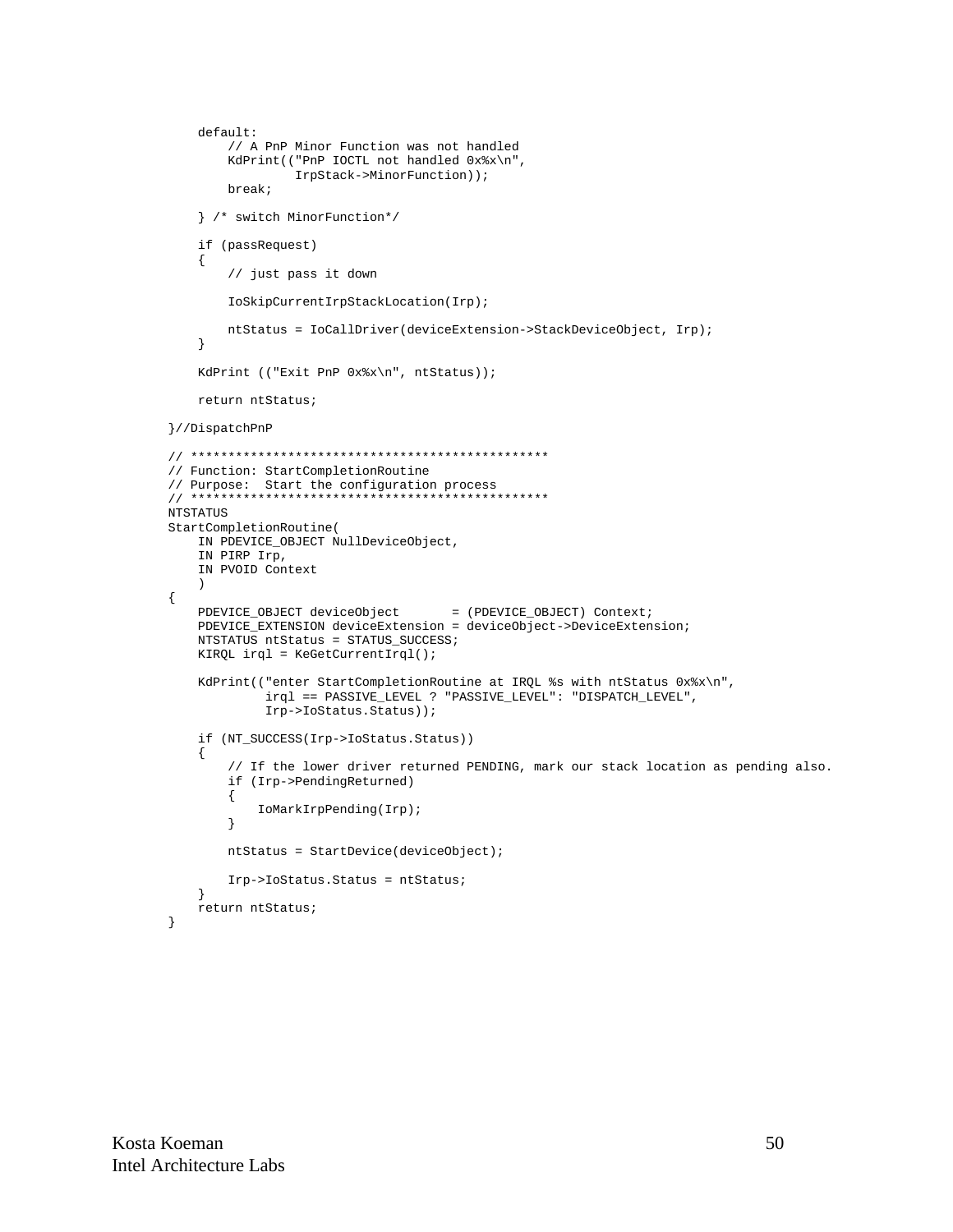```
    default:
        // A PnP Minor Function was not handled
        KdPrint(("PnP IOCTL not handled 0x%x\n",
                 IrpStack->MinorFunction));
        break;

    } /* switch MinorFunction*/

    if (passRequest)
    {
        // just pass it down

        IoSkipCurrentIrpStackLocation(Irp);

        ntStatus = IoCallDriver(deviceExtension->StackDeviceObject, Irp);
    }

    KdPrint (("Exit PnP 0x%x\n", ntStatus));

    return ntStatus;

}//DispatchPnP

// ************************************************
// Function: StartCompletionRoutine
// Purpose:  Start the configuration process
// ************************************************
NTSTATUS
StartCompletionRoutine(
    IN PDEVICE_OBJECT NullDeviceObject,
    IN PIRP Irp,
    IN PVOID Context
    )
{
    PDEVICE_OBJECT deviceObject       = (PDEVICE_OBJECT) Context;
    PDEVICE_EXTENSION deviceExtension = deviceObject->DeviceExtension;
    NTSTATUS ntStatus = STATUS_SUCCESS;
    KIRQL irql = KeGetCurrentIrql();

    KdPrint(("enter StartCompletionRoutine at IRQL %s with ntStatus 0x%x\n",
             irql == PASSIVE_LEVEL ? "PASSIVE_LEVEL": "DISPATCH_LEVEL",
             Irp->IoStatus.Status));

    if (NT_SUCCESS(Irp->IoStatus.Status))
    {
        // If the lower driver returned PENDING, mark our stack location as pending also.
        if (Irp->PendingReturned)
        {
            IoMarkIrpPending(Irp);
        }

        ntStatus = StartDevice(deviceObject);

        Irp->IoStatus.Status = ntStatus;
    }
    return ntStatus;
}
```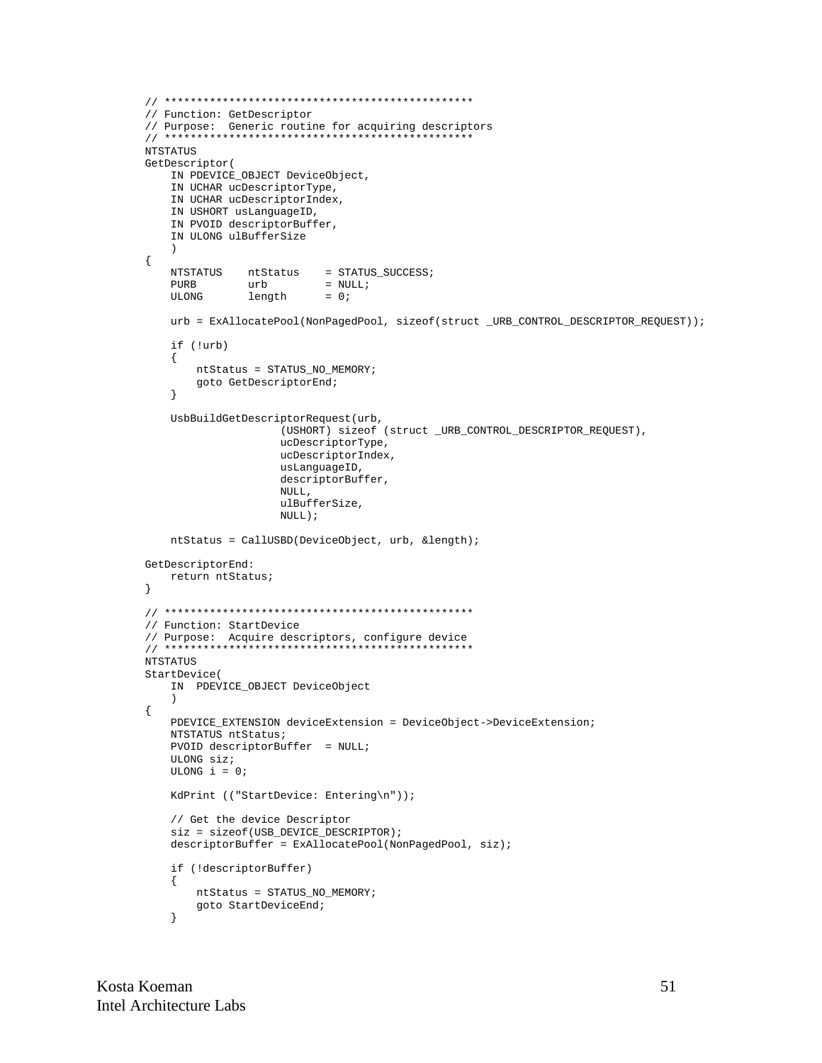```
// ************************************************
// Function: GetDescriptor
// Purpose:  Generic routine for acquiring descriptors
// ************************************************
NTSTATUS
GetDescriptor(
    IN PDEVICE_OBJECT DeviceObject,
    IN UCHAR ucDescriptorType,
    IN UCHAR ucDescriptorIndex,
    IN USHORT usLanguageID,
    IN PVOID descriptorBuffer,
    IN ULONG ulBufferSize
    )
{
    NTSTATUS    ntStatus    = STATUS_SUCCESS;
    PURB        urb         = NULL;
    ULONG       length      = 0;

    urb = ExAllocatePool(NonPagedPool, sizeof(struct _URB_CONTROL_DESCRIPTOR_REQUEST));

    if (!urb)
    {
        ntStatus = STATUS_NO_MEMORY;
        goto GetDescriptorEnd;
    }

    UsbBuildGetDescriptorRequest(urb,
                     (USHORT) sizeof (struct _URB_CONTROL_DESCRIPTOR_REQUEST),
                     ucDescriptorType,
                     ucDescriptorIndex,
                     usLanguageID,
                     descriptorBuffer,
                     NULL,
                     ulBufferSize,
                     NULL);

    ntStatus = CallUSBD(DeviceObject, urb, &length);

GetDescriptorEnd:
    return ntStatus;
}

// ************************************************
// Function: StartDevice
// Purpose:  Acquire descriptors, configure device
// ************************************************
NTSTATUS
StartDevice(
    IN  PDEVICE_OBJECT DeviceObject
    )
{
    PDEVICE_EXTENSION deviceExtension = DeviceObject->DeviceExtension;
    NTSTATUS ntStatus;
    PVOID descriptorBuffer  = NULL;
    ULONG siz;
    ULONG i = 0;

    KdPrint (("StartDevice: Entering\n"));

    // Get the device Descriptor
    siz = sizeof(USB_DEVICE_DESCRIPTOR);
    descriptorBuffer = ExAllocatePool(NonPagedPool, siz);

    if (!descriptorBuffer)
    {
        ntStatus = STATUS_NO_MEMORY;
        goto StartDeviceEnd;
    }
```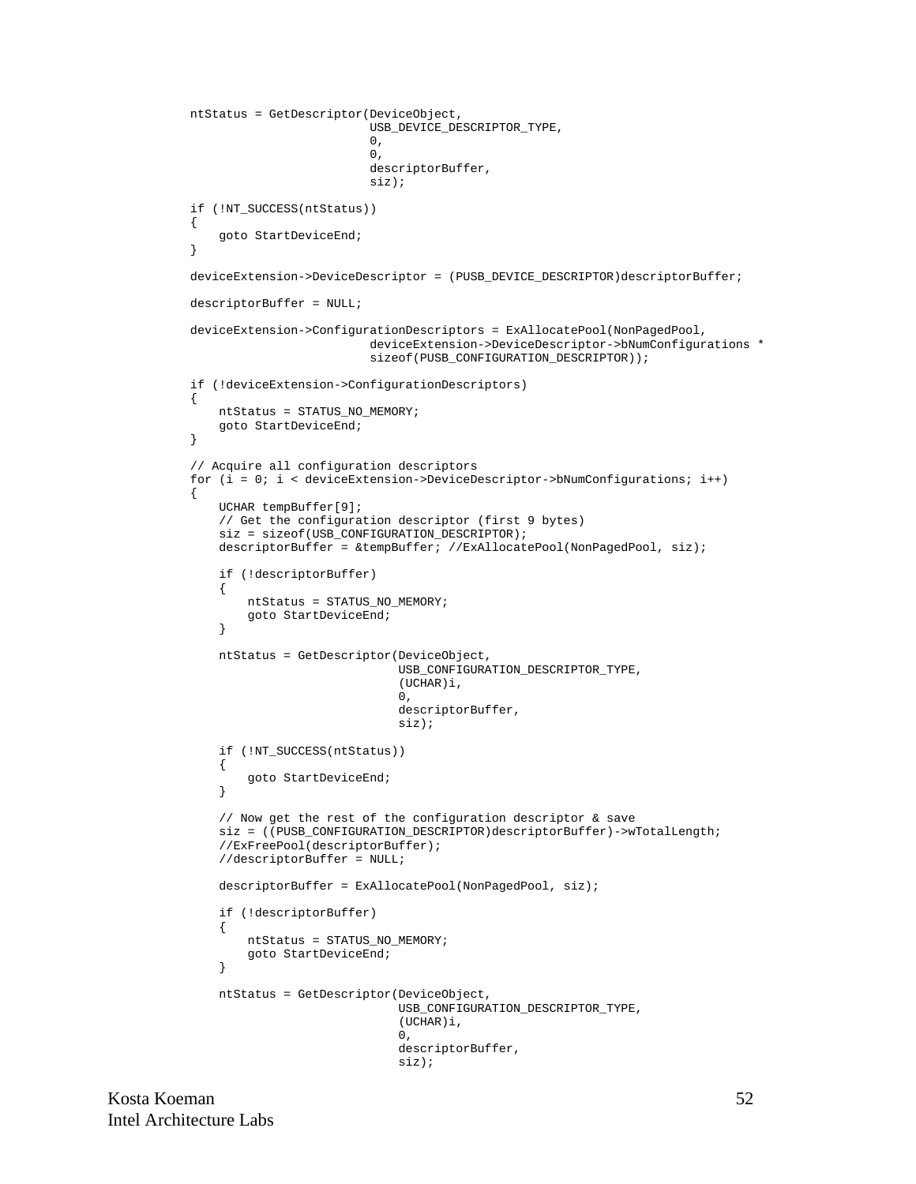```
ntStatus = GetDescriptor(DeviceObject,
                         USB_DEVICE_DESCRIPTOR_TYPE,
                         0,
                         0,
                         descriptorBuffer,
                         siz);

if (!NT_SUCCESS(ntStatus))
{
    goto StartDeviceEnd;
}

deviceExtension->DeviceDescriptor = (PUSB_DEVICE_DESCRIPTOR)descriptorBuffer;

descriptorBuffer = NULL;

deviceExtension->ConfigurationDescriptors = ExAllocatePool(NonPagedPool,
                         deviceExtension->DeviceDescriptor->bNumConfigurations *
                         sizeof(PUSB_CONFIGURATION_DESCRIPTOR));

if (!deviceExtension->ConfigurationDescriptors)
{
    ntStatus = STATUS_NO_MEMORY;
    goto StartDeviceEnd;
}

// Acquire all configuration descriptors
for (i = 0; i < deviceExtension->DeviceDescriptor->bNumConfigurations; i++)
{
    UCHAR tempBuffer[9];
    // Get the configuration descriptor (first 9 bytes)
    siz = sizeof(USB_CONFIGURATION_DESCRIPTOR);
    descriptorBuffer = &tempBuffer; //ExAllocatePool(NonPagedPool, siz);

    if (!descriptorBuffer)
    {
        ntStatus = STATUS_NO_MEMORY;
        goto StartDeviceEnd;
    }

    ntStatus = GetDescriptor(DeviceObject,
                             USB_CONFIGURATION_DESCRIPTOR_TYPE,
                             (UCHAR)i,
                             0,
                             descriptorBuffer,
                             siz);

    if (!NT_SUCCESS(ntStatus))
    {
        goto StartDeviceEnd;
    }

    // Now get the rest of the configuration descriptor & save
    siz = ((PUSB_CONFIGURATION_DESCRIPTOR)descriptorBuffer)->wTotalLength;
    //ExFreePool(descriptorBuffer);
    //descriptorBuffer = NULL;

    descriptorBuffer = ExAllocatePool(NonPagedPool, siz);

    if (!descriptorBuffer)
    {
        ntStatus = STATUS_NO_MEMORY;
        goto StartDeviceEnd;
    }

    ntStatus = GetDescriptor(DeviceObject,
                             USB_CONFIGURATION_DESCRIPTOR_TYPE,
                             (UCHAR)i,
                             0,
                             descriptorBuffer,
                             siz);
```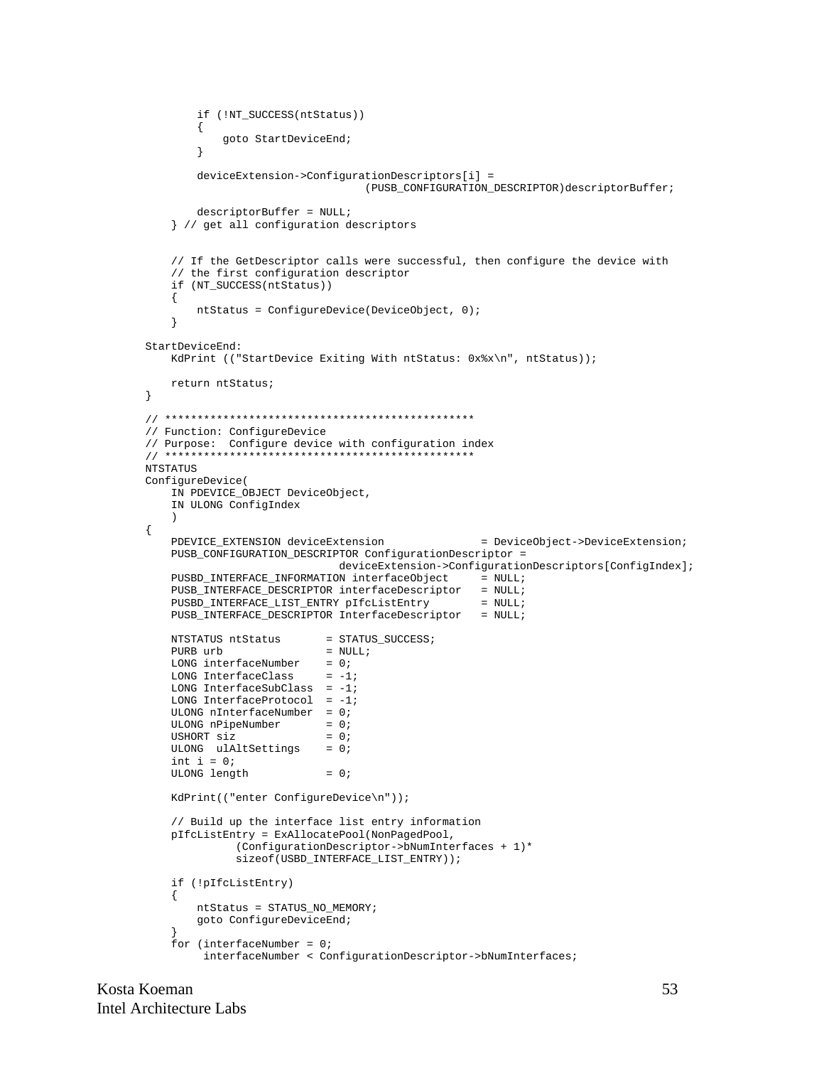```
        if (!NT_SUCCESS(ntStatus))
        {
            goto StartDeviceEnd;
        }

        deviceExtension->ConfigurationDescriptors[i] =
                                (PUSB_CONFIGURATION_DESCRIPTOR)descriptorBuffer;

        descriptorBuffer = NULL;
    } // get all configuration descriptors


    // If the GetDescriptor calls were successful, then configure the device with
    // the first configuration descriptor
    if (NT_SUCCESS(ntStatus))
    {
        ntStatus = ConfigureDevice(DeviceObject, 0);
    }

StartDeviceEnd:
    KdPrint (("StartDevice Exiting With ntStatus: 0x%x\n", ntStatus));

    return ntStatus;
}

// ************************************************
// Function: ConfigureDevice
// Purpose:  Configure device with configuration index
// ************************************************
NTSTATUS
ConfigureDevice(
    IN PDEVICE_OBJECT DeviceObject,
    IN ULONG ConfigIndex
    )
{
    PDEVICE_EXTENSION deviceExtension               = DeviceObject->DeviceExtension;
    PUSB_CONFIGURATION_DESCRIPTOR ConfigurationDescriptor =
                           deviceExtension->ConfigurationDescriptors[ConfigIndex];
    PUSBD_INTERFACE_INFORMATION interfaceObject     = NULL;
    PUSB_INTERFACE_DESCRIPTOR interfaceDescriptor   = NULL;
    PUSBD_INTERFACE_LIST_ENTRY pIfcListEntry        = NULL;
    PUSB_INTERFACE_DESCRIPTOR InterfaceDescriptor   = NULL;

    NTSTATUS ntStatus       = STATUS_SUCCESS;
    PURB urb                = NULL;
    LONG interfaceNumber    = 0;
    LONG InterfaceClass     = -1;
    LONG InterfaceSubClass  = -1;
    LONG InterfaceProtocol  = -1;
    ULONG nInterfaceNumber  = 0;
    ULONG nPipeNumber       = 0;
    USHORT siz              = 0;
    ULONG  ulAltSettings    = 0;
    int i = 0;
    ULONG length            = 0;

    KdPrint(("enter ConfigureDevice\n"));

    // Build up the interface list entry information
    pIfcListEntry = ExAllocatePool(NonPagedPool,
              (ConfigurationDescriptor->bNumInterfaces + 1)*
              sizeof(USBD_INTERFACE_LIST_ENTRY));

    if (!pIfcListEntry)
    {
        ntStatus = STATUS_NO_MEMORY;
        goto ConfigureDeviceEnd;
    }
    for (interfaceNumber = 0;
         interfaceNumber < ConfigurationDescriptor->bNumInterfaces;
```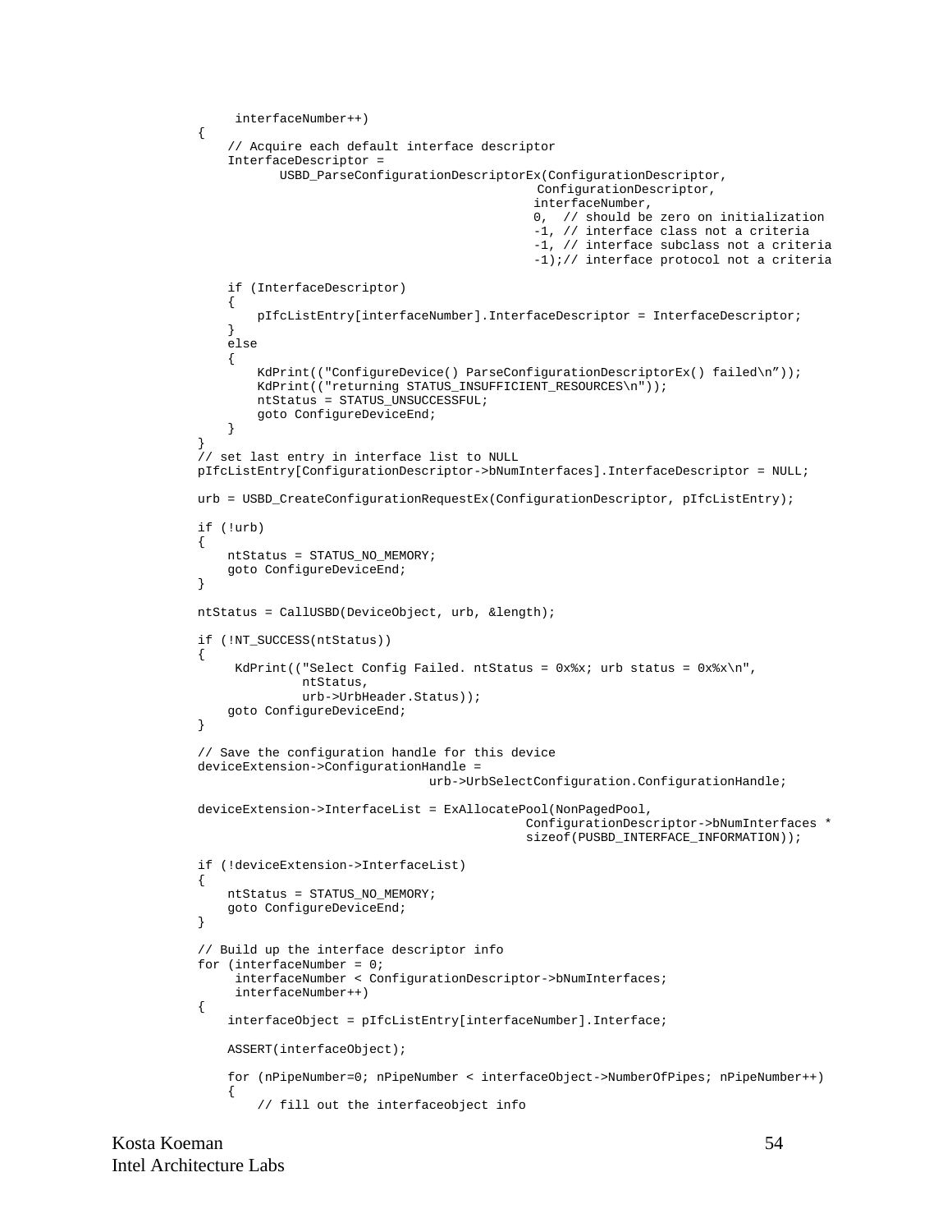```
     interfaceNumber++)
{
    // Acquire each default interface descriptor
    InterfaceDescriptor =
           USBD_ParseConfigurationDescriptorEx(ConfigurationDescriptor,
                                              ConfigurationDescriptor,
                                             interfaceNumber,
                                             0,  // should be zero on initialization
                                             -1, // interface class not a criteria
                                             -1, // interface subclass not a criteria
                                             -1);// interface protocol not a criteria

    if (InterfaceDescriptor)
    {
        pIfcListEntry[interfaceNumber].InterfaceDescriptor = InterfaceDescriptor;
    }
    else
    {
        KdPrint(("ConfigureDevice() ParseConfigurationDescriptorEx() failed\n”));
        KdPrint(("returning STATUS_INSUFFICIENT_RESOURCES\n"));
        ntStatus = STATUS_UNSUCCESSFUL;
        goto ConfigureDeviceEnd;
    }
}
// set last entry in interface list to NULL
pIfcListEntry[ConfigurationDescriptor->bNumInterfaces].InterfaceDescriptor = NULL;

urb = USBD_CreateConfigurationRequestEx(ConfigurationDescriptor, pIfcListEntry);

if (!urb)
{
    ntStatus = STATUS_NO_MEMORY;
    goto ConfigureDeviceEnd;
}

ntStatus = CallUSBD(DeviceObject, urb, &length);

if (!NT_SUCCESS(ntStatus))
{
     KdPrint(("Select Config Failed. ntStatus = 0x%x; urb status = 0x%x\n",
              ntStatus,
              urb->UrbHeader.Status));
    goto ConfigureDeviceEnd;
}

// Save the configuration handle for this device
deviceExtension->ConfigurationHandle =
                               urb->UrbSelectConfiguration.ConfigurationHandle;

deviceExtension->InterfaceList = ExAllocatePool(NonPagedPool,
                                            ConfigurationDescriptor->bNumInterfaces *
                                            sizeof(PUSBD_INTERFACE_INFORMATION));

if (!deviceExtension->InterfaceList)
{
    ntStatus = STATUS_NO_MEMORY;
    goto ConfigureDeviceEnd;
}

// Build up the interface descriptor info
for (interfaceNumber = 0;
     interfaceNumber < ConfigurationDescriptor->bNumInterfaces;
     interfaceNumber++)
{
    interfaceObject = pIfcListEntry[interfaceNumber].Interface;

    ASSERT(interfaceObject);

    for (nPipeNumber=0; nPipeNumber < interfaceObject->NumberOfPipes; nPipeNumber++)
    {
        // fill out the interfaceobject info
```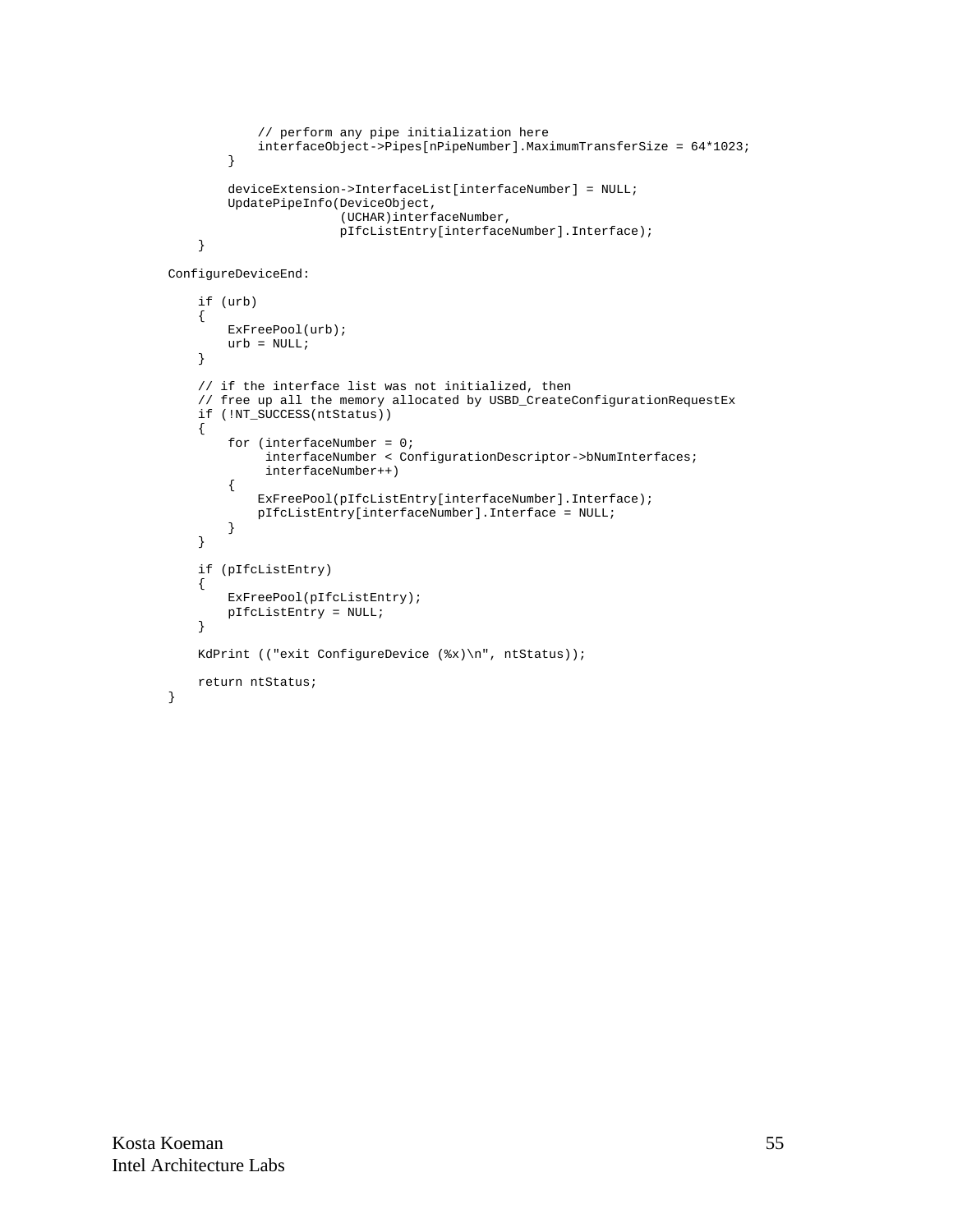```
            // perform any pipe initialization here
            interfaceObject->Pipes[nPipeNumber].MaximumTransferSize = 64*1023;
        }

        deviceExtension->InterfaceList[interfaceNumber] = NULL;
        UpdatePipeInfo(DeviceObject,
                       (UCHAR)interfaceNumber,
                       pIfcListEntry[interfaceNumber].Interface);
    }

ConfigureDeviceEnd:

    if (urb)
    {
        ExFreePool(urb);
        urb = NULL;
    }

    // if the interface list was not initialized, then
    // free up all the memory allocated by USBD_CreateConfigurationRequestEx
    if (!NT_SUCCESS(ntStatus))
    {
        for (interfaceNumber = 0;
             interfaceNumber < ConfigurationDescriptor->bNumInterfaces;
             interfaceNumber++)
        {
            ExFreePool(pIfcListEntry[interfaceNumber].Interface);
            pIfcListEntry[interfaceNumber].Interface = NULL;
        }
    }

    if (pIfcListEntry)
    {
        ExFreePool(pIfcListEntry);
        pIfcListEntry = NULL;
    }

    KdPrint (("exit ConfigureDevice (%x)\n", ntStatus));

    return ntStatus;
}
```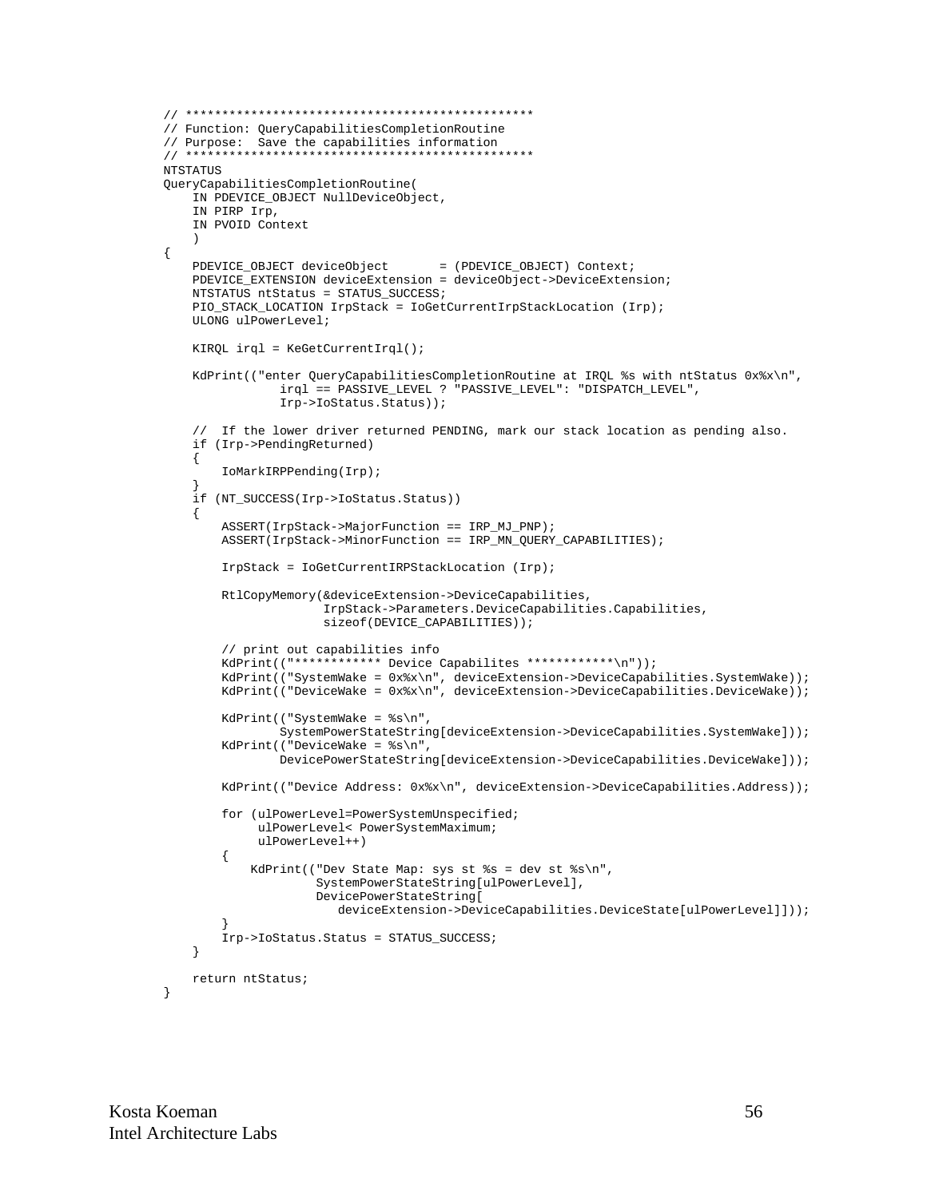```
// ************************************************
// Function: QueryCapabilitiesCompletionRoutine
// Purpose:  Save the capabilities information
// ************************************************
NTSTATUS
QueryCapabilitiesCompletionRoutine(
    IN PDEVICE_OBJECT NullDeviceObject,
    IN PIRP Irp,
    IN PVOID Context
    )
{
    PDEVICE_OBJECT deviceObject       = (PDEVICE_OBJECT) Context;
    PDEVICE_EXTENSION deviceExtension = deviceObject->DeviceExtension;
    NTSTATUS ntStatus = STATUS_SUCCESS;
    PIO_STACK_LOCATION IrpStack = IoGetCurrentIrpStackLocation (Irp);
    ULONG ulPowerLevel;

    KIRQL irql = KeGetCurrentIrql();

    KdPrint(("enter QueryCapabilitiesCompletionRoutine at IRQL %s with ntStatus 0x%x\n",
                irql == PASSIVE_LEVEL ? "PASSIVE_LEVEL": "DISPATCH_LEVEL",
                Irp->IoStatus.Status));

    //  If the lower driver returned PENDING, mark our stack location as pending also.
    if (Irp->PendingReturned)
    {
        IoMarkIRPPending(Irp);
    }
    if (NT_SUCCESS(Irp->IoStatus.Status))
    {
        ASSERT(IrpStack->MajorFunction == IRP_MJ_PNP);
        ASSERT(IrpStack->MinorFunction == IRP_MN_QUERY_CAPABILITIES);

        IrpStack = IoGetCurrentIRPStackLocation (Irp);

        RtlCopyMemory(&deviceExtension->DeviceCapabilities,
                      IrpStack->Parameters.DeviceCapabilities.Capabilities,
                      sizeof(DEVICE_CAPABILITIES));

        // print out capabilities info
        KdPrint(("************ Device Capabilites ************\n"));
        KdPrint(("SystemWake = 0x%x\n", deviceExtension->DeviceCapabilities.SystemWake));
        KdPrint(("DeviceWake = 0x%x\n", deviceExtension->DeviceCapabilities.DeviceWake));

        KdPrint(("SystemWake = %s\n",
                SystemPowerStateString[deviceExtension->DeviceCapabilities.SystemWake]));
        KdPrint(("DeviceWake = %s\n",
                DevicePowerStateString[deviceExtension->DeviceCapabilities.DeviceWake]));

        KdPrint(("Device Address: 0x%x\n", deviceExtension->DeviceCapabilities.Address));

        for (ulPowerLevel=PowerSystemUnspecified;
             ulPowerLevel< PowerSystemMaximum;
             ulPowerLevel++)
        {
            KdPrint(("Dev State Map: sys st %s = dev st %s\n",
                     SystemPowerStateString[ulPowerLevel],
                     DevicePowerStateString[
                        deviceExtension->DeviceCapabilities.DeviceState[ulPowerLevel]]));
        }
        Irp->IoStatus.Status = STATUS_SUCCESS;
    }

    return ntStatus;
}
```

Kosta Koeman
Intel Architecture Labs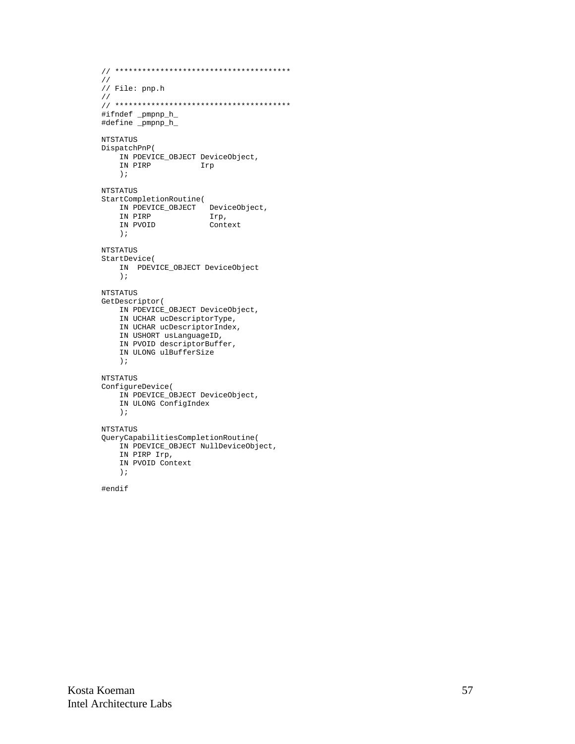```
// ***************************************
//
// File: pnp.h
//
// ***************************************
#ifndef _pmpnp_h_
#define _pmpnp_h_

NTSTATUS
DispatchPnP(
    IN PDEVICE_OBJECT DeviceObject,
    IN PIRP           Irp
    );

NTSTATUS
StartCompletionRoutine(
    IN PDEVICE_OBJECT   DeviceObject,
    IN PIRP             Irp,
    IN PVOID            Context
    );

NTSTATUS
StartDevice(
    IN  PDEVICE_OBJECT DeviceObject
    );

NTSTATUS
GetDescriptor(
    IN PDEVICE_OBJECT DeviceObject,
    IN UCHAR ucDescriptorType,
    IN UCHAR ucDescriptorIndex,
    IN USHORT usLanguageID,
    IN PVOID descriptorBuffer,
    IN ULONG ulBufferSize
    );

NTSTATUS
ConfigureDevice(
    IN PDEVICE_OBJECT DeviceObject,
    IN ULONG ConfigIndex
    );

NTSTATUS
QueryCapabilitiesCompletionRoutine(
    IN PDEVICE_OBJECT NullDeviceObject,
    IN PIRP Irp,
    IN PVOID Context
    );

#endif
```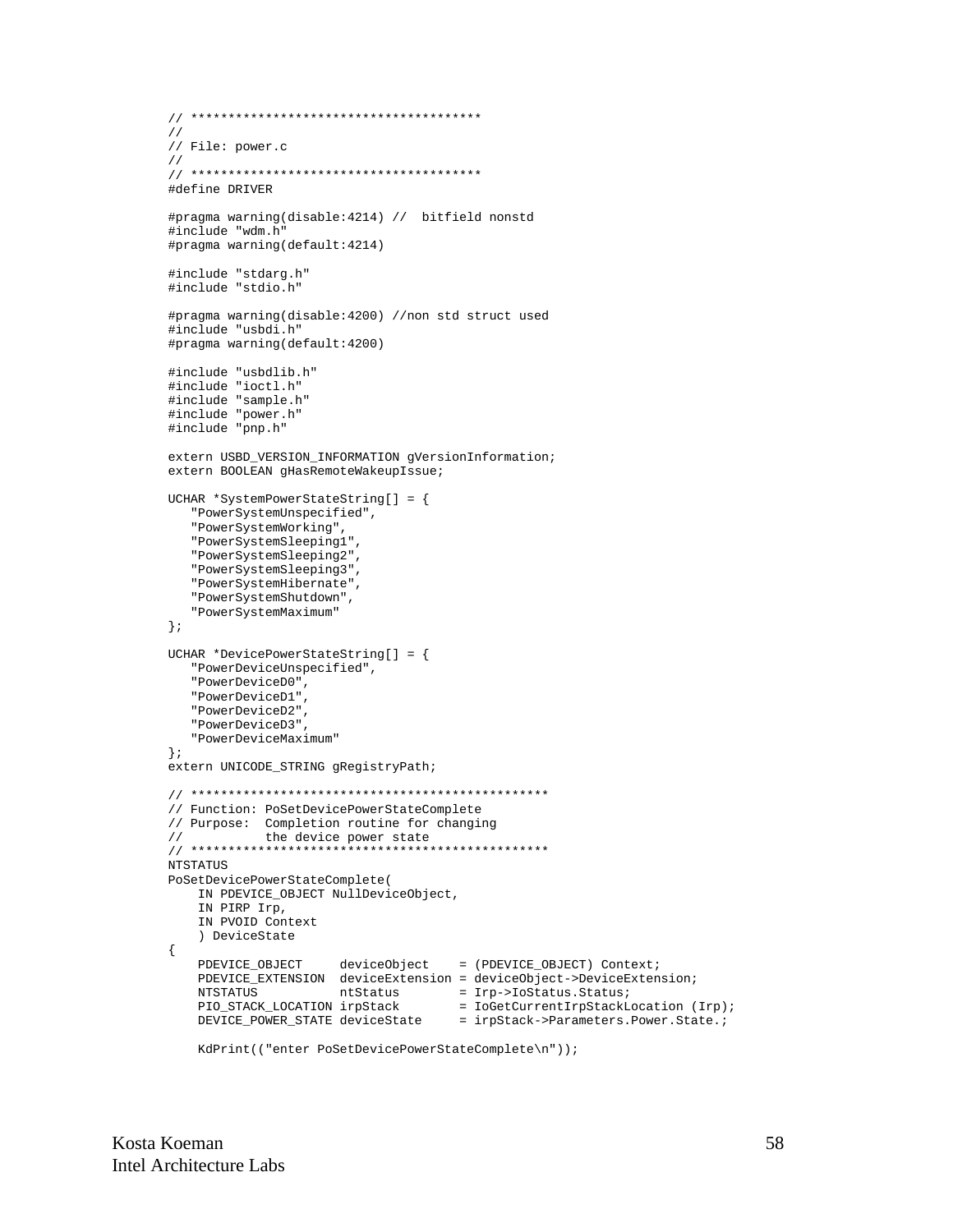```
// **************************************
//
// File: power.c
//
// **************************************
#define DRIVER

#pragma warning(disable:4214) //  bitfield nonstd
#include "wdm.h"
#pragma warning(default:4214)

#include "stdarg.h"
#include "stdio.h"

#pragma warning(disable:4200) //non std struct used
#include "usbdi.h"
#pragma warning(default:4200)

#include "usbdlib.h"
#include "ioctl.h"
#include "sample.h"
#include "power.h"
#include "pnp.h"

extern USBD_VERSION_INFORMATION gVersionInformation;
extern BOOLEAN gHasRemoteWakeupIssue;

UCHAR *SystemPowerStateString[] = {
   "PowerSystemUnspecified",
   "PowerSystemWorking",
   "PowerSystemSleeping1",
   "PowerSystemSleeping2",
   "PowerSystemSleeping3",
   "PowerSystemHibernate",
   "PowerSystemShutdown",
   "PowerSystemMaximum"
};

UCHAR *DevicePowerStateString[] = {
   "PowerDeviceUnspecified",
   "PowerDeviceD0",
   "PowerDeviceD1",
   "PowerDeviceD2",
   "PowerDeviceD3",
   "PowerDeviceMaximum"
};
extern UNICODE_STRING gRegistryPath;

// ***********************************************
// Function: PoSetDevicePowerStateComplete
// Purpose:  Completion routine for changing
//           the device power state
// ***********************************************
NTSTATUS
PoSetDevicePowerStateComplete(
    IN PDEVICE_OBJECT NullDeviceObject,
    IN PIRP Irp,
    IN PVOID Context
    ) DeviceState
{
    PDEVICE_OBJECT     deviceObject    = (PDEVICE_OBJECT) Context;
    PDEVICE_EXTENSION  deviceExtension = deviceObject->DeviceExtension;
    NTSTATUS           ntStatus        = Irp->IoStatus.Status;
    PIO_STACK_LOCATION irpStack        = IoGetCurrentIrpStackLocation (Irp);
    DEVICE_POWER_STATE deviceState     = irpStack->Parameters.Power.State.;

    KdPrint(("enter PoSetDevicePowerStateComplete\n"));
```

Kosta Koeman
Intel Architecture Labs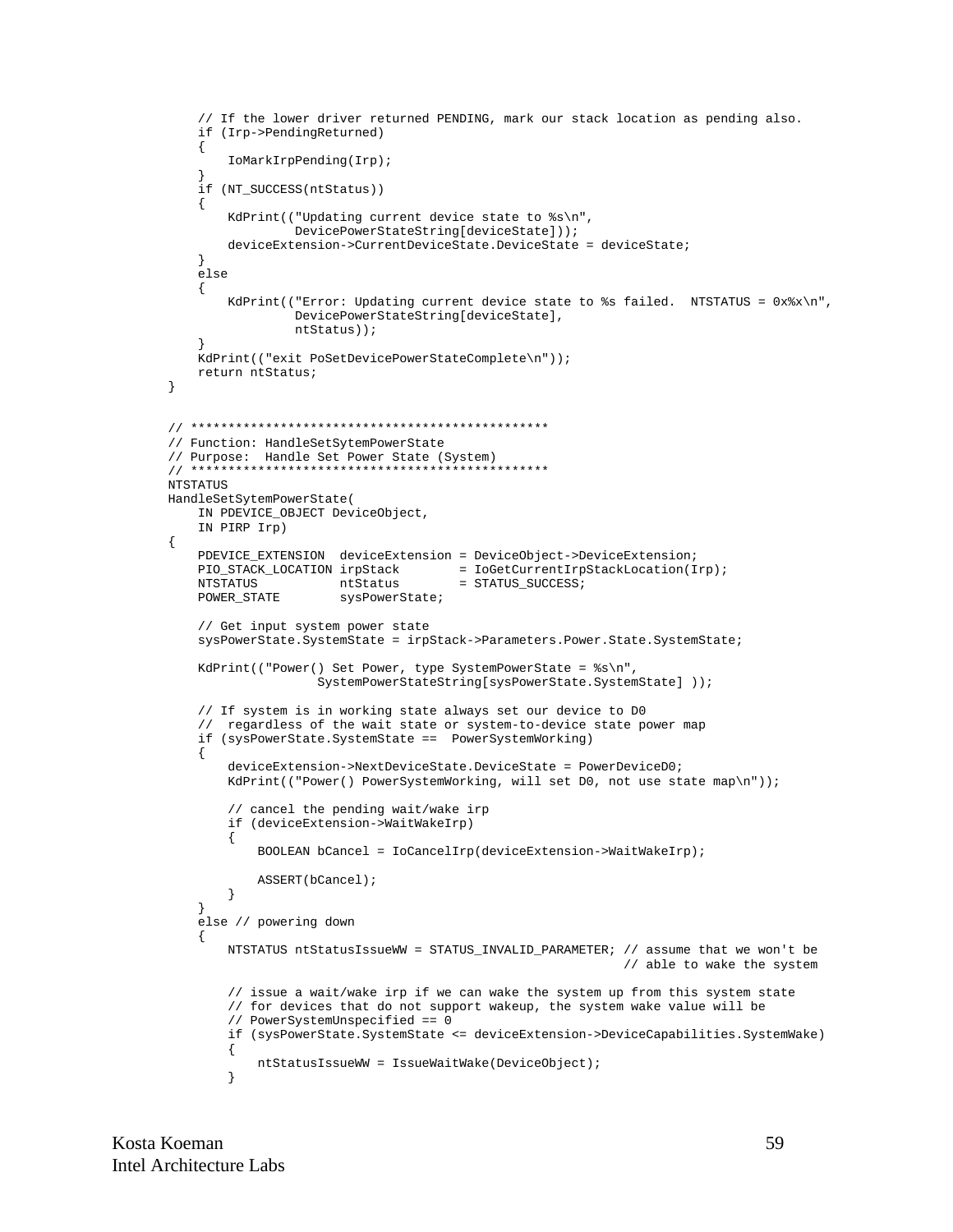```
    // If the lower driver returned PENDING, mark our stack location as pending also.
    if (Irp->PendingReturned)
    {
        IoMarkIrpPending(Irp);
    }
    if (NT_SUCCESS(ntStatus))
    {
        KdPrint(("Updating current device state to %s\n",
                 DevicePowerStateString[deviceState]));
        deviceExtension->CurrentDeviceState.DeviceState = deviceState;
    }
    else
    {
        KdPrint(("Error: Updating current device state to %s failed.  NTSTATUS = 0x%x\n",
                 DevicePowerStateString[deviceState],
                 ntStatus));
    }
    KdPrint(("exit PoSetDevicePowerStateComplete\n"));
    return ntStatus;
}


// ************************************************
// Function: HandleSetSytemPowerState
// Purpose:  Handle Set Power State (System)
// ************************************************
NTSTATUS
HandleSetSytemPowerState(
    IN PDEVICE_OBJECT DeviceObject,
    IN PIRP Irp)
{
    PDEVICE_EXTENSION  deviceExtension = DeviceObject->DeviceExtension;
    PIO_STACK_LOCATION irpStack        = IoGetCurrentIrpStackLocation(Irp);
    NTSTATUS           ntStatus        = STATUS_SUCCESS;
    POWER_STATE        sysPowerState;

    // Get input system power state
    sysPowerState.SystemState = irpStack->Parameters.Power.State.SystemState;

    KdPrint(("Power() Set Power, type SystemPowerState = %s\n",
                    SystemPowerStateString[sysPowerState.SystemState] ));

    // If system is in working state always set our device to D0
    //  regardless of the wait state or system-to-device state power map
    if (sysPowerState.SystemState ==  PowerSystemWorking)
    {
        deviceExtension->NextDeviceState.DeviceState = PowerDeviceD0;
        KdPrint(("Power() PowerSystemWorking, will set D0, not use state map\n"));

        // cancel the pending wait/wake irp
        if (deviceExtension->WaitWakeIrp)
        {
            BOOLEAN bCancel = IoCancelIrp(deviceExtension->WaitWakeIrp);

            ASSERT(bCancel);
        }
    }
    else // powering down
    {
        NTSTATUS ntStatusIssueWW = STATUS_INVALID_PARAMETER; // assume that we won't be
                                                             // able to wake the system

        // issue a wait/wake irp if we can wake the system up from this system state
        // for devices that do not support wakeup, the system wake value will be
        // PowerSystemUnspecified == 0
        if (sysPowerState.SystemState <= deviceExtension->DeviceCapabilities.SystemWake)
        {
            ntStatusIssueWW = IssueWaitWake(DeviceObject);
        }
```

Kosta Koeman
Intel Architecture Labs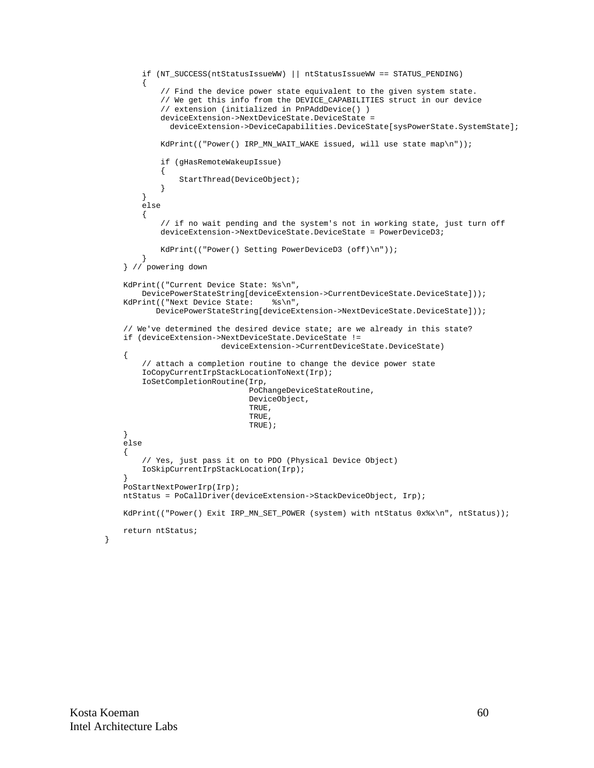```
        if (NT_SUCCESS(ntStatusIssueWW) || ntStatusIssueWW == STATUS_PENDING)
        {
            // Find the device power state equivalent to the given system state.
            // We get this info from the DEVICE_CAPABILITIES struct in our device
            // extension (initialized in PnPAddDevice() )
            deviceExtension->NextDeviceState.DeviceState =
              deviceExtension->DeviceCapabilities.DeviceState[sysPowerState.SystemState];

            KdPrint(("Power() IRP_MN_WAIT_WAKE issued, will use state map\n"));

            if (gHasRemoteWakeupIssue)
            {
                StartThread(DeviceObject);
            }
        }
        else
        {
            // if no wait pending and the system's not in working state, just turn off
            deviceExtension->NextDeviceState.DeviceState = PowerDeviceD3;

            KdPrint(("Power() Setting PowerDeviceD3 (off)\n"));
        }
    } // powering down

    KdPrint(("Current Device State: %s\n",
        DevicePowerStateString[deviceExtension->CurrentDeviceState.DeviceState]));
    KdPrint(("Next Device State:    %s\n",
           DevicePowerStateString[deviceExtension->NextDeviceState.DeviceState]));

    // We've determined the desired device state; are we already in this state?
    if (deviceExtension->NextDeviceState.DeviceState !=
                     deviceExtension->CurrentDeviceState.DeviceState)
    {
        // attach a completion routine to change the device power state
        IoCopyCurrentIrpStackLocationToNext(Irp);
        IoSetCompletionRoutine(Irp,
                               PoChangeDeviceStateRoutine,
                               DeviceObject,
                               TRUE,
                               TRUE,
                               TRUE);
    }
    else
    {
        // Yes, just pass it on to PDO (Physical Device Object)
        IoSkipCurrentIrpStackLocation(Irp);
    }
    PoStartNextPowerIrp(Irp);
    ntStatus = PoCallDriver(deviceExtension->StackDeviceObject, Irp);

    KdPrint(("Power() Exit IRP_MN_SET_POWER (system) with ntStatus 0x%x\n", ntStatus));

    return ntStatus;
}
```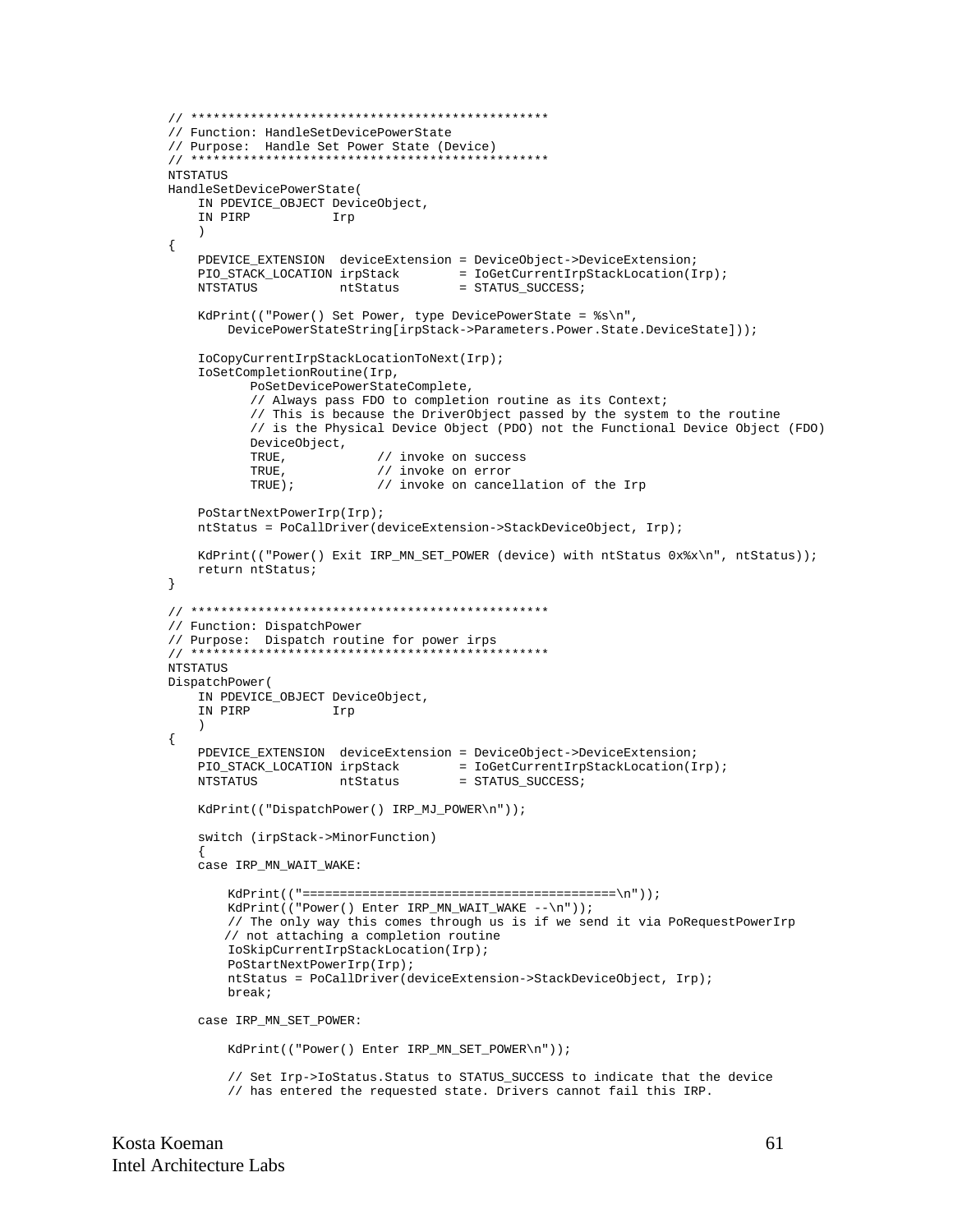```
// ***********************************************
// Function: HandleSetDevicePowerState
// Purpose:  Handle Set Power State (Device)
// ***********************************************
NTSTATUS
HandleSetDevicePowerState(
    IN PDEVICE_OBJECT DeviceObject,
    IN PIRP           Irp
    )
{
    PDEVICE_EXTENSION  deviceExtension = DeviceObject->DeviceExtension;
    PIO_STACK_LOCATION irpStack        = IoGetCurrentIrpStackLocation(Irp);
    NTSTATUS           ntStatus        = STATUS_SUCCESS;

    KdPrint(("Power() Set Power, type DevicePowerState = %s\n",
        DevicePowerStateString[irpStack->Parameters.Power.State.DeviceState]));

    IoCopyCurrentIrpStackLocationToNext(Irp);
    IoSetCompletionRoutine(Irp,
           PoSetDevicePowerStateComplete,
           // Always pass FDO to completion routine as its Context;
           // This is because the DriverObject passed by the system to the routine
           // is the Physical Device Object (PDO) not the Functional Device Object (FDO)
           DeviceObject,
           TRUE,            // invoke on success
           TRUE,            // invoke on error
           TRUE);           // invoke on cancellation of the Irp

    PoStartNextPowerIrp(Irp);
    ntStatus = PoCallDriver(deviceExtension->StackDeviceObject, Irp);

    KdPrint(("Power() Exit IRP_MN_SET_POWER (device) with ntStatus 0x%x\n", ntStatus));
    return ntStatus;
}

// ***********************************************
// Function: DispatchPower
// Purpose:  Dispatch routine for power irps
// ***********************************************
NTSTATUS
DispatchPower(
    IN PDEVICE_OBJECT DeviceObject,
    IN PIRP           Irp
    )
{
    PDEVICE_EXTENSION  deviceExtension = DeviceObject->DeviceExtension;
    PIO_STACK_LOCATION irpStack        = IoGetCurrentIrpStackLocation(Irp);
    NTSTATUS           ntStatus        = STATUS_SUCCESS;

    KdPrint(("DispatchPower() IRP_MJ_POWER\n"));

    switch (irpStack->MinorFunction)
    {
    case IRP_MN_WAIT_WAKE:

        KdPrint(("==========================================\n"));
        KdPrint(("Power() Enter IRP_MN_WAIT_WAKE --\n"));
        // The only way this comes through us is if we send it via PoRequestPowerIrp
       // not attaching a completion routine
        IoSkipCurrentIrpStackLocation(Irp);
        PoStartNextPowerIrp(Irp);
        ntStatus = PoCallDriver(deviceExtension->StackDeviceObject, Irp);
        break;

    case IRP_MN_SET_POWER:

        KdPrint(("Power() Enter IRP_MN_SET_POWER\n"));

        // Set Irp->IoStatus.Status to STATUS_SUCCESS to indicate that the device
        // has entered the requested state. Drivers cannot fail this IRP.
```

Kosta Koeman
Intel Architecture Labs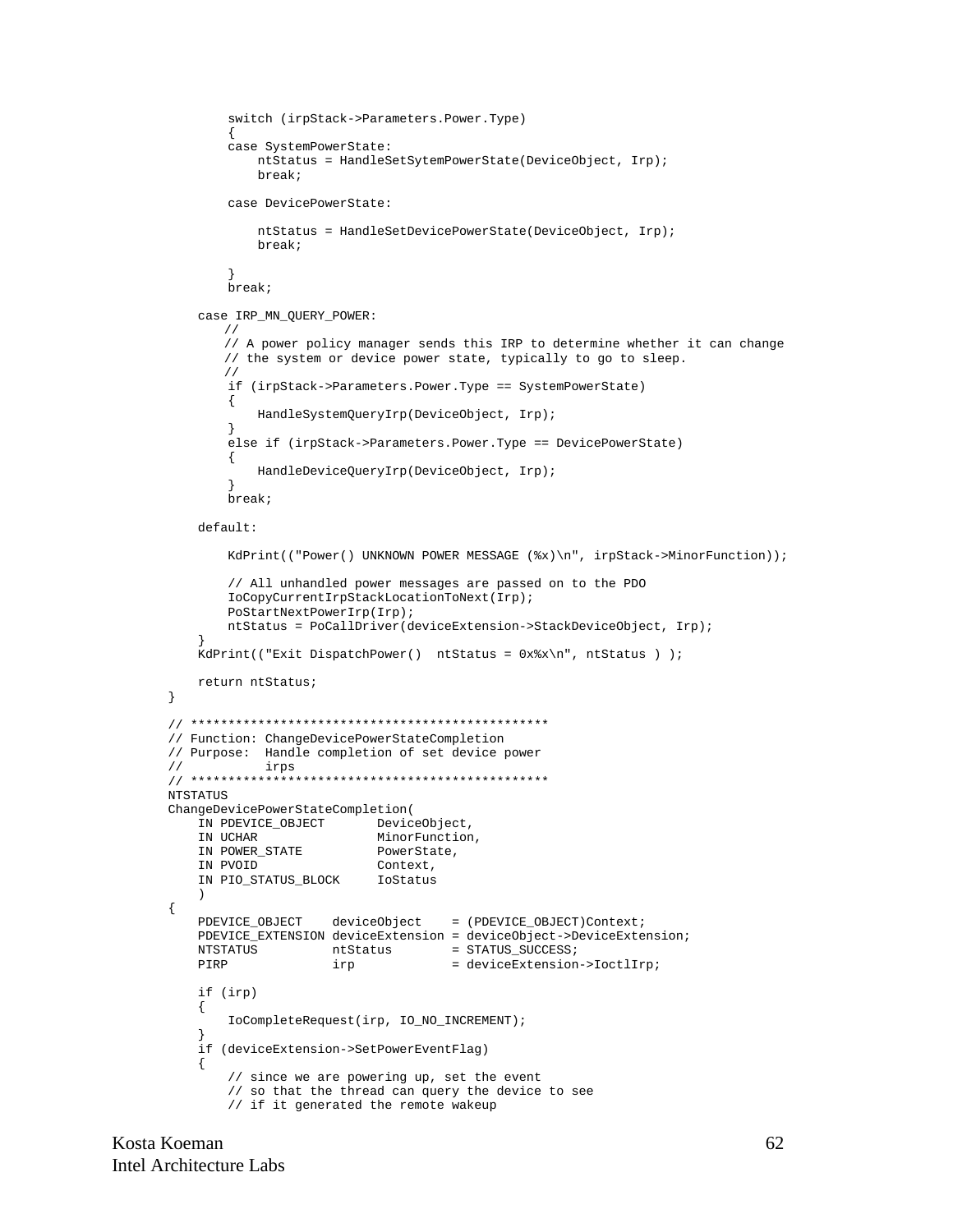```
        switch (irpStack->Parameters.Power.Type)
        {
        case SystemPowerState:
            ntStatus = HandleSetSytemPowerState(DeviceObject, Irp);
            break;

        case DevicePowerState:

            ntStatus = HandleSetDevicePowerState(DeviceObject, Irp);
            break;

        }
        break;

    case IRP_MN_QUERY_POWER:
        //
        // A power policy manager sends this IRP to determine whether it can change
        // the system or device power state, typically to go to sleep.
        //
        if (irpStack->Parameters.Power.Type == SystemPowerState)
        {
            HandleSystemQueryIrp(DeviceObject, Irp);
        }
        else if (irpStack->Parameters.Power.Type == DevicePowerState)
        {
            HandleDeviceQueryIrp(DeviceObject, Irp);
        }
        break;

    default:

        KdPrint(("Power() UNKNOWN POWER MESSAGE (%x)\n", irpStack->MinorFunction));

        // All unhandled power messages are passed on to the PDO
        IoCopyCurrentIrpStackLocationToNext(Irp);
        PoStartNextPowerIrp(Irp);
        ntStatus = PoCallDriver(deviceExtension->StackDeviceObject, Irp);
    }
    KdPrint(("Exit DispatchPower()  ntStatus = 0x%x\n", ntStatus ) );

    return ntStatus;
}

// ************************************************
// Function: ChangeDevicePowerStateCompletion
// Purpose:  Handle completion of set device power
//           irps
// ************************************************
NTSTATUS
ChangeDevicePowerStateCompletion(
    IN PDEVICE_OBJECT       DeviceObject,
    IN UCHAR                MinorFunction,
    IN POWER_STATE          PowerState,
    IN PVOID                Context,
    IN PIO_STATUS_BLOCK     IoStatus
    )
{
    PDEVICE_OBJECT    deviceObject    = (PDEVICE_OBJECT)Context;
    PDEVICE_EXTENSION deviceExtension = deviceObject->DeviceExtension;
    NTSTATUS          ntStatus        = STATUS_SUCCESS;
    PIRP              irp             = deviceExtension->IoctlIrp;

    if (irp)
    {
        IoCompleteRequest(irp, IO_NO_INCREMENT);
    }
    if (deviceExtension->SetPowerEventFlag)
    {
        // since we are powering up, set the event
        // so that the thread can query the device to see
        // if it generated the remote wakeup
```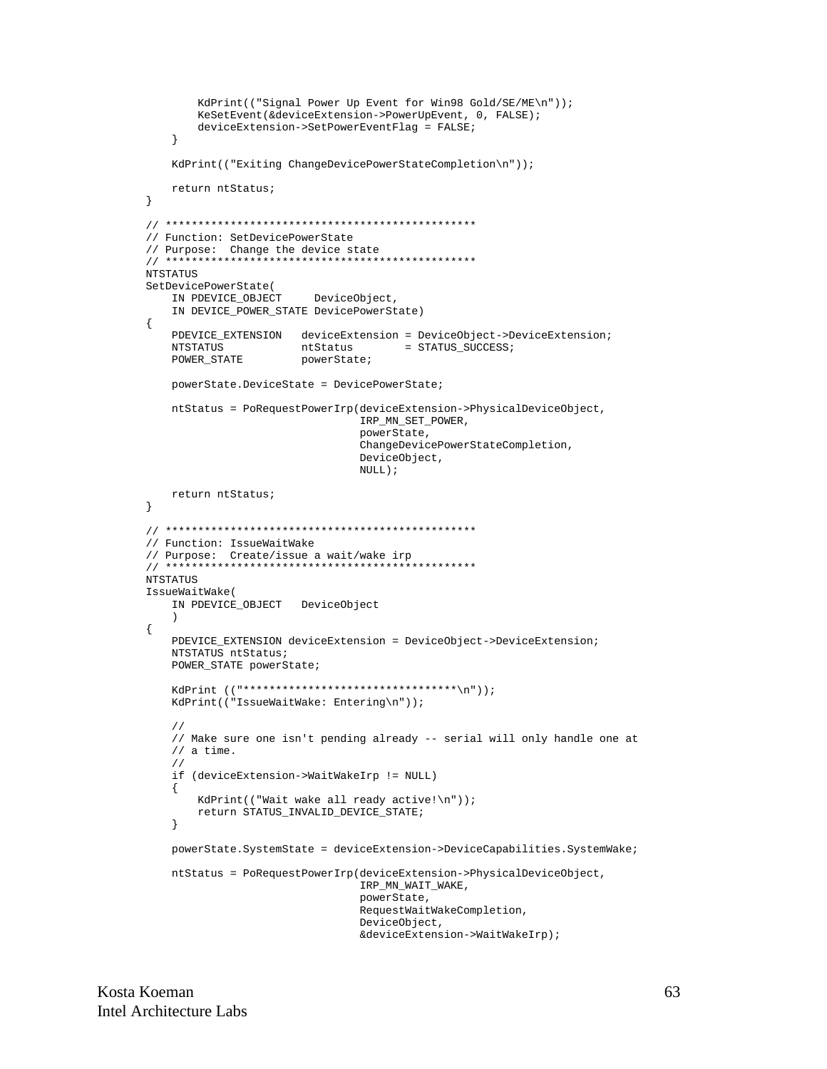```
        KdPrint(("Signal Power Up Event for Win98 Gold/SE/ME\n"));
        KeSetEvent(&deviceExtension->PowerUpEvent, 0, FALSE);
        deviceExtension->SetPowerEventFlag = FALSE;
    }

    KdPrint(("Exiting ChangeDevicePowerStateCompletion\n"));

    return ntStatus;
}

// ************************************************
// Function: SetDevicePowerState
// Purpose:  Change the device state
// ************************************************
NTSTATUS
SetDevicePowerState(
    IN PDEVICE_OBJECT     DeviceObject,
    IN DEVICE_POWER_STATE DevicePowerState)
{
    PDEVICE_EXTENSION   deviceExtension = DeviceObject->DeviceExtension;
    NTSTATUS            ntStatus        = STATUS_SUCCESS;
    POWER_STATE         powerState;

    powerState.DeviceState = DevicePowerState;

    ntStatus = PoRequestPowerIrp(deviceExtension->PhysicalDeviceObject,
                                 IRP_MN_SET_POWER,
                                 powerState,
                                 ChangeDevicePowerStateCompletion,
                                 DeviceObject,
                                 NULL);

    return ntStatus;
}

// ************************************************
// Function: IssueWaitWake
// Purpose:  Create/issue a wait/wake irp
// ************************************************
NTSTATUS
IssueWaitWake(
    IN PDEVICE_OBJECT   DeviceObject
    )
{
    PDEVICE_EXTENSION deviceExtension = DeviceObject->DeviceExtension;
    NTSTATUS ntStatus;
    POWER_STATE powerState;

    KdPrint (("*********************************\n"));
    KdPrint(("IssueWaitWake: Entering\n"));

    //
    // Make sure one isn't pending already -- serial will only handle one at
    // a time.
    //
    if (deviceExtension->WaitWakeIrp != NULL)
    {
        KdPrint(("Wait wake all ready active!\n"));
        return STATUS_INVALID_DEVICE_STATE;
    }

    powerState.SystemState = deviceExtension->DeviceCapabilities.SystemWake;

    ntStatus = PoRequestPowerIrp(deviceExtension->PhysicalDeviceObject,
                                 IRP_MN_WAIT_WAKE,
                                 powerState,
                                 RequestWaitWakeCompletion,
                                 DeviceObject,
                                 &deviceExtension->WaitWakeIrp);
```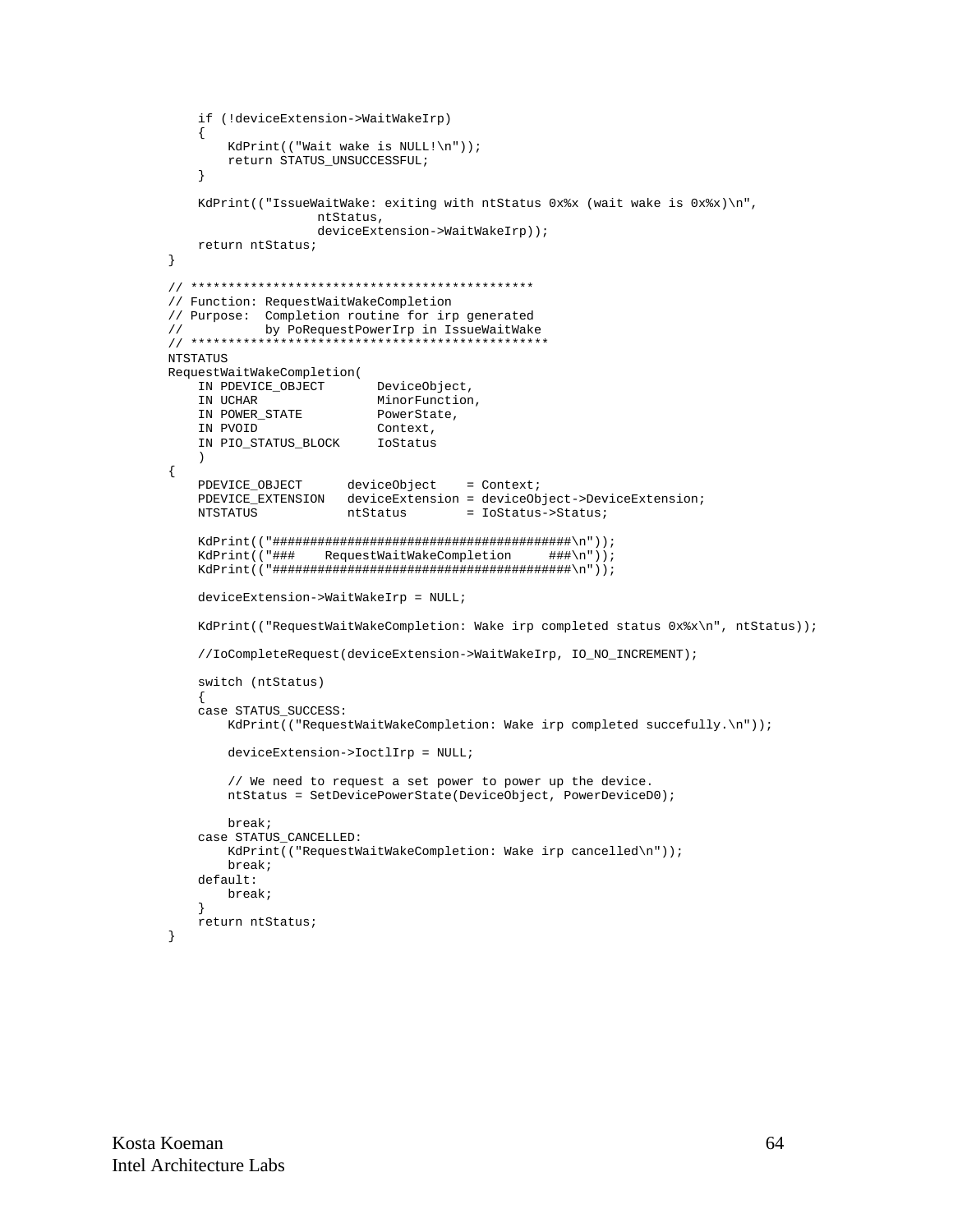```
    if (!deviceExtension->WaitWakeIrp)
    {
        KdPrint(("Wait wake is NULL!\n"));
        return STATUS_UNSUCCESSFUL;
    }

    KdPrint(("IssueWaitWake: exiting with ntStatus 0x%x (wait wake is 0x%x)\n",
                  ntStatus,
                  deviceExtension->WaitWakeIrp));
    return ntStatus;
}

// **********************************************
// Function: RequestWaitWakeCompletion
// Purpose:  Completion routine for irp generated
//           by PoRequestPowerIrp in IssueWaitWake
// ***********************************************
NTSTATUS
RequestWaitWakeCompletion(
    IN PDEVICE_OBJECT       DeviceObject,
    IN UCHAR                MinorFunction,
    IN POWER_STATE          PowerState,
    IN PVOID                Context,
    IN PIO_STATUS_BLOCK     IoStatus
    )
{
    PDEVICE_OBJECT      deviceObject    = Context;
    PDEVICE_EXTENSION   deviceExtension = deviceObject->DeviceExtension;
    NTSTATUS            ntStatus        = IoStatus->Status;

    KdPrint(("########################################\n"));
    KdPrint(("###    RequestWaitWakeCompletion     ###\n"));
    KdPrint(("########################################\n"));

    deviceExtension->WaitWakeIrp = NULL;

    KdPrint(("RequestWaitWakeCompletion: Wake irp completed status 0x%x\n", ntStatus));

    //IoCompleteRequest(deviceExtension->WaitWakeIrp, IO_NO_INCREMENT);

    switch (ntStatus)
    {
    case STATUS_SUCCESS:
        KdPrint(("RequestWaitWakeCompletion: Wake irp completed succefully.\n"));

        deviceExtension->IoctlIrp = NULL;

        // We need to request a set power to power up the device.
        ntStatus = SetDevicePowerState(DeviceObject, PowerDeviceD0);

        break;
    case STATUS_CANCELLED:
        KdPrint(("RequestWaitWakeCompletion: Wake irp cancelled\n"));
        break;
    default:
        break;
    }
    return ntStatus;
}
```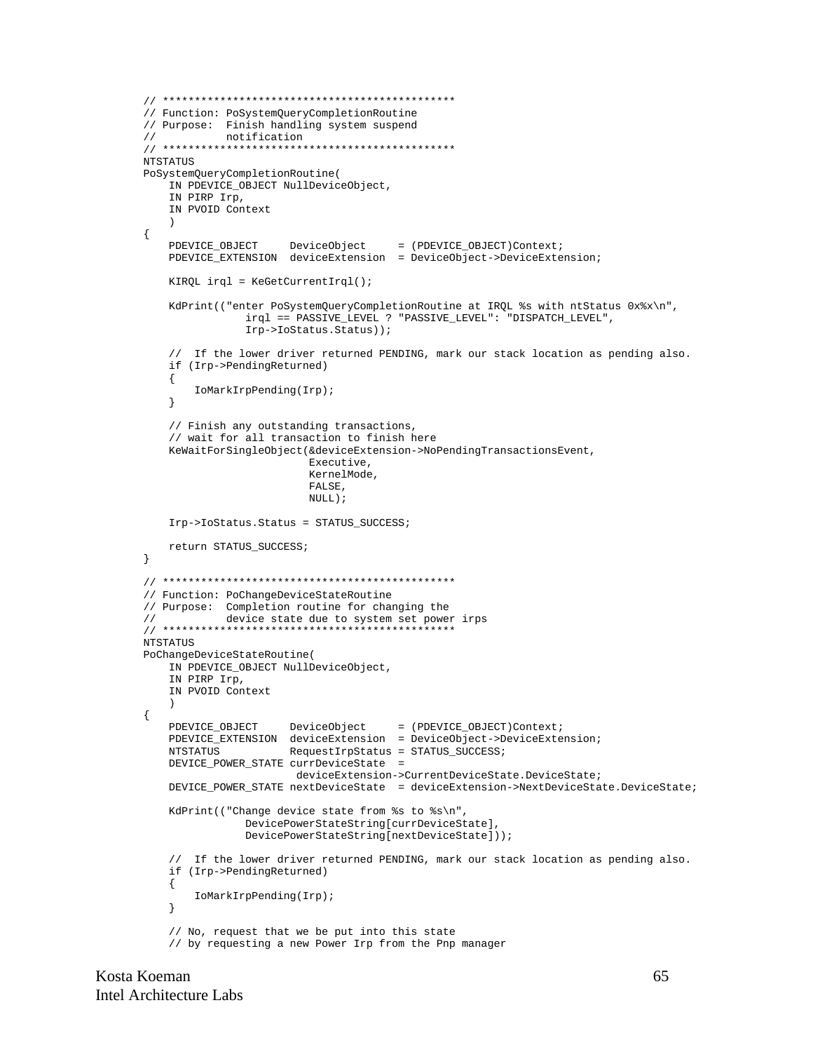```
// *********************************************
// Function: PoSystemQueryCompletionRoutine
// Purpose:  Finish handling system suspend
//           notification
// *********************************************
NTSTATUS
PoSystemQueryCompletionRoutine(
    IN PDEVICE_OBJECT NullDeviceObject,
    IN PIRP Irp,
    IN PVOID Context
    )
{
    PDEVICE_OBJECT     DeviceObject     = (PDEVICE_OBJECT)Context;
    PDEVICE_EXTENSION  deviceExtension  = DeviceObject->DeviceExtension;

    KIRQL irql = KeGetCurrentIrql();

    KdPrint(("enter PoSystemQueryCompletionRoutine at IRQL %s with ntStatus 0x%x\n",
                irql == PASSIVE_LEVEL ? "PASSIVE_LEVEL": "DISPATCH_LEVEL",
                Irp->IoStatus.Status));

    //  If the lower driver returned PENDING, mark our stack location as pending also.
    if (Irp->PendingReturned)
    {
        IoMarkIrpPending(Irp);
    }

    // Finish any outstanding transactions,
    // wait for all transaction to finish here
    KeWaitForSingleObject(&deviceExtension->NoPendingTransactionsEvent,
                          Executive,
                          KernelMode,
                          FALSE,
                          NULL);

    Irp->IoStatus.Status = STATUS_SUCCESS;

    return STATUS_SUCCESS;
}

// *********************************************
// Function: PoChangeDeviceStateRoutine
// Purpose:  Completion routine for changing the
//           device state due to system set power irps
// *********************************************
NTSTATUS
PoChangeDeviceStateRoutine(
    IN PDEVICE_OBJECT NullDeviceObject,
    IN PIRP Irp,
    IN PVOID Context
    )
{
    PDEVICE_OBJECT     DeviceObject     = (PDEVICE_OBJECT)Context;
    PDEVICE_EXTENSION  deviceExtension  = DeviceObject->DeviceExtension;
    NTSTATUS           RequestIrpStatus = STATUS_SUCCESS;
    DEVICE_POWER_STATE currDeviceState  =
                        deviceExtension->CurrentDeviceState.DeviceState;
    DEVICE_POWER_STATE nextDeviceState  = deviceExtension->NextDeviceState.DeviceState;

    KdPrint(("Change device state from %s to %s\n",
                DevicePowerStateString[currDeviceState],
                DevicePowerStateString[nextDeviceState]));

    //  If the lower driver returned PENDING, mark our stack location as pending also.
    if (Irp->PendingReturned)
    {
        IoMarkIrpPending(Irp);
    }

    // No, request that we be put into this state
    // by requesting a new Power Irp from the Pnp manager
```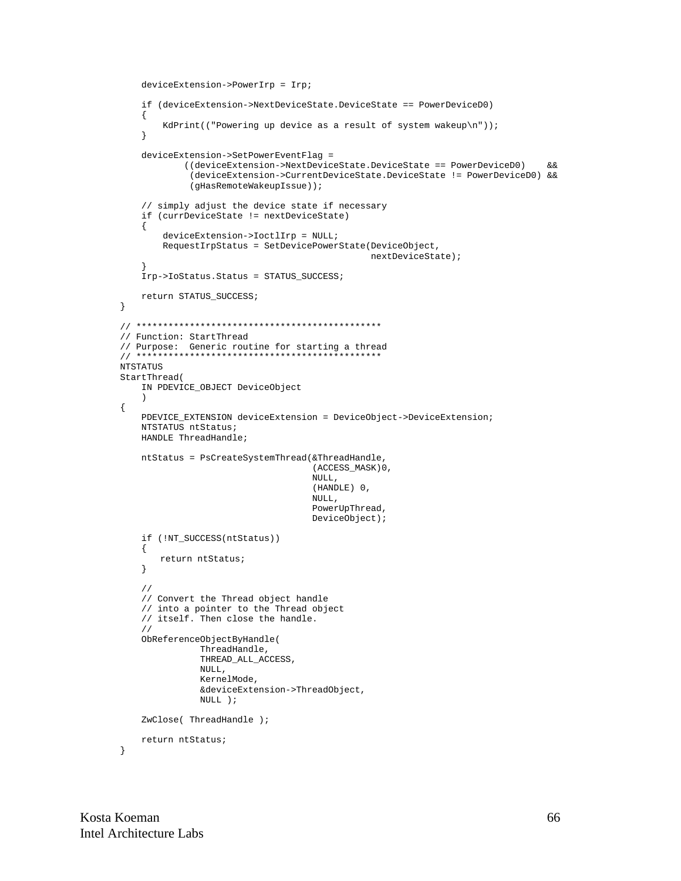```
    deviceExtension->PowerIrp = Irp;

    if (deviceExtension->NextDeviceState.DeviceState == PowerDeviceD0)
    {
        KdPrint(("Powering up device as a result of system wakeup\n"));
    }

    deviceExtension->SetPowerEventFlag =
            ((deviceExtension->NextDeviceState.DeviceState == PowerDeviceD0)    &&
             (deviceExtension->CurrentDeviceState.DeviceState != PowerDeviceD0) &&
             (gHasRemoteWakeupIssue));

    // simply adjust the device state if necessary
    if (currDeviceState != nextDeviceState)
    {
        deviceExtension->IoctlIrp = NULL;
        RequestIrpStatus = SetDevicePowerState(DeviceObject,
                                               nextDeviceState);
    }
    Irp->IoStatus.Status = STATUS_SUCCESS;

    return STATUS_SUCCESS;
}

// **********************************************
// Function: StartThread
// Purpose:  Generic routine for starting a thread
// **********************************************
NTSTATUS
StartThread(
    IN PDEVICE_OBJECT DeviceObject
    )
{
    PDEVICE_EXTENSION deviceExtension = DeviceObject->DeviceExtension;
    NTSTATUS ntStatus;
    HANDLE ThreadHandle;

    ntStatus = PsCreateSystemThread(&ThreadHandle,
                                    (ACCESS_MASK)0,
                                    NULL,
                                    (HANDLE) 0,
                                    NULL,
                                    PowerUpThread,
                                    DeviceObject);

    if (!NT_SUCCESS(ntStatus))
    {
       return ntStatus;
    }

    //
    // Convert the Thread object handle
    // into a pointer to the Thread object
    // itself. Then close the handle.
    //
    ObReferenceObjectByHandle(
               ThreadHandle,
               THREAD_ALL_ACCESS,
               NULL,
               KernelMode,
               &deviceExtension->ThreadObject,
               NULL );

    ZwClose( ThreadHandle );

    return ntStatus;
}
```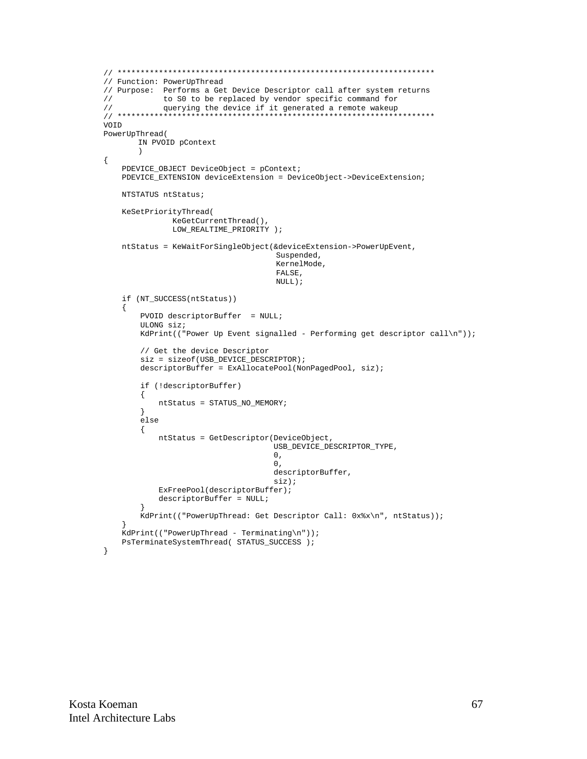```
// ********************************************************************
// Function: PowerUpThread
// Purpose:  Performs a Get Device Descriptor call after system returns
//           to S0 to be replaced by vendor specific command for
//           querying the device if it generated a remote wakeup
// ********************************************************************
VOID
PowerUpThread(
       IN PVOID pContext
       )
{
    PDEVICE_OBJECT DeviceObject = pContext;
    PDEVICE_EXTENSION deviceExtension = DeviceObject->DeviceExtension;

    NTSTATUS ntStatus;

    KeSetPriorityThread(
               KeGetCurrentThread(),
               LOW_REALTIME_PRIORITY );

    ntStatus = KeWaitForSingleObject(&deviceExtension->PowerUpEvent,
                                      Suspended,
                                      KernelMode,
                                      FALSE,
                                      NULL);

    if (NT_SUCCESS(ntStatus))
    {
        PVOID descriptorBuffer  = NULL;
        ULONG siz;
        KdPrint(("Power Up Event signalled - Performing get descriptor call\n"));

        // Get the device Descriptor
        siz = sizeof(USB_DEVICE_DESCRIPTOR);
        descriptorBuffer = ExAllocatePool(NonPagedPool, siz);

        if (!descriptorBuffer)
        {
            ntStatus = STATUS_NO_MEMORY;
        }
        else
        {
            ntStatus = GetDescriptor(DeviceObject,
                                     USB_DEVICE_DESCRIPTOR_TYPE,
                                     0,
                                     0,
                                     descriptorBuffer,
                                     siz);
            ExFreePool(descriptorBuffer);
            descriptorBuffer = NULL;
        }
        KdPrint(("PowerUpThread: Get Descriptor Call: 0x%x\n", ntStatus));
    }
    KdPrint(("PowerUpThread - Terminating\n"));
    PsTerminateSystemThread( STATUS_SUCCESS );
}
```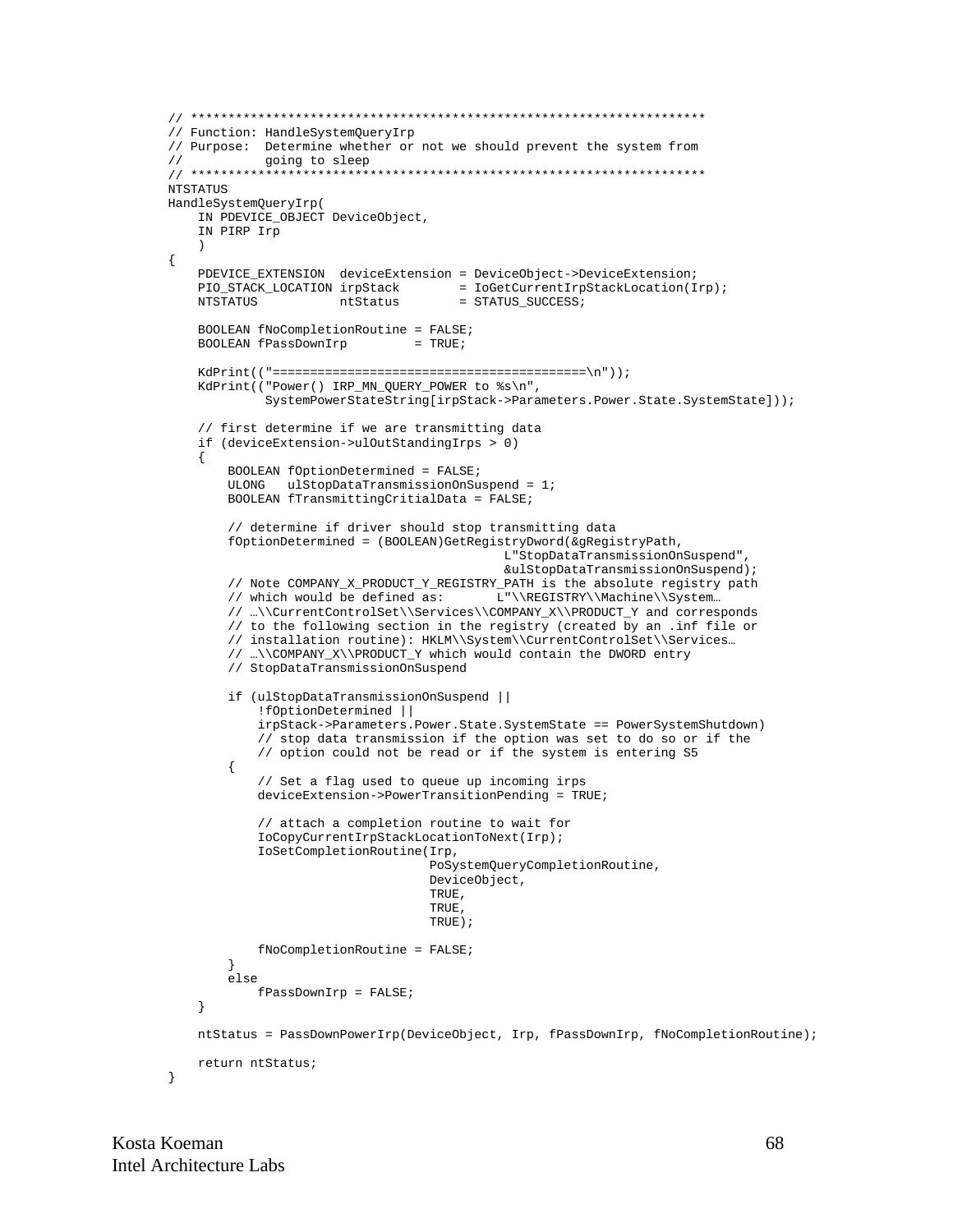```
// ********************************************************************
// Function: HandleSystemQueryIrp
// Purpose:  Determine whether or not we should prevent the system from
//           going to sleep
// ********************************************************************
NTSTATUS
HandleSystemQueryIrp(
    IN PDEVICE_OBJECT DeviceObject,
    IN PIRP Irp
    )
{
    PDEVICE_EXTENSION  deviceExtension = DeviceObject->DeviceExtension;
    PIO_STACK_LOCATION irpStack        = IoGetCurrentIrpStackLocation(Irp);
    NTSTATUS           ntStatus        = STATUS_SUCCESS;

    BOOLEAN fNoCompletionRoutine = FALSE;
    BOOLEAN fPassDownIrp         = TRUE;

    KdPrint(("=========================================\n"));
    KdPrint(("Power() IRP_MN_QUERY_POWER to %s\n",
             SystemPowerStateString[irpStack->Parameters.Power.State.SystemState]));

    // first determine if we are transmitting data
    if (deviceExtension->ulOutStandingIrps > 0)
    {
        BOOLEAN fOptionDetermined = FALSE;
        ULONG   ulStopDataTransmissionOnSuspend = 1;
        BOOLEAN fTransmittingCritialData = FALSE;

        // determine if driver should stop transmitting data
        fOptionDetermined = (BOOLEAN)GetRegistryDword(&gRegistryPath,
                                        L"StopDataTransmissionOnSuspend",
                                        &ulStopDataTransmissionOnSuspend);
        // Note COMPANY_X_PRODUCT_Y_REGISTRY_PATH is the absolute registry path
        // which would be defined as:       L"\\REGISTRY\\Machine\\System…
        // …\\CurrentControlSet\\Services\\COMPANY_X\\PRODUCT_Y and corresponds
        // to the following section in the registry (created by an .inf file or
        // installation routine): HKLM\\System\\CurrentControlSet\\Services…
        // …\\COMPANY_X\\PRODUCT_Y which would contain the DWORD entry
        // StopDataTransmissionOnSuspend

        if (ulStopDataTransmissionOnSuspend ||
            !fOptionDetermined ||
            irpStack->Parameters.Power.State.SystemState == PowerSystemShutdown)
            // stop data transmission if the option was set to do so or if the
            // option could not be read or if the system is entering S5
        {
            // Set a flag used to queue up incoming irps
            deviceExtension->PowerTransitionPending = TRUE;

            // attach a completion routine to wait for
            IoCopyCurrentIrpStackLocationToNext(Irp);
            IoSetCompletionRoutine(Irp,
                                   PoSystemQueryCompletionRoutine,
                                   DeviceObject,
                                   TRUE,
                                   TRUE,
                                   TRUE);

            fNoCompletionRoutine = FALSE;
        }
        else
            fPassDownIrp = FALSE;
    }

    ntStatus = PassDownPowerIrp(DeviceObject, Irp, fPassDownIrp, fNoCompletionRoutine);

    return ntStatus;
}
```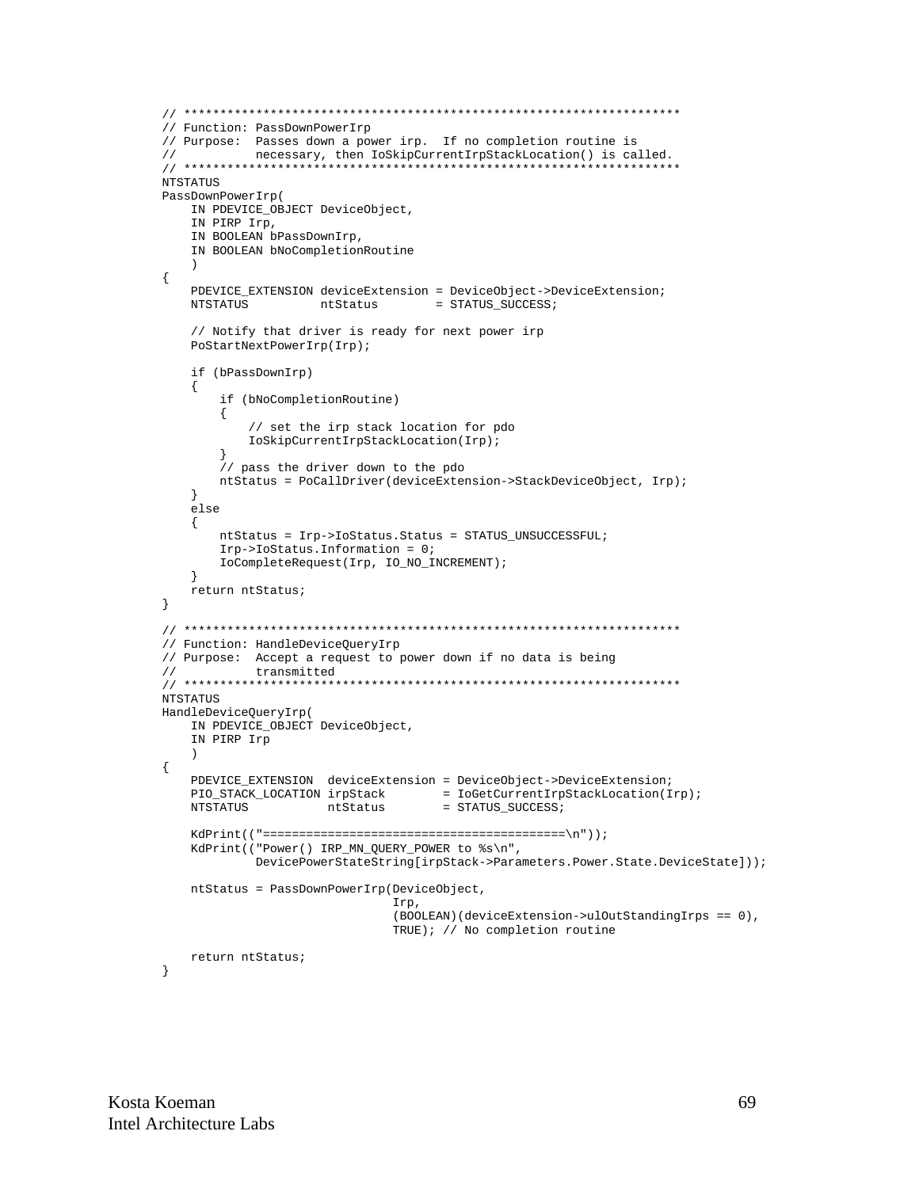```
// *******************************************************************
// Function: PassDownPowerIrp
// Purpose:  Passes down a power irp.  If no completion routine is
//           necessary, then IoSkipCurrentIrpStackLocation() is called.
// *******************************************************************
NTSTATUS
PassDownPowerIrp(
    IN PDEVICE_OBJECT DeviceObject,
    IN PIRP Irp,
    IN BOOLEAN bPassDownIrp,
    IN BOOLEAN bNoCompletionRoutine
    )
{
    PDEVICE_EXTENSION deviceExtension = DeviceObject->DeviceExtension;
    NTSTATUS          ntStatus        = STATUS_SUCCESS;

    // Notify that driver is ready for next power irp
    PoStartNextPowerIrp(Irp);

    if (bPassDownIrp)
    {
        if (bNoCompletionRoutine)
        {
            // set the irp stack location for pdo
            IoSkipCurrentIrpStackLocation(Irp);
        }
        // pass the driver down to the pdo
        ntStatus = PoCallDriver(deviceExtension->StackDeviceObject, Irp);
    }
    else
    {
        ntStatus = Irp->IoStatus.Status = STATUS_UNSUCCESSFUL;
        Irp->IoStatus.Information = 0;
        IoCompleteRequest(Irp, IO_NO_INCREMENT);
    }
    return ntStatus;
}

// *******************************************************************
// Function: HandleDeviceQueryIrp
// Purpose:  Accept a request to power down if no data is being
//           transmitted
// *******************************************************************
NTSTATUS
HandleDeviceQueryIrp(
    IN PDEVICE_OBJECT DeviceObject,
    IN PIRP Irp
    )
{
    PDEVICE_EXTENSION  deviceExtension = DeviceObject->DeviceExtension;
    PIO_STACK_LOCATION irpStack        = IoGetCurrentIrpStackLocation(Irp);
    NTSTATUS           ntStatus        = STATUS_SUCCESS;

    KdPrint(("========================================\n"));
    KdPrint(("Power() IRP_MN_QUERY_POWER to %s\n",
             DevicePowerStateString[irpStack->Parameters.Power.State.DeviceState]));

    ntStatus = PassDownPowerIrp(DeviceObject,
                                Irp,
                                (BOOLEAN)(deviceExtension->ulOutStandingIrps == 0),
                                TRUE); // No completion routine

    return ntStatus;
}
```

Kosta Koeman
Intel Architecture Labs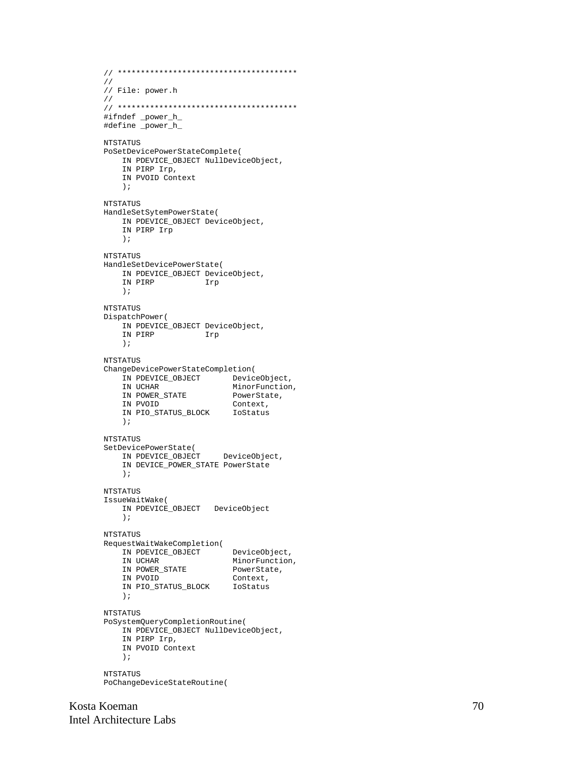```
// ***************************************
//
// File: power.h
//
// ***************************************
#ifndef _power_h_
#define _power_h_

NTSTATUS
PoSetDevicePowerStateComplete(
    IN PDEVICE_OBJECT NullDeviceObject,
    IN PIRP Irp,
    IN PVOID Context
    );

NTSTATUS
HandleSetSytemPowerState(
    IN PDEVICE_OBJECT DeviceObject,
    IN PIRP Irp
    );

NTSTATUS
HandleSetDevicePowerState(
    IN PDEVICE_OBJECT DeviceObject,
    IN PIRP           Irp
    );

NTSTATUS
DispatchPower(
    IN PDEVICE_OBJECT DeviceObject,
    IN PIRP           Irp
    );

NTSTATUS
ChangeDevicePowerStateCompletion(
    IN PDEVICE_OBJECT       DeviceObject,
    IN UCHAR                MinorFunction,
    IN POWER_STATE          PowerState,
    IN PVOID                Context,
    IN PIO_STATUS_BLOCK     IoStatus
    );

NTSTATUS
SetDevicePowerState(
    IN PDEVICE_OBJECT     DeviceObject,
    IN DEVICE_POWER_STATE PowerState
    );

NTSTATUS
IssueWaitWake(
    IN PDEVICE_OBJECT   DeviceObject
    );

NTSTATUS
RequestWaitWakeCompletion(
    IN PDEVICE_OBJECT       DeviceObject,
    IN UCHAR                MinorFunction,
    IN POWER_STATE          PowerState,
    IN PVOID                Context,
    IN PIO_STATUS_BLOCK     IoStatus
    );

NTSTATUS
PoSystemQueryCompletionRoutine(
    IN PDEVICE_OBJECT NullDeviceObject,
    IN PIRP Irp,
    IN PVOID Context
    );

NTSTATUS
PoChangeDeviceStateRoutine(
```

Kosta Koeman
Intel Architecture Labs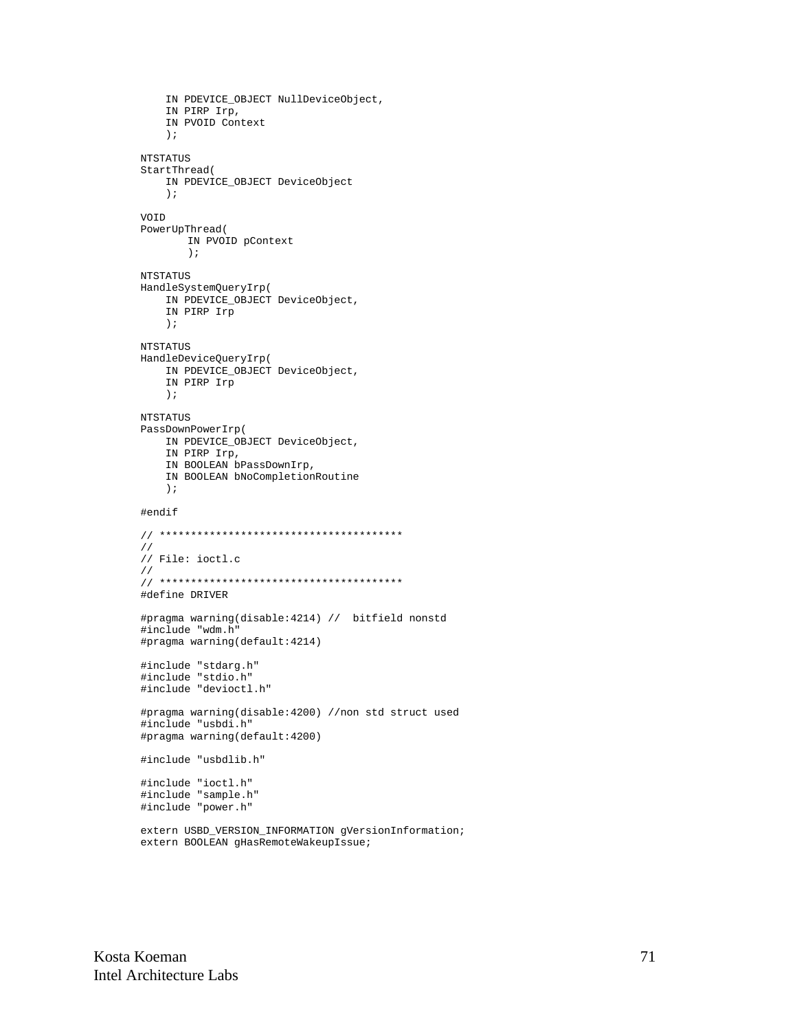```
    IN PDEVICE_OBJECT NullDeviceObject,
    IN PIRP Irp,
    IN PVOID Context
    );

NTSTATUS
StartThread(
    IN PDEVICE_OBJECT DeviceObject
    );

VOID
PowerUpThread(
       IN PVOID pContext
       );

NTSTATUS
HandleSystemQueryIrp(
    IN PDEVICE_OBJECT DeviceObject,
    IN PIRP Irp
    );

NTSTATUS
HandleDeviceQueryIrp(
    IN PDEVICE_OBJECT DeviceObject,
    IN PIRP Irp
    );

NTSTATUS
PassDownPowerIrp(
    IN PDEVICE_OBJECT DeviceObject,
    IN PIRP Irp,
    IN BOOLEAN bPassDownIrp,
    IN BOOLEAN bNoCompletionRoutine
    );

#endif

// **************************************
//
// File: ioctl.c
//
// **************************************
#define DRIVER

#pragma warning(disable:4214) //  bitfield nonstd
#include "wdm.h"
#pragma warning(default:4214)

#include "stdarg.h"
#include "stdio.h"
#include "devioctl.h"

#pragma warning(disable:4200) //non std struct used
#include "usbdi.h"
#pragma warning(default:4200)

#include "usbdlib.h"

#include "ioctl.h"
#include "sample.h"
#include "power.h"

extern USBD_VERSION_INFORMATION gVersionInformation;
extern BOOLEAN gHasRemoteWakeupIssue;
```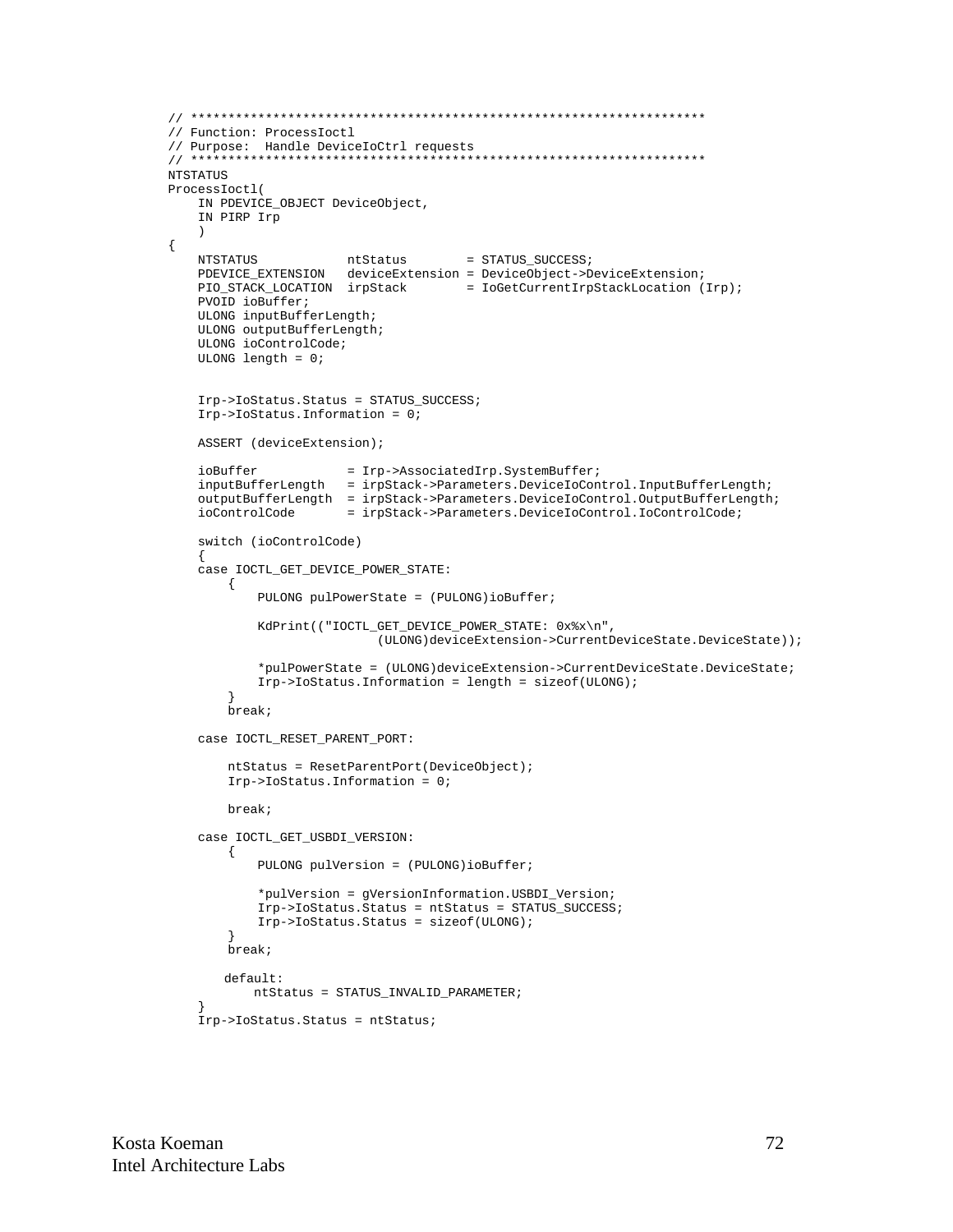```
// ********************************************************************
// Function: ProcessIoctl
// Purpose:  Handle DeviceIoCtrl requests
// ********************************************************************
NTSTATUS
ProcessIoctl(
    IN PDEVICE_OBJECT DeviceObject,
    IN PIRP Irp
    )
{
    NTSTATUS            ntStatus        = STATUS_SUCCESS;
    PDEVICE_EXTENSION   deviceExtension = DeviceObject->DeviceExtension;
    PIO_STACK_LOCATION  irpStack        = IoGetCurrentIrpStackLocation (Irp);
    PVOID ioBuffer;
    ULONG inputBufferLength;
    ULONG outputBufferLength;
    ULONG ioControlCode;
    ULONG length = 0;


    Irp->IoStatus.Status = STATUS_SUCCESS;
    Irp->IoStatus.Information = 0;

    ASSERT (deviceExtension);

    ioBuffer            = Irp->AssociatedIrp.SystemBuffer;
    inputBufferLength   = irpStack->Parameters.DeviceIoControl.InputBufferLength;
    outputBufferLength  = irpStack->Parameters.DeviceIoControl.OutputBufferLength;
    ioControlCode       = irpStack->Parameters.DeviceIoControl.IoControlCode;

    switch (ioControlCode)
    {
    case IOCTL_GET_DEVICE_POWER_STATE:
        {
            PULONG pulPowerState = (PULONG)ioBuffer;

            KdPrint(("IOCTL_GET_DEVICE_POWER_STATE: 0x%x\n",
                            (ULONG)deviceExtension->CurrentDeviceState.DeviceState));

            *pulPowerState = (ULONG)deviceExtension->CurrentDeviceState.DeviceState;
            Irp->IoStatus.Information = length = sizeof(ULONG);
        }
        break;

    case IOCTL_RESET_PARENT_PORT:

        ntStatus = ResetParentPort(DeviceObject);
        Irp->IoStatus.Information = 0;

        break;

    case IOCTL_GET_USBDI_VERSION:
        {
            PULONG pulVersion = (PULONG)ioBuffer;

            *pulVersion = gVersionInformation.USBDI_Version;
            Irp->IoStatus.Status = ntStatus = STATUS_SUCCESS;
            Irp->IoStatus.Status = sizeof(ULONG);
        }
        break;

       default:
           ntStatus = STATUS_INVALID_PARAMETER;
    }
    Irp->IoStatus.Status = ntStatus;
```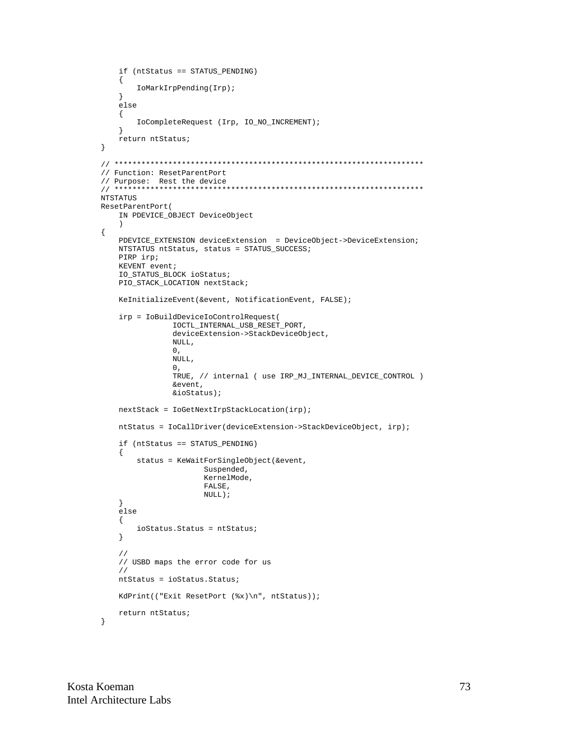```
    if (ntStatus == STATUS_PENDING)
    {
        IoMarkIrpPending(Irp);
    }
    else
    {
        IoCompleteRequest (Irp, IO_NO_INCREMENT);
    }
    return ntStatus;
}

// ********************************************************************
// Function: ResetParentPort
// Purpose:  Rest the device
// ********************************************************************
NTSTATUS
ResetParentPort(
    IN PDEVICE_OBJECT DeviceObject
    )
{
    PDEVICE_EXTENSION deviceExtension  = DeviceObject->DeviceExtension;
    NTSTATUS ntStatus, status = STATUS_SUCCESS;
    PIRP irp;
    KEVENT event;
    IO_STATUS_BLOCK ioStatus;
    PIO_STACK_LOCATION nextStack;

    KeInitializeEvent(&event, NotificationEvent, FALSE);

    irp = IoBuildDeviceIoControlRequest(
                IOCTL_INTERNAL_USB_RESET_PORT,
                deviceExtension->StackDeviceObject,
                NULL,
                0,
                NULL,
                0,
                TRUE, // internal ( use IRP_MJ_INTERNAL_DEVICE_CONTROL )
                &event,
                &ioStatus);

    nextStack = IoGetNextIrpStackLocation(irp);

    ntStatus = IoCallDriver(deviceExtension->StackDeviceObject, irp);

    if (ntStatus == STATUS_PENDING)
    {
        status = KeWaitForSingleObject(&event,
                       Suspended,
                       KernelMode,
                       FALSE,
                       NULL);
    }
    else
    {
        ioStatus.Status = ntStatus;
    }

    //
    // USBD maps the error code for us
    //
    ntStatus = ioStatus.Status;

    KdPrint(("Exit ResetPort (%x)\n", ntStatus));

    return ntStatus;
}
```

Kosta Koeman
Intel Architecture Labs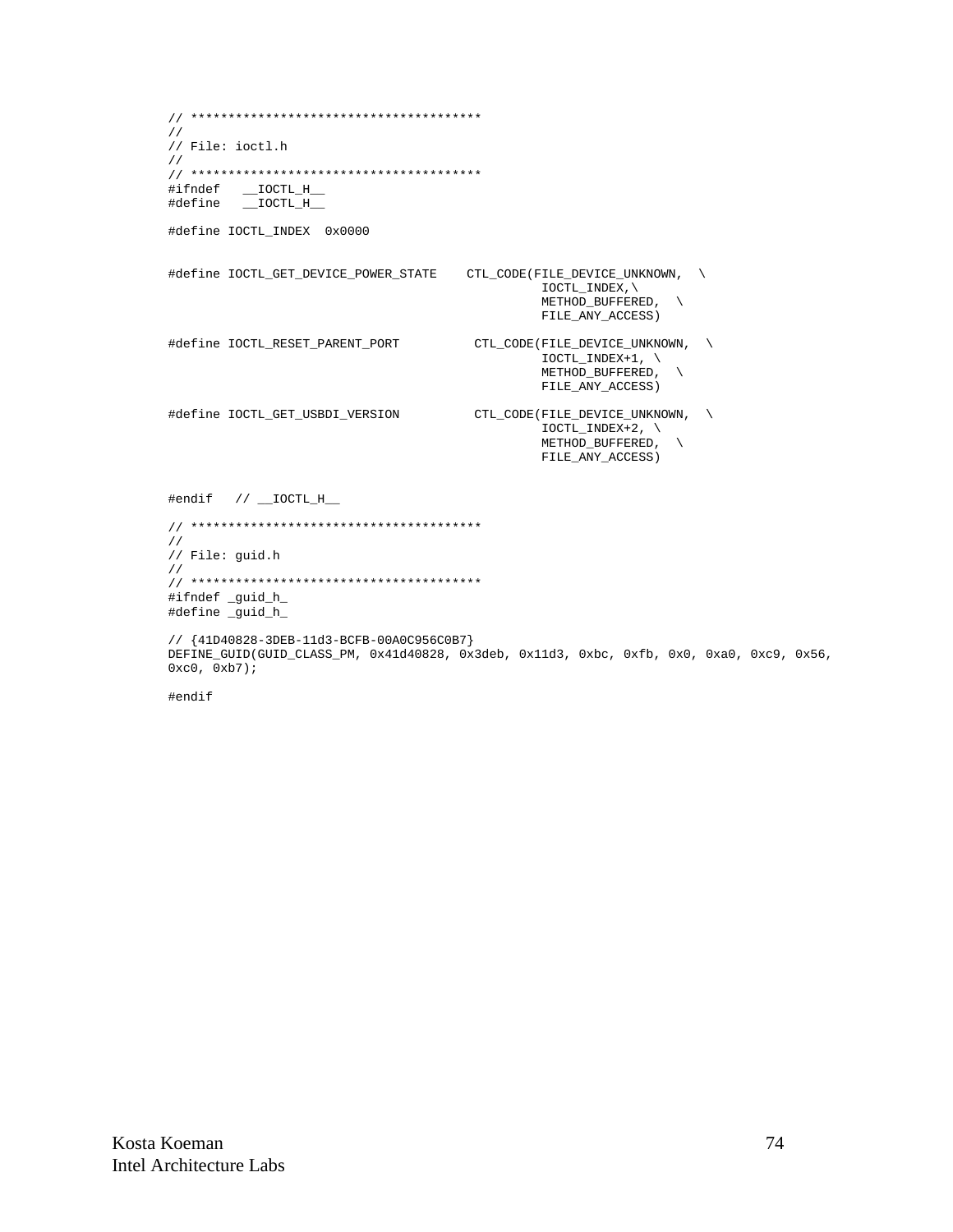```
// ***************************************
//
// File: ioctl.h
//
// ***************************************
#ifndef   __IOCTL_H__
#define   __IOCTL_H__

#define IOCTL_INDEX  0x0000


#define IOCTL_GET_DEVICE_POWER_STATE    CTL_CODE(FILE_DEVICE_UNKNOWN,  \
                                                  IOCTL_INDEX,\
                                                  METHOD_BUFFERED,  \
                                                  FILE_ANY_ACCESS)

#define IOCTL_RESET_PARENT_PORT          CTL_CODE(FILE_DEVICE_UNKNOWN,  \
                                                  IOCTL_INDEX+1, \
                                                  METHOD_BUFFERED,  \
                                                  FILE_ANY_ACCESS)

#define IOCTL_GET_USBDI_VERSION          CTL_CODE(FILE_DEVICE_UNKNOWN,  \
                                                  IOCTL_INDEX+2, \
                                                  METHOD_BUFFERED,  \
                                                  FILE_ANY_ACCESS)


#endif   // __IOCTL_H__

// ***************************************
//
// File: guid.h
//
// ***************************************
#ifndef _guid_h_
#define _guid_h_

// {41D40828-3DEB-11d3-BCFB-00A0C956C0B7}
DEFINE_GUID(GUID_CLASS_PM, 0x41d40828, 0x3deb, 0x11d3, 0xbc, 0xfb, 0x0, 0xa0, 0xc9, 0x56,
0xc0, 0xb7);

#endif
```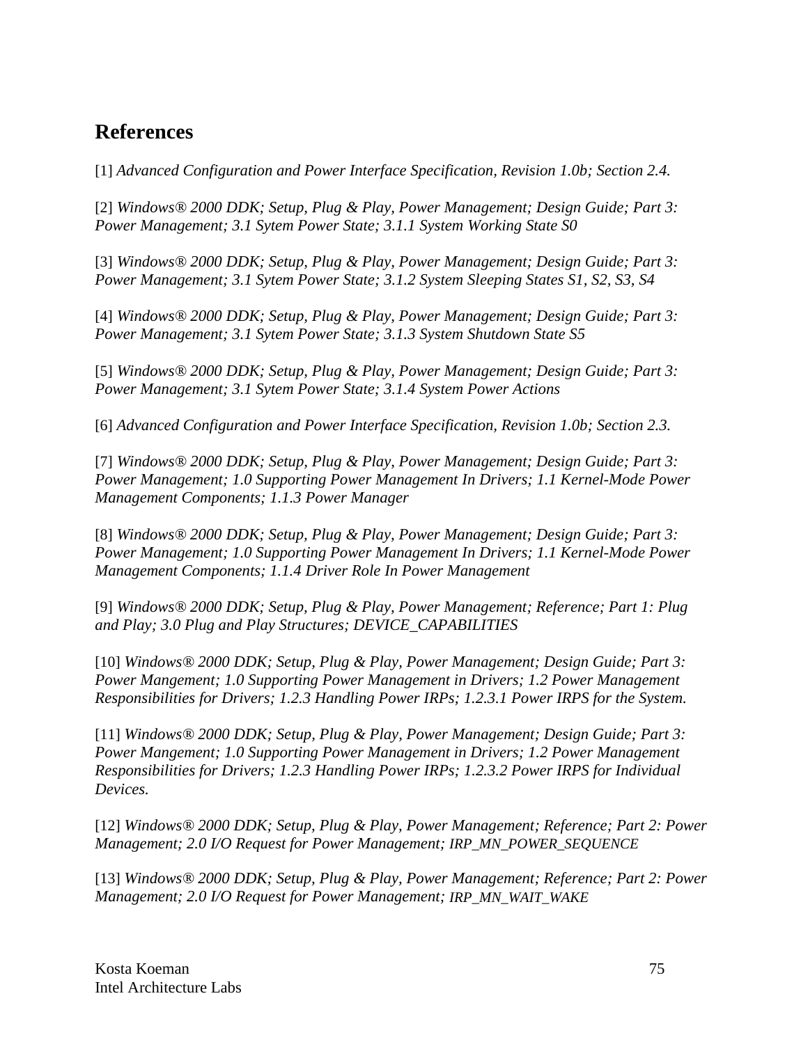## References

[1] *Advanced Configuration and Power Interface Specification, Revision 1.0b; Section 2.4.*

[2] *Windows® 2000 DDK; Setup, Plug & Play, Power Management; Design Guide; Part 3: Power Management; 3.1 Sytem Power State; 3.1.1 System Working State S0*

[3] *Windows® 2000 DDK; Setup, Plug & Play, Power Management; Design Guide; Part 3: Power Management; 3.1 Sytem Power State; 3.1.2 System Sleeping States S1, S2, S3, S4*

[4] *Windows® 2000 DDK; Setup, Plug & Play, Power Management; Design Guide; Part 3: Power Management; 3.1 Sytem Power State; 3.1.3 System Shutdown State S5*

[5] *Windows® 2000 DDK; Setup, Plug & Play, Power Management; Design Guide; Part 3: Power Management; 3.1 Sytem Power State; 3.1.4 System Power Actions*

[6] *Advanced Configuration and Power Interface Specification, Revision 1.0b; Section 2.3.*

[7] *Windows® 2000 DDK; Setup, Plug & Play, Power Management; Design Guide; Part 3: Power Management; 1.0 Supporting Power Management In Drivers; 1.1 Kernel-Mode Power Management Components; 1.1.3 Power Manager*

[8] *Windows® 2000 DDK; Setup, Plug & Play, Power Management; Design Guide; Part 3: Power Management; 1.0 Supporting Power Management In Drivers; 1.1 Kernel-Mode Power Management Components; 1.1.4 Driver Role In Power Management*

[9] *Windows® 2000 DDK; Setup, Plug & Play, Power Management; Reference; Part 1: Plug and Play; 3.0 Plug and Play Structures; DEVICE_CAPABILITIES*

[10] *Windows® 2000 DDK; Setup, Plug & Play, Power Management; Design Guide; Part 3: Power Mangement; 1.0 Supporting Power Management in Drivers; 1.2 Power Management Responsibilities for Drivers; 1.2.3 Handling Power IRPs; 1.2.3.1 Power IRPS for the System.*

[11] *Windows® 2000 DDK; Setup, Plug & Play, Power Management; Design Guide; Part 3: Power Mangement; 1.0 Supporting Power Management in Drivers; 1.2 Power Management Responsibilities for Drivers; 1.2.3 Handling Power IRPs; 1.2.3.2 Power IRPS for Individual Devices.*

[12] *Windows® 2000 DDK; Setup, Plug & Play, Power Management; Reference; Part 2: Power Management; 2.0 I/O Request for Power Management; IRP_MN_POWER_SEQUENCE*

[13] *Windows® 2000 DDK; Setup, Plug & Play, Power Management; Reference; Part 2: Power Management; 2.0 I/O Request for Power Management; IRP_MN_WAIT_WAKE*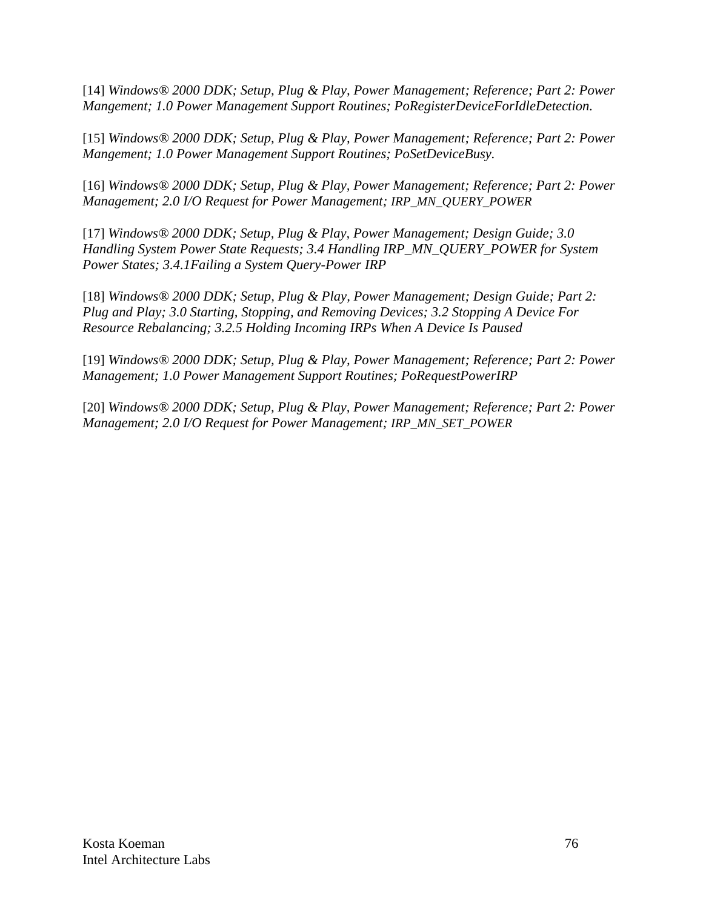[14] *Windows® 2000 DDK; Setup, Plug & Play, Power Management; Reference; Part 2: Power Mangement; 1.0 Power Management Support Routines; PoRegisterDeviceForIdleDetection.*

[15] *Windows® 2000 DDK; Setup, Plug & Play, Power Management; Reference; Part 2: Power Mangement; 1.0 Power Management Support Routines; PoSetDeviceBusy.*

[16] *Windows® 2000 DDK; Setup, Plug & Play, Power Management; Reference; Part 2: Power Management; 2.0 I/O Request for Power Management; IRP_MN_QUERY_POWER*

[17] *Windows® 2000 DDK; Setup, Plug & Play, Power Management; Design Guide; 3.0 Handling System Power State Requests; 3.4 Handling IRP_MN_QUERY_POWER for System Power States; 3.4.1Failing a System Query-Power IRP*

[18] *Windows® 2000 DDK; Setup, Plug & Play, Power Management; Design Guide; Part 2: Plug and Play; 3.0 Starting, Stopping, and Removing Devices; 3.2 Stopping A Device For Resource Rebalancing; 3.2.5 Holding Incoming IRPs When A Device Is Paused*

[19] *Windows® 2000 DDK; Setup, Plug & Play, Power Management; Reference; Part 2: Power Management; 1.0 Power Management Support Routines; PoRequestPowerIRP*

[20] *Windows® 2000 DDK; Setup, Plug & Play, Power Management; Reference; Part 2: Power Management; 2.0 I/O Request for Power Management; IRP_MN_SET_POWER*